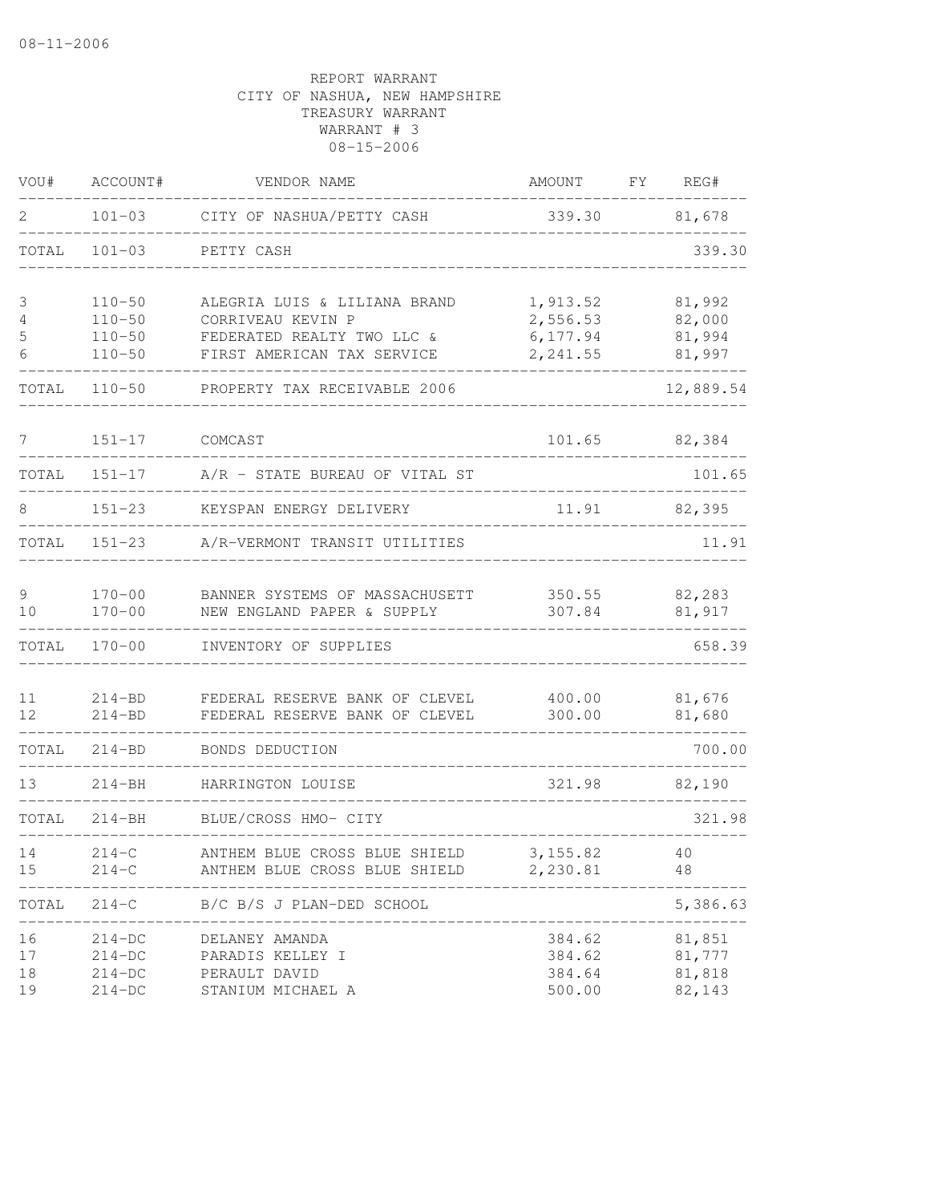08-11-2006

REPORT WARRANT
CITY OF NASHUA, NEW HAMPSHIRE
TREASURY WARRANT
WARRANT # 3
08-15-2006

| VOU# | ACCOUNT# | VENDOR NAME | AMOUNT | FY | REG# |
|---|---|---|---|---|---|
| 2 | 101-03 | CITY OF NASHUA/PETTY CASH | 339.30 | | 81,678 |
| TOTAL | 101-03 | PETTY CASH | | | 339.30 |
| 3 | 110-50 | ALEGRIA LUIS & LILIANA BRAND | 1,913.52 | | 81,992 |
| 4 | 110-50 | CORRIVEAU KEVIN P | 2,556.53 | | 82,000 |
| 5 | 110-50 | FEDERATED REALTY TWO LLC & | 6,177.94 | | 81,994 |
| 6 | 110-50 | FIRST AMERICAN TAX SERVICE | 2,241.55 | | 81,997 |
| TOTAL | 110-50 | PROPERTY TAX RECEIVABLE 2006 | | | 12,889.54 |
| 7 | 151-17 | COMCAST | 101.65 | | 82,384 |
| TOTAL | 151-17 | A/R - STATE BUREAU OF VITAL ST | | | 101.65 |
| 8 | 151-23 | KEYSPAN ENERGY DELIVERY | 11.91 | | 82,395 |
| TOTAL | 151-23 | A/R-VERMONT TRANSIT UTILITIES | | | 11.91 |
| 9 | 170-00 | BANNER SYSTEMS OF MASSACHUSETT | 350.55 | | 82,283 |
| 10 | 170-00 | NEW ENGLAND PAPER & SUPPLY | 307.84 | | 81,917 |
| TOTAL | 170-00 | INVENTORY OF SUPPLIES | | | 658.39 |
| 11 | 214-BD | FEDERAL RESERVE BANK OF CLEVEL | 400.00 | | 81,676 |
| 12 | 214-BD | FEDERAL RESERVE BANK OF CLEVEL | 300.00 | | 81,680 |
| TOTAL | 214-BD | BONDS DEDUCTION | | | 700.00 |
| 13 | 214-BH | HARRINGTON LOUISE | 321.98 | | 82,190 |
| TOTAL | 214-BH | BLUE/CROSS HMO- CITY | | | 321.98 |
| 14 | 214-C | ANTHEM BLUE CROSS BLUE SHIELD | 3,155.82 | | 40 |
| 15 | 214-C | ANTHEM BLUE CROSS BLUE SHIELD | 2,230.81 | | 48 |
| TOTAL | 214-C | B/C B/S J PLAN-DED SCHOOL | | | 5,386.63 |
| 16 | 214-DC | DELANEY AMANDA | 384.62 | | 81,851 |
| 17 | 214-DC | PARADIS KELLEY I | 384.62 | | 81,777 |
| 18 | 214-DC | PERAULT DAVID | 384.64 | | 81,818 |
| 19 | 214-DC | STANIUM MICHAEL A | 500.00 | | 82,143 |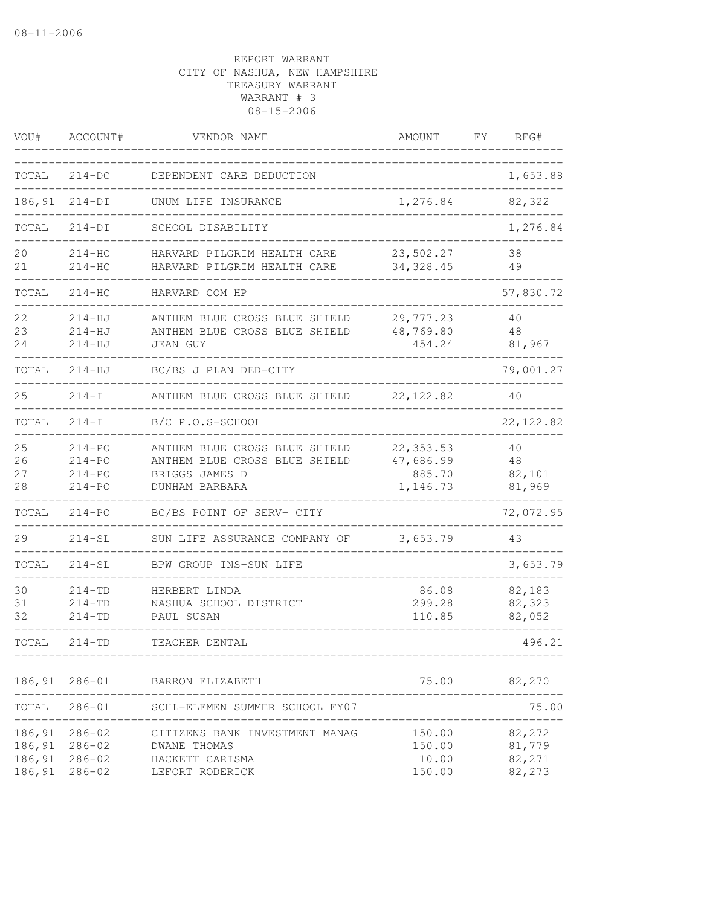08-11-2006

REPORT WARRANT
CITY OF NASHUA, NEW HAMPSHIRE
TREASURY WARRANT
WARRANT # 3
08-15-2006

| VOU# | ACCOUNT# | VENDOR NAME | AMOUNT | FY | REG# |
|---|---|---|---|---|---|
| TOTAL | 214-DC | DEPENDENT CARE DEDUCTION | | | 1,653.88 |
| 186,91 | 214-DI | UNUM LIFE INSURANCE | 1,276.84 | | 82,322 |
| TOTAL | 214-DI | SCHOOL DISABILITY | | | 1,276.84 |
| 20 | 214-HC | HARVARD PILGRIM HEALTH CARE | 23,502.27 | | 38 |
| 21 | 214-HC | HARVARD PILGRIM HEALTH CARE | 34,328.45 | | 49 |
| TOTAL | 214-HC | HARVARD COM HP | | | 57,830.72 |
| 22 | 214-HJ | ANTHEM BLUE CROSS BLUE SHIELD | 29,777.23 | | 40 |
| 23 | 214-HJ | ANTHEM BLUE CROSS BLUE SHIELD | 48,769.80 | | 48 |
| 24 | 214-HJ | JEAN GUY | 454.24 | | 81,967 |
| TOTAL | 214-HJ | BC/BS J PLAN DED-CITY | | | 79,001.27 |
| 25 | 214-I | ANTHEM BLUE CROSS BLUE SHIELD | 22,122.82 | | 40 |
| TOTAL | 214-I | B/C P.O.S-SCHOOL | | | 22,122.82 |
| 25 | 214-PO | ANTHEM BLUE CROSS BLUE SHIELD | 22,353.53 | | 40 |
| 26 | 214-PO | ANTHEM BLUE CROSS BLUE SHIELD | 47,686.99 | | 48 |
| 27 | 214-PO | BRIGGS JAMES D | 885.70 | | 82,101 |
| 28 | 214-PO | DUNHAM BARBARA | 1,146.73 | | 81,969 |
| TOTAL | 214-PO | BC/BS POINT OF SERV- CITY | | | 72,072.95 |
| 29 | 214-SL | SUN LIFE ASSURANCE COMPANY OF | 3,653.79 | | 43 |
| TOTAL | 214-SL | BPW GROUP INS-SUN LIFE | | | 3,653.79 |
| 30 | 214-TD | HERBERT LINDA | 86.08 | | 82,183 |
| 31 | 214-TD | NASHUA SCHOOL DISTRICT | 299.28 | | 82,323 |
| 32 | 214-TD | PAUL SUSAN | 110.85 | | 82,052 |
| TOTAL | 214-TD | TEACHER DENTAL | | | 496.21 |
| 186,91 | 286-01 | BARRON ELIZABETH | 75.00 | | 82,270 |
| TOTAL | 286-01 | SCHL-ELEMEN SUMMER SCHOOL FY07 | | | 75.00 |
| 186,91 | 286-02 | CITIZENS BANK INVESTMENT MANAG | 150.00 | | 82,272 |
| 186,91 | 286-02 | DWANE THOMAS | 150.00 | | 81,779 |
| 186,91 | 286-02 | HACKETT CARISMA | 10.00 | | 82,271 |
| 186,91 | 286-02 | LEFORT RODERICK | 150.00 | | 82,273 |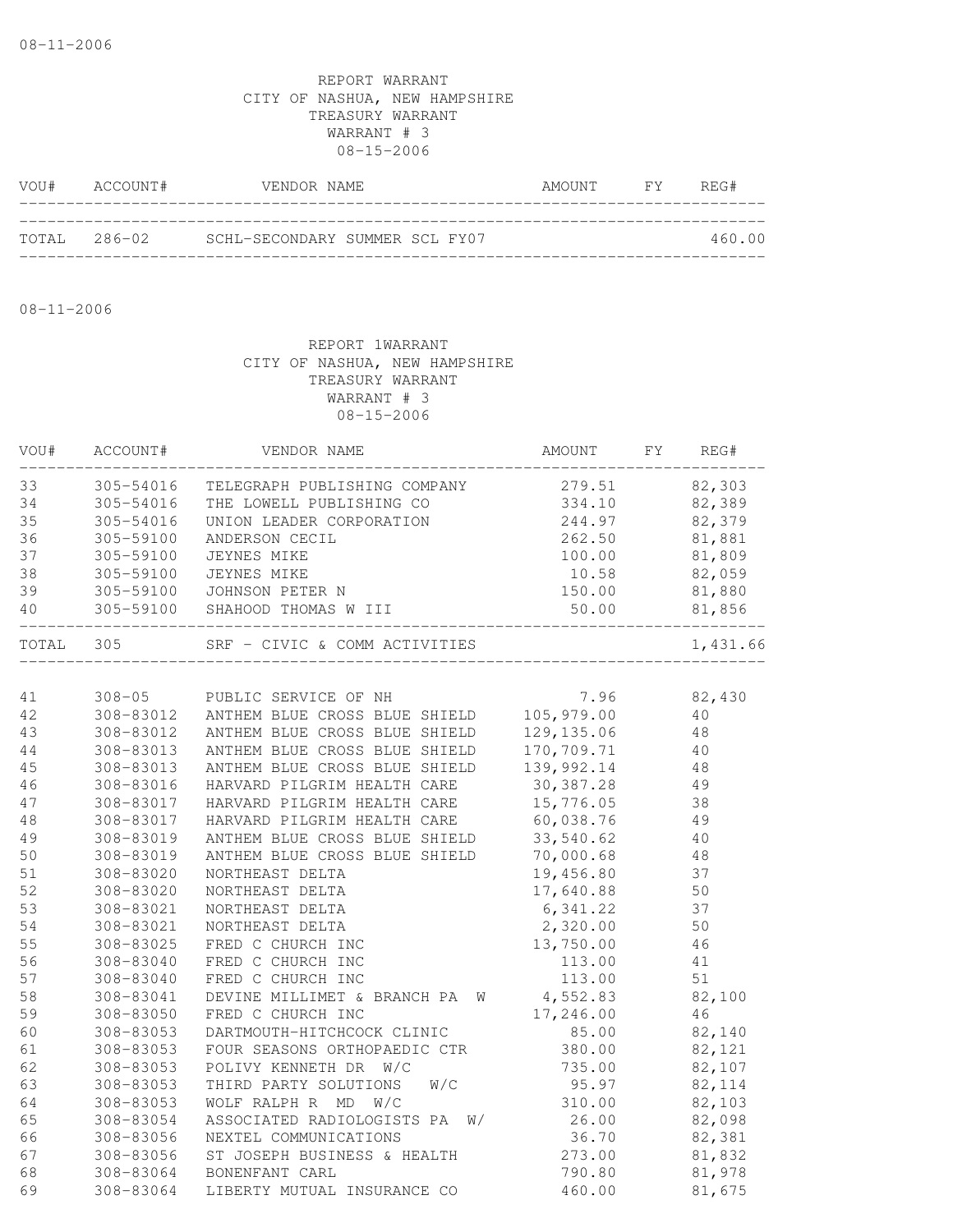08-11-2006

REPORT WARRANT
CITY OF NASHUA, NEW HAMPSHIRE
TREASURY WARRANT
WARRANT # 3
08-15-2006

| VOU# | ACCOUNT# | VENDOR NAME | AMOUNT | FY | REG# |
|---|---|---|---|---|---|
| TOTAL | 286-02 | SCHL-SECONDARY SUMMER SCL FY07 | | | 460.00 |

08-11-2006

REPORT 1WARRANT
CITY OF NASHUA, NEW HAMPSHIRE
TREASURY WARRANT
WARRANT # 3
08-15-2006

| VOU# | ACCOUNT# | VENDOR NAME | AMOUNT | FY | REG# |
|---|---|---|---|---|---|
| 33 | 305-54016 | TELEGRAPH PUBLISHING COMPANY | 279.51 | | 82,303 |
| 34 | 305-54016 | THE LOWELL PUBLISHING CO | 334.10 | | 82,389 |
| 35 | 305-54016 | UNION LEADER CORPORATION | 244.97 | | 82,379 |
| 36 | 305-59100 | ANDERSON CECIL | 262.50 | | 81,881 |
| 37 | 305-59100 | JEYNES MIKE | 100.00 | | 81,809 |
| 38 | 305-59100 | JEYNES MIKE | 10.58 | | 82,059 |
| 39 | 305-59100 | JOHNSON PETER N | 150.00 | | 81,880 |
| 40 | 305-59100 | SHAHOOD THOMAS W III | 50.00 | | 81,856 |
| TOTAL | 305 | SRF - CIVIC & COMM ACTIVITIES | | | 1,431.66 |
| 41 | 308-05 | PUBLIC SERVICE OF NH | 7.96 | | 82,430 |
| 42 | 308-83012 | ANTHEM BLUE CROSS BLUE SHIELD | 105,979.00 | | 40 |
| 43 | 308-83012 | ANTHEM BLUE CROSS BLUE SHIELD | 129,135.06 | | 48 |
| 44 | 308-83013 | ANTHEM BLUE CROSS BLUE SHIELD | 170,709.71 | | 40 |
| 45 | 308-83013 | ANTHEM BLUE CROSS BLUE SHIELD | 139,992.14 | | 48 |
| 46 | 308-83016 | HARVARD PILGRIM HEALTH CARE | 30,387.28 | | 49 |
| 47 | 308-83017 | HARVARD PILGRIM HEALTH CARE | 15,776.05 | | 38 |
| 48 | 308-83017 | HARVARD PILGRIM HEALTH CARE | 60,038.76 | | 49 |
| 49 | 308-83019 | ANTHEM BLUE CROSS BLUE SHIELD | 33,540.62 | | 40 |
| 50 | 308-83019 | ANTHEM BLUE CROSS BLUE SHIELD | 70,000.68 | | 48 |
| 51 | 308-83020 | NORTHEAST DELTA | 19,456.80 | | 37 |
| 52 | 308-83020 | NORTHEAST DELTA | 17,640.88 | | 50 |
| 53 | 308-83021 | NORTHEAST DELTA | 6,341.22 | | 37 |
| 54 | 308-83021 | NORTHEAST DELTA | 2,320.00 | | 50 |
| 55 | 308-83025 | FRED C CHURCH INC | 13,750.00 | | 46 |
| 56 | 308-83040 | FRED C CHURCH INC | 113.00 | | 41 |
| 57 | 308-83040 | FRED C CHURCH INC | 113.00 | | 51 |
| 58 | 308-83041 | DEVINE MILLIMET & BRANCH PA W | 4,552.83 | | 82,100 |
| 59 | 308-83050 | FRED C CHURCH INC | 17,246.00 | | 46 |
| 60 | 308-83053 | DARTMOUTH-HITCHCOCK CLINIC | 85.00 | | 82,140 |
| 61 | 308-83053 | FOUR SEASONS ORTHOPAEDIC CTR | 380.00 | | 82,121 |
| 62 | 308-83053 | POLIVY KENNETH DR W/C | 735.00 | | 82,107 |
| 63 | 308-83053 | THIRD PARTY SOLUTIONS W/C | 95.97 | | 82,114 |
| 64 | 308-83053 | WOLF RALPH R MD W/C | 310.00 | | 82,103 |
| 65 | 308-83054 | ASSOCIATED RADIOLOGISTS PA W/ | 26.00 | | 82,098 |
| 66 | 308-83056 | NEXTEL COMMUNICATIONS | 36.70 | | 82,381 |
| 67 | 308-83056 | ST JOSEPH BUSINESS & HEALTH | 273.00 | | 81,832 |
| 68 | 308-83064 | BONENFANT CARL | 790.80 | | 81,978 |
| 69 | 308-83064 | LIBERTY MUTUAL INSURANCE CO | 460.00 | | 81,675 |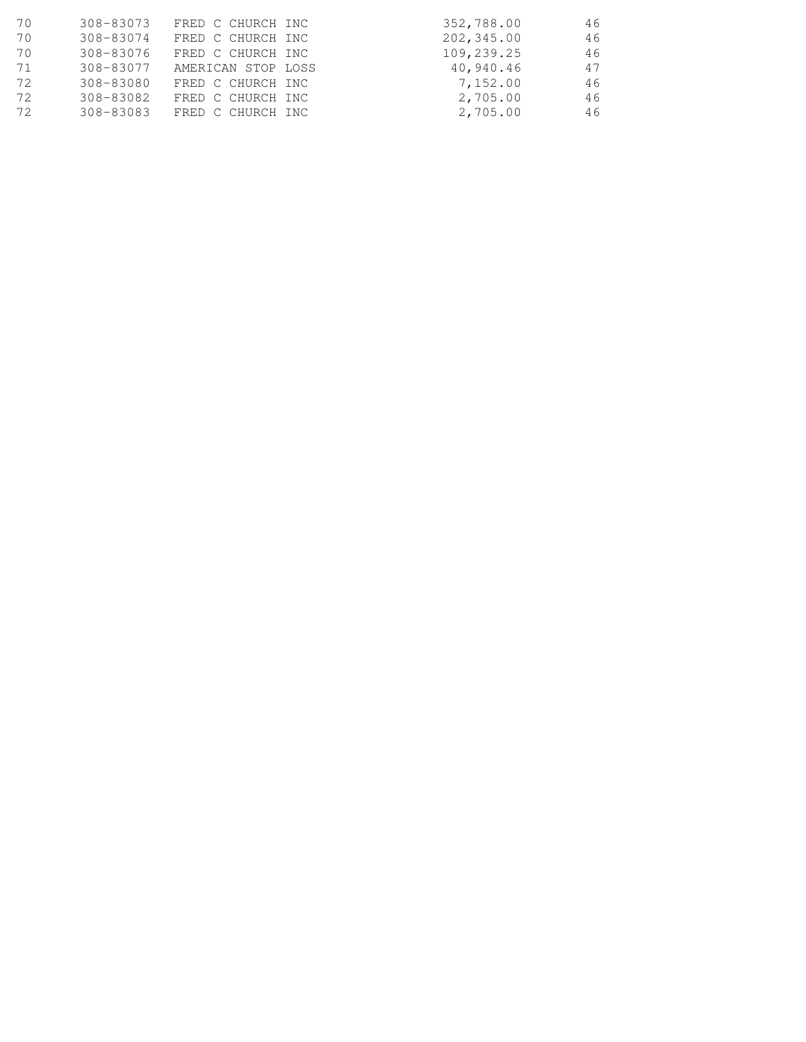| | | | | |
|---|---|---|---|---|
| 70 | 308-83073 | FRED C CHURCH INC | 352,788.00 | 46 |
| 70 | 308-83074 | FRED C CHURCH INC | 202,345.00 | 46 |
| 70 | 308-83076 | FRED C CHURCH INC | 109,239.25 | 46 |
| 71 | 308-83077 | AMERICAN STOP LOSS | 40,940.46 | 47 |
| 72 | 308-83080 | FRED C CHURCH INC | 7,152.00 | 46 |
| 72 | 308-83082 | FRED C CHURCH INC | 2,705.00 | 46 |
| 72 | 308-83083 | FRED C CHURCH INC | 2,705.00 | 46 |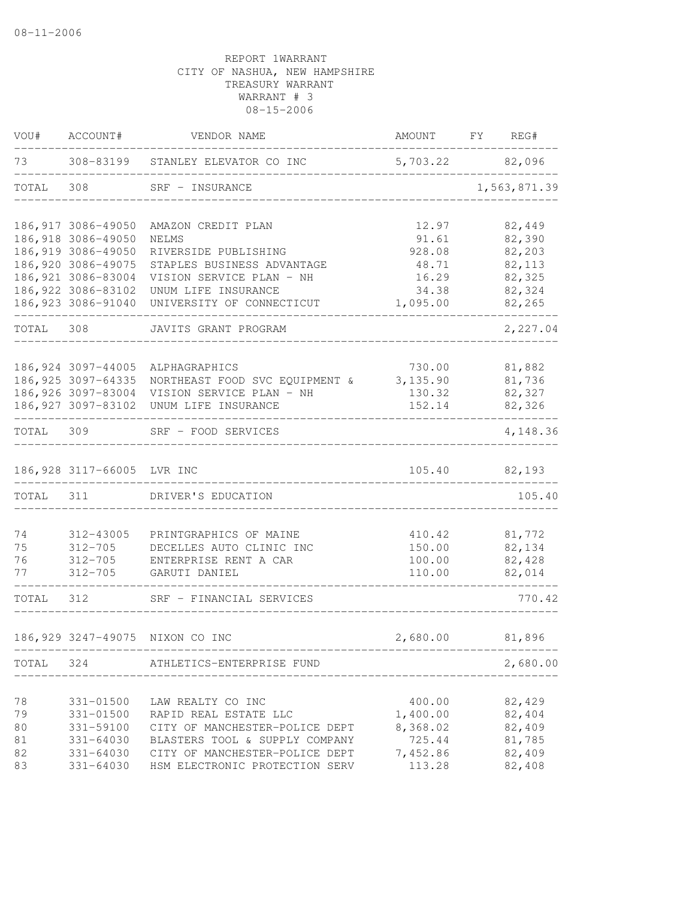REPORT 1WARRANT
CITY OF NASHUA, NEW HAMPSHIRE
TREASURY WARRANT
WARRANT # 3
08-15-2006

| VOU# | ACCOUNT# | VENDOR NAME | AMOUNT | FY | REG# |
|---|---|---|---|---|---|
| 73 | 308-83199 | STANLEY ELEVATOR CO INC | 5,703.22 | | 82,096 |
| TOTAL | 308 | SRF - INSURANCE | | | 1,563,871.39 |
| 186,917 | 3086-49050 | AMAZON CREDIT PLAN | 12.97 | | 82,449 |
| 186,918 | 3086-49050 | NELMS | 91.61 | | 82,390 |
| 186,919 | 3086-49050 | RIVERSIDE PUBLISHING | 928.08 | | 82,203 |
| 186,920 | 3086-49075 | STAPLES BUSINESS ADVANTAGE | 48.71 | | 82,113 |
| 186,921 | 3086-83004 | VISION SERVICE PLAN - NH | 16.29 | | 82,325 |
| 186,922 | 3086-83102 | UNUM LIFE INSURANCE | 34.38 | | 82,324 |
| 186,923 | 3086-91040 | UNIVERSITY OF CONNECTICUT | 1,095.00 | | 82,265 |
| TOTAL | 308 | JAVITS GRANT PROGRAM | | | 2,227.04 |
| 186,924 | 3097-44005 | ALPHAGRAPHICS | 730.00 | | 81,882 |
| 186,925 | 3097-64335 | NORTHEAST FOOD SVC EQUIPMENT & | 3,135.90 | | 81,736 |
| 186,926 | 3097-83004 | VISION SERVICE PLAN - NH | 130.32 | | 82,327 |
| 186,927 | 3097-83102 | UNUM LIFE INSURANCE | 152.14 | | 82,326 |
| TOTAL | 309 | SRF - FOOD SERVICES | | | 4,148.36 |
| 186,928 | 3117-66005 | LVR INC | 105.40 | | 82,193 |
| TOTAL | 311 | DRIVER'S EDUCATION | | | 105.40 |
| 74 | 312-43005 | PRINTGRAPHICS OF MAINE | 410.42 | | 81,772 |
| 75 | 312-705 | DECELLES AUTO CLINIC INC | 150.00 | | 82,134 |
| 76 | 312-705 | ENTERPRISE RENT A CAR | 100.00 | | 82,428 |
| 77 | 312-705 | GARUTI DANIEL | 110.00 | | 82,014 |
| TOTAL | 312 | SRF - FINANCIAL SERVICES | | | 770.42 |
| 186,929 | 3247-49075 | NIXON CO INC | 2,680.00 | | 81,896 |
| TOTAL | 324 | ATHLETICS-ENTERPRISE FUND | | | 2,680.00 |
| 78 | 331-01500 | LAW REALTY CO INC | 400.00 | | 82,429 |
| 79 | 331-01500 | RAPID REAL ESTATE LLC | 1,400.00 | | 82,404 |
| 80 | 331-59100 | CITY OF MANCHESTER-POLICE DEPT | 8,368.02 | | 82,409 |
| 81 | 331-64030 | BLASTERS TOOL & SUPPLY COMPANY | 725.44 | | 81,785 |
| 82 | 331-64030 | CITY OF MANCHESTER-POLICE DEPT | 7,452.86 | | 82,409 |
| 83 | 331-64030 | HSM ELECTRONIC PROTECTION SERV | 113.28 | | 82,408 |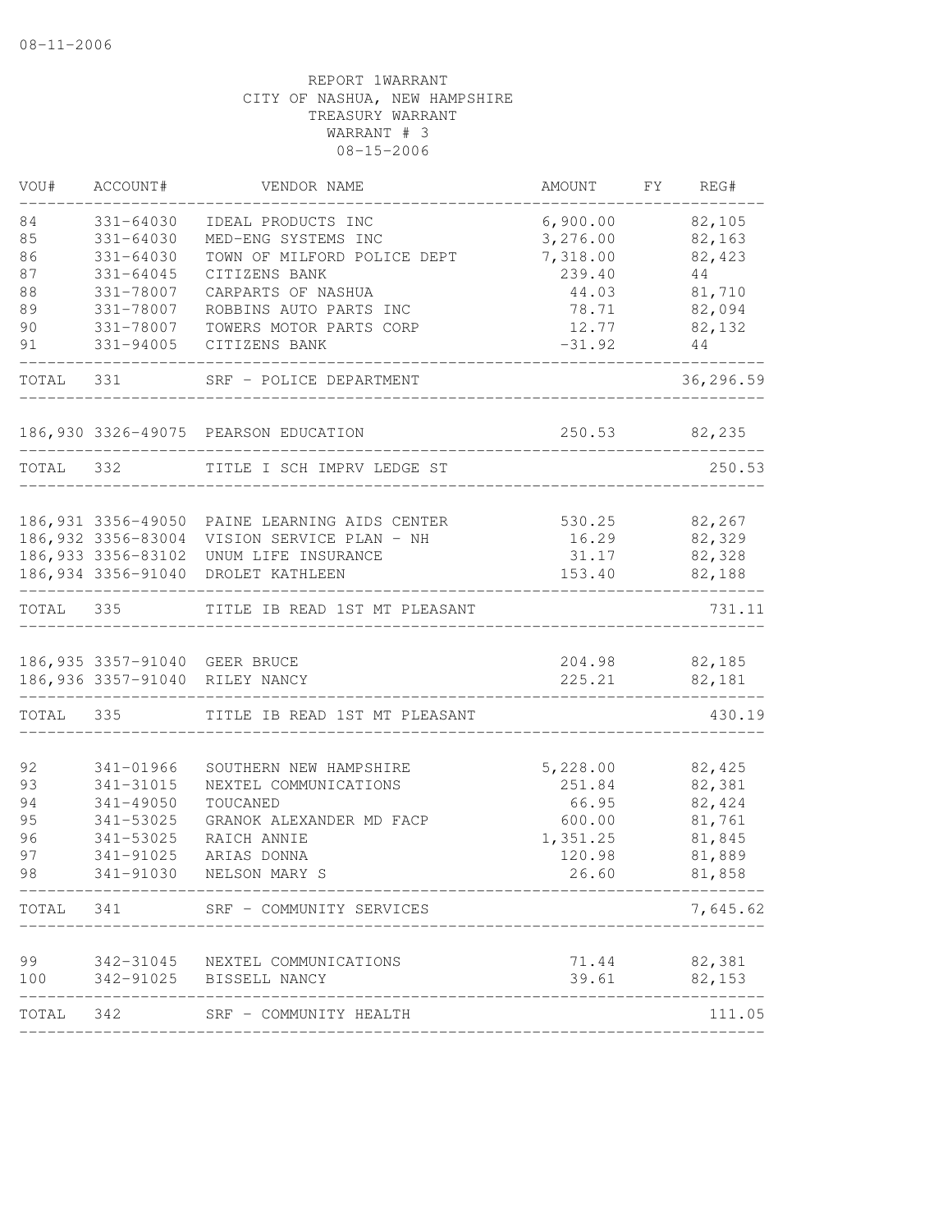08-11-2006

REPORT 1WARRANT
CITY OF NASHUA, NEW HAMPSHIRE
TREASURY WARRANT
WARRANT # 3
08-15-2006

| VOU# | ACCOUNT# | VENDOR NAME | AMOUNT | FY | REG# |
|---|---|---|---|---|---|
| 84 | 331-64030 | IDEAL PRODUCTS INC | 6,900.00 | | 82,105 |
| 85 | 331-64030 | MED-ENG SYSTEMS INC | 3,276.00 | | 82,163 |
| 86 | 331-64030 | TOWN OF MILFORD POLICE DEPT | 7,318.00 | | 82,423 |
| 87 | 331-64045 | CITIZENS BANK | 239.40 | | 44 |
| 88 | 331-78007 | CARPARTS OF NASHUA | 44.03 | | 81,710 |
| 89 | 331-78007 | ROBBINS AUTO PARTS INC | 78.71 | | 82,094 |
| 90 | 331-78007 | TOWERS MOTOR PARTS CORP | 12.77 | | 82,132 |
| 91 | 331-94005 | CITIZENS BANK | -31.92 | | 44 |
| TOTAL | 331 | SRF - POLICE DEPARTMENT | | | 36,296.59 |
| 186,930 | 3326-49075 | PEARSON EDUCATION | 250.53 | | 82,235 |
| TOTAL | 332 | TITLE I SCH IMPRV LEDGE ST | | | 250.53 |
| 186,931 | 3356-49050 | PAINE LEARNING AIDS CENTER | 530.25 | | 82,267 |
| 186,932 | 3356-83004 | VISION SERVICE PLAN - NH | 16.29 | | 82,329 |
| 186,933 | 3356-83102 | UNUM LIFE INSURANCE | 31.17 | | 82,328 |
| 186,934 | 3356-91040 | DROLET KATHLEEN | 153.40 | | 82,188 |
| TOTAL | 335 | TITLE IB READ 1ST MT PLEASANT | | | 731.11 |
| 186,935 | 3357-91040 | GEER BRUCE | 204.98 | | 82,185 |
| 186,936 | 3357-91040 | RILEY NANCY | 225.21 | | 82,181 |
| TOTAL | 335 | TITLE IB READ 1ST MT PLEASANT | | | 430.19 |
| 92 | 341-01966 | SOUTHERN NEW HAMPSHIRE | 5,228.00 | | 82,425 |
| 93 | 341-31015 | NEXTEL COMMUNICATIONS | 251.84 | | 82,381 |
| 94 | 341-49050 | TOUCANED | 66.95 | | 82,424 |
| 95 | 341-53025 | GRANOK ALEXANDER MD FACP | 600.00 | | 81,761 |
| 96 | 341-53025 | RAICH ANNIE | 1,351.25 | | 81,845 |
| 97 | 341-91025 | ARIAS DONNA | 120.98 | | 81,889 |
| 98 | 341-91030 | NELSON MARY S | 26.60 | | 81,858 |
| TOTAL | 341 | SRF - COMMUNITY SERVICES | | | 7,645.62 |
| 99 | 342-31045 | NEXTEL COMMUNICATIONS | 71.44 | | 82,381 |
| 100 | 342-91025 | BISSELL NANCY | 39.61 | | 82,153 |
| TOTAL | 342 | SRF - COMMUNITY HEALTH | | | 111.05 |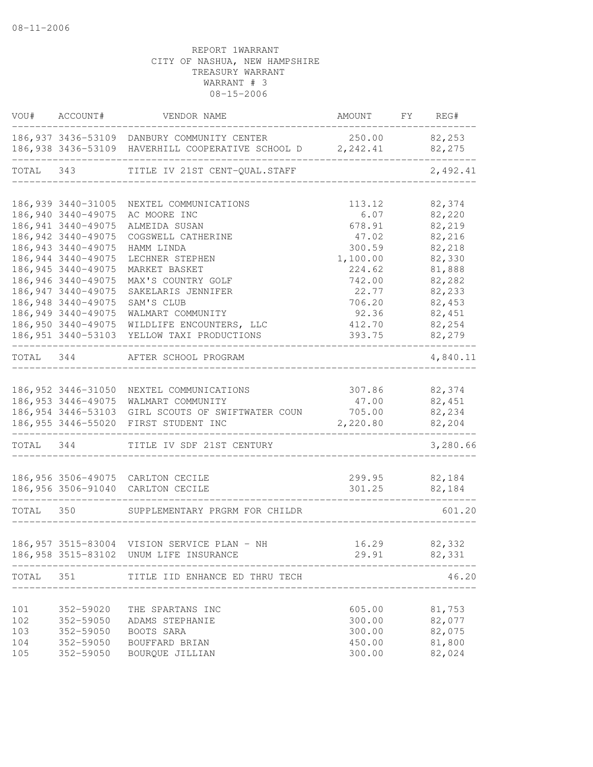08-11-2006

REPORT 1WARRANT
CITY OF NASHUA, NEW HAMPSHIRE
TREASURY WARRANT
WARRANT # 3
08-15-2006

| VOU# | ACCOUNT# | VENDOR NAME | AMOUNT | FY | REG# |
|---|---|---|---|---|---|
| 186,937 | 3436-53109 | DANBURY COMMUNITY CENTER | 250.00 | | 82,253 |
| 186,938 | 3436-53109 | HAVERHILL COOPERATIVE SCHOOL D | 2,242.41 | | 82,275 |
| TOTAL | 343 | TITLE IV 21ST CENT-QUAL.STAFF | | | 2,492.41 |
| 186,939 | 3440-31005 | NEXTEL COMMUNICATIONS | 113.12 | | 82,374 |
| 186,940 | 3440-49075 | AC MOORE INC | 6.07 | | 82,220 |
| 186,941 | 3440-49075 | ALMEIDA SUSAN | 678.91 | | 82,219 |
| 186,942 | 3440-49075 | COGSWELL CATHERINE | 47.02 | | 82,216 |
| 186,943 | 3440-49075 | HAMM LINDA | 300.59 | | 82,218 |
| 186,944 | 3440-49075 | LECHNER STEPHEN | 1,100.00 | | 82,330 |
| 186,945 | 3440-49075 | MARKET BASKET | 224.62 | | 81,888 |
| 186,946 | 3440-49075 | MAX'S COUNTRY GOLF | 742.00 | | 82,282 |
| 186,947 | 3440-49075 | SAKELARIS JENNIFER | 22.77 | | 82,233 |
| 186,948 | 3440-49075 | SAM'S CLUB | 706.20 | | 82,453 |
| 186,949 | 3440-49075 | WALMART COMMUNITY | 92.36 | | 82,451 |
| 186,950 | 3440-49075 | WILDLIFE ENCOUNTERS, LLC | 412.70 | | 82,254 |
| 186,951 | 3440-53103 | YELLOW TAXI PRODUCTIONS | 393.75 | | 82,279 |
| TOTAL | 344 | AFTER SCHOOL PROGRAM | | | 4,840.11 |
| 186,952 | 3446-31050 | NEXTEL COMMUNICATIONS | 307.86 | | 82,374 |
| 186,953 | 3446-49075 | WALMART COMMUNITY | 47.00 | | 82,451 |
| 186,954 | 3446-53103 | GIRL SCOUTS OF SWIFTWATER COUN | 705.00 | | 82,234 |
| 186,955 | 3446-55020 | FIRST STUDENT INC | 2,220.80 | | 82,204 |
| TOTAL | 344 | TITLE IV SDF 21ST CENTURY | | | 3,280.66 |
| 186,956 | 3506-49075 | CARLTON CECILE | 299.95 | | 82,184 |
| 186,956 | 3506-91040 | CARLTON CECILE | 301.25 | | 82,184 |
| TOTAL | 350 | SUPPLEMENTARY PRGRM FOR CHILDR | | | 601.20 |
| 186,957 | 3515-83004 | VISION SERVICE PLAN - NH | 16.29 | | 82,332 |
| 186,958 | 3515-83102 | UNUM LIFE INSURANCE | 29.91 | | 82,331 |
| TOTAL | 351 | TITLE IID ENHANCE ED THRU TECH | | | 46.20 |
| 101 | 352-59020 | THE SPARTANS INC | 605.00 | | 81,753 |
| 102 | 352-59050 | ADAMS STEPHANIE | 300.00 | | 82,077 |
| 103 | 352-59050 | BOOTS SARA | 300.00 | | 82,075 |
| 104 | 352-59050 | BOUFFARD BRIAN | 450.00 | | 81,800 |
| 105 | 352-59050 | BOURQUE JILLIAN | 300.00 | | 82,024 |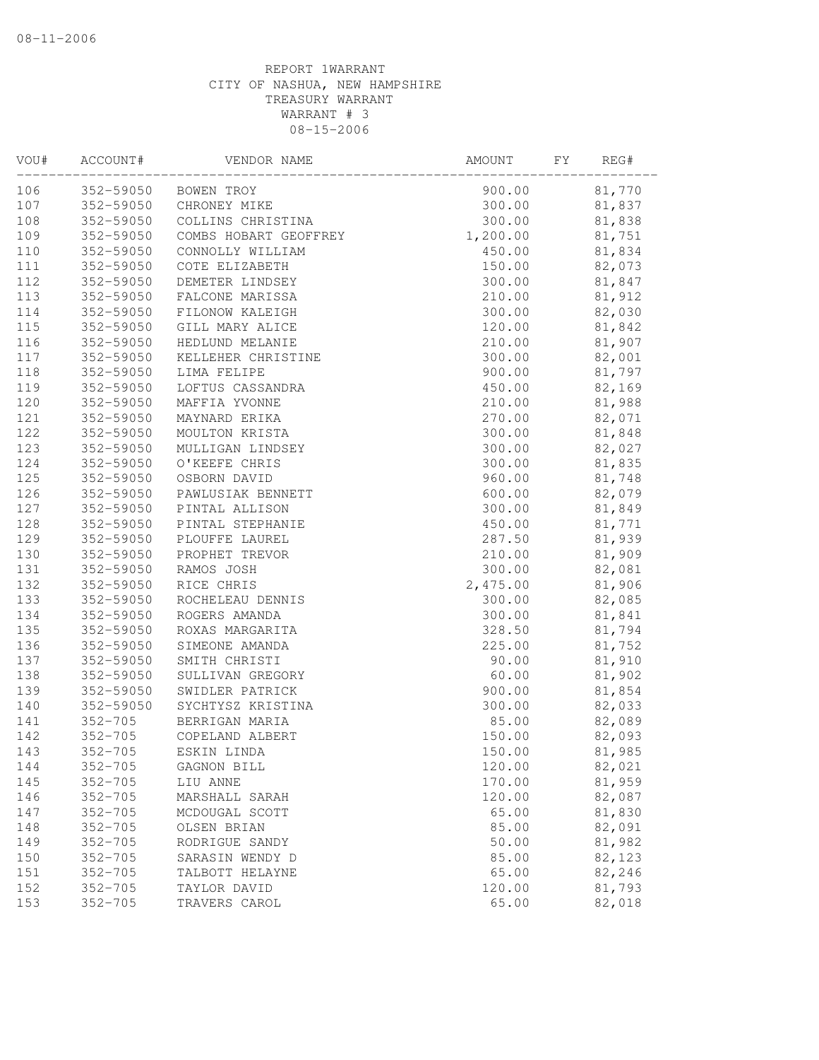08-11-2006

REPORT 1WARRANT
CITY OF NASHUA, NEW HAMPSHIRE
TREASURY WARRANT
WARRANT # 3
08-15-2006

| VOU# | ACCOUNT# | VENDOR NAME | AMOUNT | FY | REG# |
|---|---|---|---|---|---|
| 106 | 352-59050 | BOWEN TROY | 900.00 | | 81,770 |
| 107 | 352-59050 | CHRONEY MIKE | 300.00 | | 81,837 |
| 108 | 352-59050 | COLLINS CHRISTINA | 300.00 | | 81,838 |
| 109 | 352-59050 | COMBS HOBART GEOFFREY | 1,200.00 | | 81,751 |
| 110 | 352-59050 | CONNOLLY WILLIAM | 450.00 | | 81,834 |
| 111 | 352-59050 | COTE ELIZABETH | 150.00 | | 82,073 |
| 112 | 352-59050 | DEMETER LINDSEY | 300.00 | | 81,847 |
| 113 | 352-59050 | FALCONE MARISSA | 210.00 | | 81,912 |
| 114 | 352-59050 | FILONOW KALEIGH | 300.00 | | 82,030 |
| 115 | 352-59050 | GILL MARY ALICE | 120.00 | | 81,842 |
| 116 | 352-59050 | HEDLUND MELANIE | 210.00 | | 81,907 |
| 117 | 352-59050 | KELLEHER CHRISTINE | 300.00 | | 82,001 |
| 118 | 352-59050 | LIMA FELIPE | 900.00 | | 81,797 |
| 119 | 352-59050 | LOFTUS CASSANDRA | 450.00 | | 82,169 |
| 120 | 352-59050 | MAFFIA YVONNE | 210.00 | | 81,988 |
| 121 | 352-59050 | MAYNARD ERIKA | 270.00 | | 82,071 |
| 122 | 352-59050 | MOULTON KRISTA | 300.00 | | 81,848 |
| 123 | 352-59050 | MULLIGAN LINDSEY | 300.00 | | 82,027 |
| 124 | 352-59050 | O'KEEFE CHRIS | 300.00 | | 81,835 |
| 125 | 352-59050 | OSBORN DAVID | 960.00 | | 81,748 |
| 126 | 352-59050 | PAWLUSIAK BENNETT | 600.00 | | 82,079 |
| 127 | 352-59050 | PINTAL ALLISON | 300.00 | | 81,849 |
| 128 | 352-59050 | PINTAL STEPHANIE | 450.00 | | 81,771 |
| 129 | 352-59050 | PLOUFFE LAUREL | 287.50 | | 81,939 |
| 130 | 352-59050 | PROPHET TREVOR | 210.00 | | 81,909 |
| 131 | 352-59050 | RAMOS JOSH | 300.00 | | 82,081 |
| 132 | 352-59050 | RICE CHRIS | 2,475.00 | | 81,906 |
| 133 | 352-59050 | ROCHELEAU DENNIS | 300.00 | | 82,085 |
| 134 | 352-59050 | ROGERS AMANDA | 300.00 | | 81,841 |
| 135 | 352-59050 | ROXAS MARGARITA | 328.50 | | 81,794 |
| 136 | 352-59050 | SIMEONE AMANDA | 225.00 | | 81,752 |
| 137 | 352-59050 | SMITH CHRISTI | 90.00 | | 81,910 |
| 138 | 352-59050 | SULLIVAN GREGORY | 60.00 | | 81,902 |
| 139 | 352-59050 | SWIDLER PATRICK | 900.00 | | 81,854 |
| 140 | 352-59050 | SYCHTYSZ KRISTINA | 300.00 | | 82,033 |
| 141 | 352-705 | BERRIGAN MARIA | 85.00 | | 82,089 |
| 142 | 352-705 | COPELAND ALBERT | 150.00 | | 82,093 |
| 143 | 352-705 | ESKIN LINDA | 150.00 | | 81,985 |
| 144 | 352-705 | GAGNON BILL | 120.00 | | 82,021 |
| 145 | 352-705 | LIU ANNE | 170.00 | | 81,959 |
| 146 | 352-705 | MARSHALL SARAH | 120.00 | | 82,087 |
| 147 | 352-705 | MCDOUGAL SCOTT | 65.00 | | 81,830 |
| 148 | 352-705 | OLSEN BRIAN | 85.00 | | 82,091 |
| 149 | 352-705 | RODRIGUE SANDY | 50.00 | | 81,982 |
| 150 | 352-705 | SARASIN WENDY D | 85.00 | | 82,123 |
| 151 | 352-705 | TALBOTT HELAYNE | 65.00 | | 82,246 |
| 152 | 352-705 | TAYLOR DAVID | 120.00 | | 81,793 |
| 153 | 352-705 | TRAVERS CAROL | 65.00 | | 82,018 |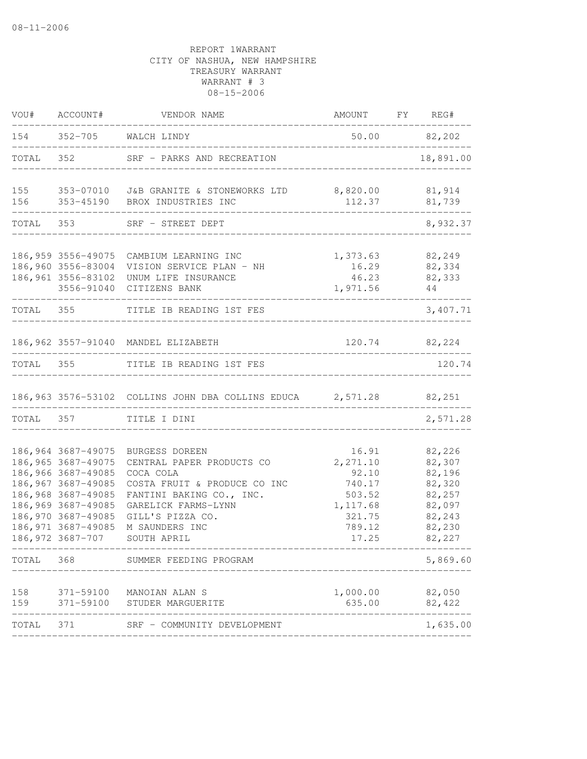08-11-2006

REPORT 1WARRANT
CITY OF NASHUA, NEW HAMPSHIRE
TREASURY WARRANT
WARRANT # 3
08-15-2006

| VOU# | ACCOUNT# | VENDOR NAME | AMOUNT | FY | REG# |
|---|---|---|---|---|---|
| 154 | 352-705 | WALCH LINDY | 50.00 | | 82,202 |
| TOTAL | 352 | SRF - PARKS AND RECREATION | | | 18,891.00 |
| 155 | 353-07010 | J&B GRANITE & STONEWORKS LTD | 8,820.00 | | 81,914 |
| 156 | 353-45190 | BROX INDUSTRIES INC | 112.37 | | 81,739 |
| TOTAL | 353 | SRF - STREET DEPT | | | 8,932.37 |
| 186,959 | 3556-49075 | CAMBIUM LEARNING INC | 1,373.63 | | 82,249 |
| 186,960 | 3556-83004 | VISION SERVICE PLAN - NH | 16.29 | | 82,334 |
| 186,961 | 3556-83102 | UNUM LIFE INSURANCE | 46.23 | | 82,333 |
| | 3556-91040 | CITIZENS BANK | 1,971.56 | | 44 |
| TOTAL | 355 | TITLE IB READING 1ST FES | | | 3,407.71 |
| 186,962 | 3557-91040 | MANDEL ELIZABETH | 120.74 | | 82,224 |
| TOTAL | 355 | TITLE IB READING 1ST FES | | | 120.74 |
| 186,963 | 3576-53102 | COLLINS JOHN DBA COLLINS EDUCA | 2,571.28 | | 82,251 |
| TOTAL | 357 | TITLE I DINI | | | 2,571.28 |
| 186,964 | 3687-49075 | BURGESS DOREEN | 16.91 | | 82,226 |
| 186,965 | 3687-49075 | CENTRAL PAPER PRODUCTS CO | 2,271.10 | | 82,307 |
| 186,966 | 3687-49085 | COCA COLA | 92.10 | | 82,196 |
| 186,967 | 3687-49085 | COSTA FRUIT & PRODUCE CO INC | 740.17 | | 82,320 |
| 186,968 | 3687-49085 | FANTINI BAKING CO., INC. | 503.52 | | 82,257 |
| 186,969 | 3687-49085 | GARELICK FARMS-LYNN | 1,117.68 | | 82,097 |
| 186,970 | 3687-49085 | GILL'S PIZZA CO. | 321.75 | | 82,243 |
| 186,971 | 3687-49085 | M SAUNDERS INC | 789.12 | | 82,230 |
| 186,972 | 3687-707 | SOUTH APRIL | 17.25 | | 82,227 |
| TOTAL | 368 | SUMMER FEEDING PROGRAM | | | 5,869.60 |
| 158 | 371-59100 | MANOIAN ALAN S | 1,000.00 | | 82,050 |
| 159 | 371-59100 | STUDER MARGUERITE | 635.00 | | 82,422 |
| TOTAL | 371 | SRF - COMMUNITY DEVELOPMENT | | | 1,635.00 |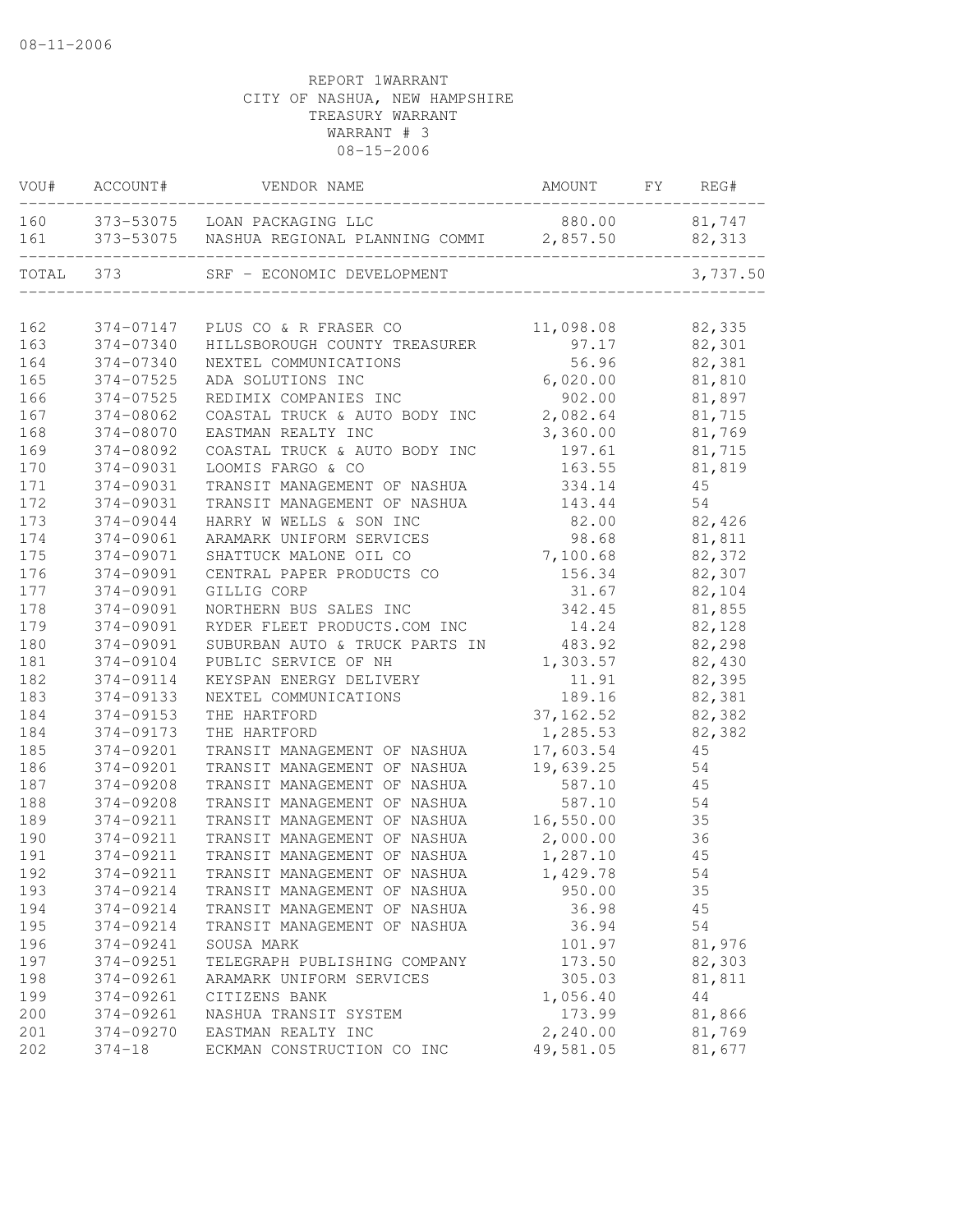08-11-2006

REPORT 1WARRANT
CITY OF NASHUA, NEW HAMPSHIRE
TREASURY WARRANT
WARRANT # 3
08-15-2006

| VOU# | ACCOUNT# | VENDOR NAME | AMOUNT | FY | REG# |
|---|---|---|---|---|---|
| 160 | 373-53075 | LOAN PACKAGING LLC | 880.00 | | 81,747 |
| 161 | 373-53075 | NASHUA REGIONAL PLANNING COMMI | 2,857.50 | | 82,313 |
| TOTAL | 373 | SRF - ECONOMIC DEVELOPMENT | | | 3,737.50 |
| 162 | 374-07147 | PLUS CO & R FRASER CO | 11,098.08 | | 82,335 |
| 163 | 374-07340 | HILLSBOROUGH COUNTY TREASURER | 97.17 | | 82,301 |
| 164 | 374-07340 | NEXTEL COMMUNICATIONS | 56.96 | | 82,381 |
| 165 | 374-07525 | ADA SOLUTIONS INC | 6,020.00 | | 81,810 |
| 166 | 374-07525 | REDIMIX COMPANIES INC | 902.00 | | 81,897 |
| 167 | 374-08062 | COASTAL TRUCK & AUTO BODY INC | 2,082.64 | | 81,715 |
| 168 | 374-08070 | EASTMAN REALTY INC | 3,360.00 | | 81,769 |
| 169 | 374-08092 | COASTAL TRUCK & AUTO BODY INC | 197.61 | | 81,715 |
| 170 | 374-09031 | LOOMIS FARGO & CO | 163.55 | | 81,819 |
| 171 | 374-09031 | TRANSIT MANAGEMENT OF NASHUA | 334.14 | | 45 |
| 172 | 374-09031 | TRANSIT MANAGEMENT OF NASHUA | 143.44 | | 54 |
| 173 | 374-09044 | HARRY W WELLS & SON INC | 82.00 | | 82,426 |
| 174 | 374-09061 | ARAMARK UNIFORM SERVICES | 98.68 | | 81,811 |
| 175 | 374-09071 | SHATTUCK MALONE OIL CO | 7,100.68 | | 82,372 |
| 176 | 374-09091 | CENTRAL PAPER PRODUCTS CO | 156.34 | | 82,307 |
| 177 | 374-09091 | GILLIG CORP | 31.67 | | 82,104 |
| 178 | 374-09091 | NORTHERN BUS SALES INC | 342.45 | | 81,855 |
| 179 | 374-09091 | RYDER FLEET PRODUCTS.COM INC | 14.24 | | 82,128 |
| 180 | 374-09091 | SUBURBAN AUTO & TRUCK PARTS IN | 483.92 | | 82,298 |
| 181 | 374-09104 | PUBLIC SERVICE OF NH | 1,303.57 | | 82,430 |
| 182 | 374-09114 | KEYSPAN ENERGY DELIVERY | 11.91 | | 82,395 |
| 183 | 374-09133 | NEXTEL COMMUNICATIONS | 189.16 | | 82,381 |
| 184 | 374-09153 | THE HARTFORD | 37,162.52 | | 82,382 |
| 184 | 374-09173 | THE HARTFORD | 1,285.53 | | 82,382 |
| 185 | 374-09201 | TRANSIT MANAGEMENT OF NASHUA | 17,603.54 | | 45 |
| 186 | 374-09201 | TRANSIT MANAGEMENT OF NASHUA | 19,639.25 | | 54 |
| 187 | 374-09208 | TRANSIT MANAGEMENT OF NASHUA | 587.10 | | 45 |
| 188 | 374-09208 | TRANSIT MANAGEMENT OF NASHUA | 587.10 | | 54 |
| 189 | 374-09211 | TRANSIT MANAGEMENT OF NASHUA | 16,550.00 | | 35 |
| 190 | 374-09211 | TRANSIT MANAGEMENT OF NASHUA | 2,000.00 | | 36 |
| 191 | 374-09211 | TRANSIT MANAGEMENT OF NASHUA | 1,287.10 | | 45 |
| 192 | 374-09211 | TRANSIT MANAGEMENT OF NASHUA | 1,429.78 | | 54 |
| 193 | 374-09214 | TRANSIT MANAGEMENT OF NASHUA | 950.00 | | 35 |
| 194 | 374-09214 | TRANSIT MANAGEMENT OF NASHUA | 36.98 | | 45 |
| 195 | 374-09214 | TRANSIT MANAGEMENT OF NASHUA | 36.94 | | 54 |
| 196 | 374-09241 | SOUSA MARK | 101.97 | | 81,976 |
| 197 | 374-09251 | TELEGRAPH PUBLISHING COMPANY | 173.50 | | 82,303 |
| 198 | 374-09261 | ARAMARK UNIFORM SERVICES | 305.03 | | 81,811 |
| 199 | 374-09261 | CITIZENS BANK | 1,056.40 | | 44 |
| 200 | 374-09261 | NASHUA TRANSIT SYSTEM | 173.99 | | 81,866 |
| 201 | 374-09270 | EASTMAN REALTY INC | 2,240.00 | | 81,769 |
| 202 | 374-18 | ECKMAN CONSTRUCTION CO INC | 49,581.05 | | 81,677 |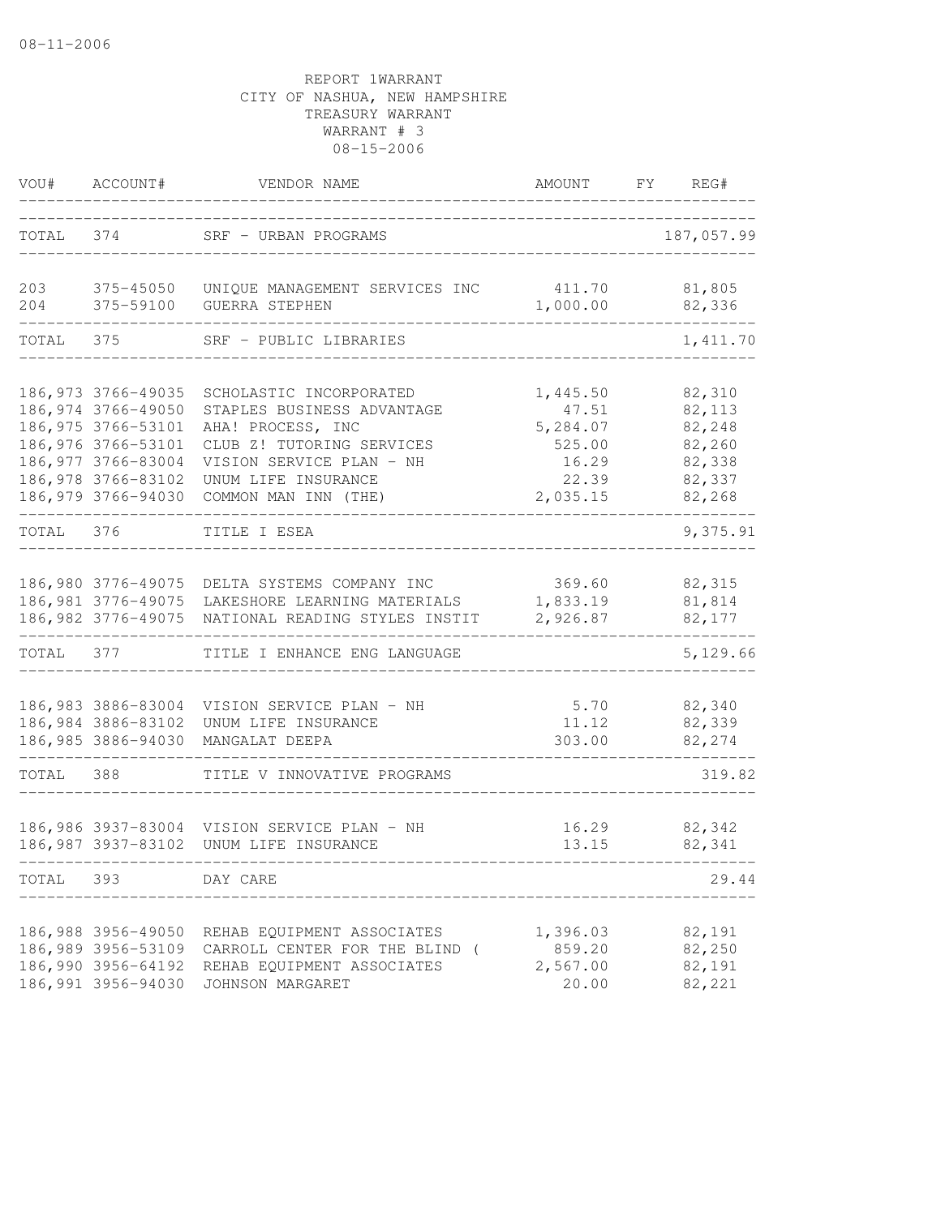08-11-2006

REPORT 1WARRANT
CITY OF NASHUA, NEW HAMPSHIRE
TREASURY WARRANT
WARRANT # 3
08-15-2006

| VOU# | ACCOUNT# | VENDOR NAME | AMOUNT | FY | REG# |
|---|---|---|---|---|---|
| TOTAL | 374 | SRF - URBAN PROGRAMS | | | 187,057.99 |
| 203 | 375-45050 | UNIQUE MANAGEMENT SERVICES INC | 411.70 | | 81,805 |
| 204 | 375-59100 | GUERRA STEPHEN | 1,000.00 | | 82,336 |
| TOTAL | 375 | SRF - PUBLIC LIBRARIES | | | 1,411.70 |
| 186,973 | 3766-49035 | SCHOLASTIC INCORPORATED | 1,445.50 | | 82,310 |
| 186,974 | 3766-49050 | STAPLES BUSINESS ADVANTAGE | 47.51 | | 82,113 |
| 186,975 | 3766-53101 | AHA! PROCESS, INC | 5,284.07 | | 82,248 |
| 186,976 | 3766-53101 | CLUB Z! TUTORING SERVICES | 525.00 | | 82,260 |
| 186,977 | 3766-83004 | VISION SERVICE PLAN - NH | 16.29 | | 82,338 |
| 186,978 | 3766-83102 | UNUM LIFE INSURANCE | 22.39 | | 82,337 |
| 186,979 | 3766-94030 | COMMON MAN INN (THE) | 2,035.15 | | 82,268 |
| TOTAL | 376 | TITLE I ESEA | | | 9,375.91 |
| 186,980 | 3776-49075 | DELTA SYSTEMS COMPANY INC | 369.60 | | 82,315 |
| 186,981 | 3776-49075 | LAKESHORE LEARNING MATERIALS | 1,833.19 | | 81,814 |
| 186,982 | 3776-49075 | NATIONAL READING STYLES INSTIT | 2,926.87 | | 82,177 |
| TOTAL | 377 | TITLE I ENHANCE ENG LANGUAGE | | | 5,129.66 |
| 186,983 | 3886-83004 | VISION SERVICE PLAN - NH | 5.70 | | 82,340 |
| 186,984 | 3886-83102 | UNUM LIFE INSURANCE | 11.12 | | 82,339 |
| 186,985 | 3886-94030 | MANGALAT DEEPA | 303.00 | | 82,274 |
| TOTAL | 388 | TITLE V INNOVATIVE PROGRAMS | | | 319.82 |
| 186,986 | 3937-83004 | VISION SERVICE PLAN - NH | 16.29 | | 82,342 |
| 186,987 | 3937-83102 | UNUM LIFE INSURANCE | 13.15 | | 82,341 |
| TOTAL | 393 | DAY CARE | | | 29.44 |
| 186,988 | 3956-49050 | REHAB EQUIPMENT ASSOCIATES | 1,396.03 | | 82,191 |
| 186,989 | 3956-53109 | CARROLL CENTER FOR THE BLIND ( | 859.20 | | 82,250 |
| 186,990 | 3956-64192 | REHAB EQUIPMENT ASSOCIATES | 2,567.00 | | 82,191 |
| 186,991 | 3956-94030 | JOHNSON MARGARET | 20.00 | | 82,221 |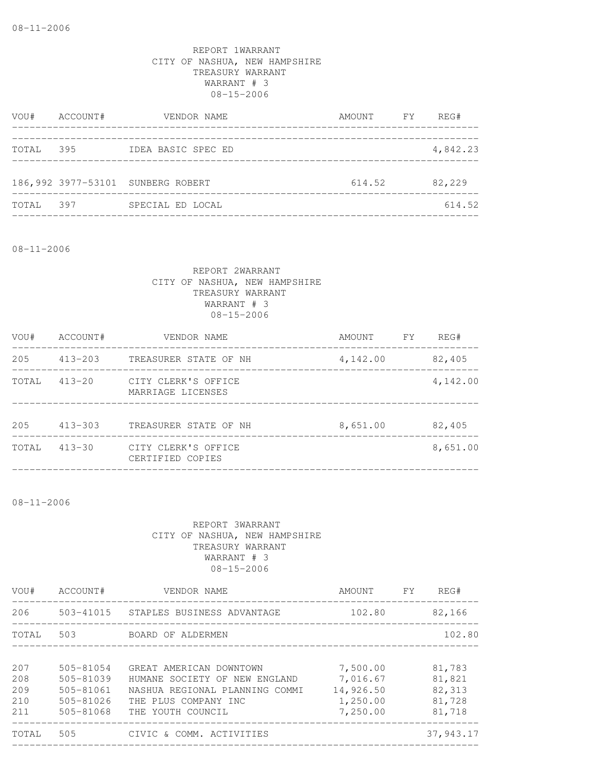08-11-2006

REPORT 1WARRANT
CITY OF NASHUA, NEW HAMPSHIRE
TREASURY WARRANT
WARRANT # 3
08-15-2006

| VOU# | ACCOUNT# | VENDOR NAME | AMOUNT | FY | REG# |
|---|---|---|---|---|---|
| TOTAL | 395 | IDEA BASIC SPEC ED | | | 4,842.23 |
| 186,992 | 3977-53101 | SUNBERG ROBERT | 614.52 | | 82,229 |
| TOTAL | 397 | SPECIAL ED LOCAL | | | 614.52 |

08-11-2006

REPORT 2WARRANT
CITY OF NASHUA, NEW HAMPSHIRE
TREASURY WARRANT
WARRANT # 3
08-15-2006

| VOU# | ACCOUNT# | VENDOR NAME | AMOUNT | FY | REG# |
|---|---|---|---|---|---|
| 205 | 413-203 | TREASURER STATE OF NH | 4,142.00 | | 82,405 |
| TOTAL | 413-20 | CITY CLERK'S OFFICE MARRIAGE LICENSES | | | 4,142.00 |
| 205 | 413-303 | TREASURER STATE OF NH | 8,651.00 | | 82,405 |
| TOTAL | 413-30 | CITY CLERK'S OFFICE CERTIFIED COPIES | | | 8,651.00 |

08-11-2006

REPORT 3WARRANT
CITY OF NASHUA, NEW HAMPSHIRE
TREASURY WARRANT
WARRANT # 3
08-15-2006

| VOU# | ACCOUNT# | VENDOR NAME | AMOUNT | FY | REG# |
|---|---|---|---|---|---|
| 206 | 503-41015 | STAPLES BUSINESS ADVANTAGE | 102.80 | | 82,166 |
| TOTAL | 503 | BOARD OF ALDERMEN | | | 102.80 |
| 207 | 505-81054 | GREAT AMERICAN DOWNTOWN | 7,500.00 | | 81,783 |
| 208 | 505-81039 | HUMANE SOCIETY OF NEW ENGLAND | 7,016.67 | | 81,821 |
| 209 | 505-81061 | NASHUA REGIONAL PLANNING COMMI | 14,926.50 | | 82,313 |
| 210 | 505-81026 | THE PLUS COMPANY INC | 1,250.00 | | 81,728 |
| 211 | 505-81068 | THE YOUTH COUNCIL | 7,250.00 | | 81,718 |
| TOTAL | 505 | CIVIC & COMM. ACTIVITIES | | | 37,943.17 |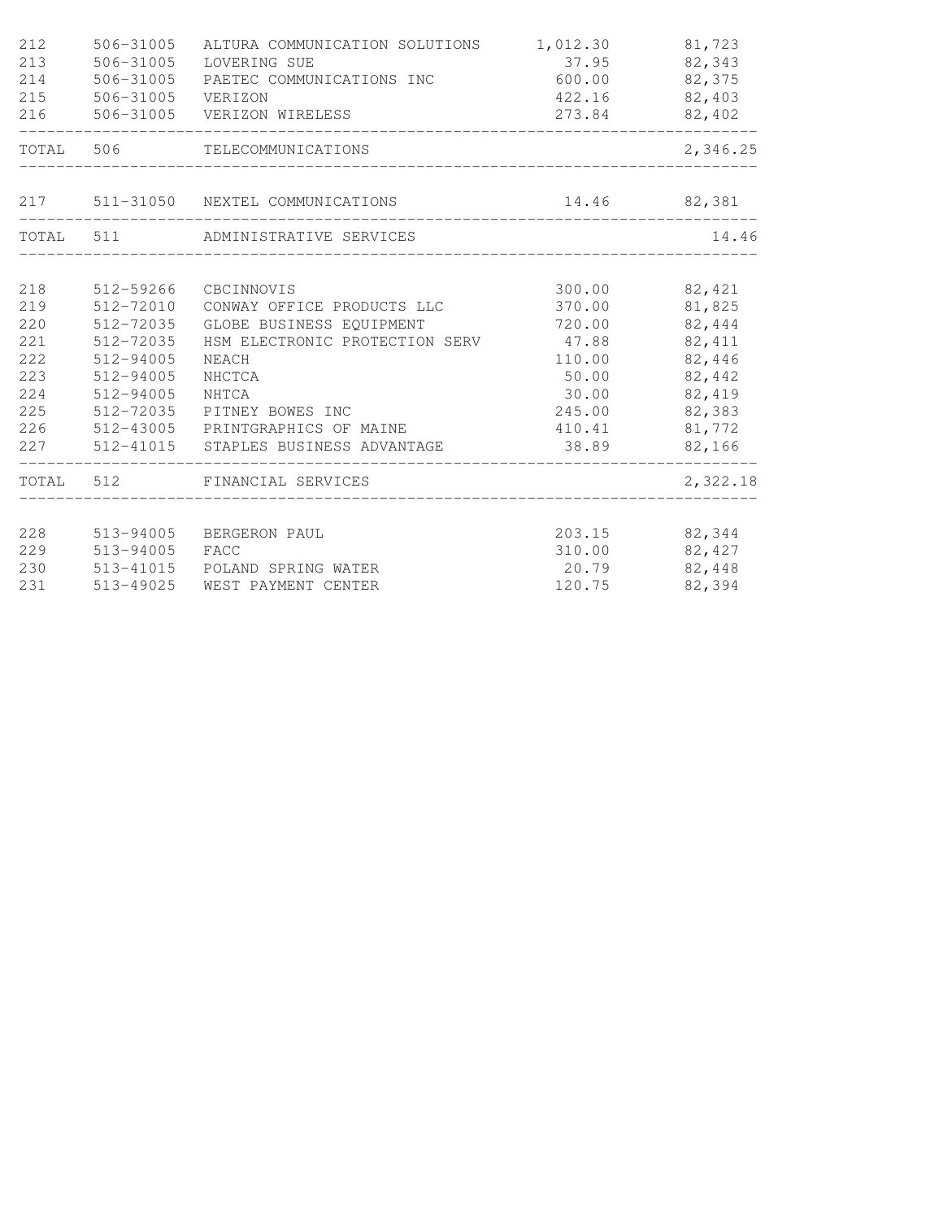| | | | | |
|---|---|---|---|---|
| 212 | 506-31005 | ALTURA COMMUNICATION SOLUTIONS | 1,012.30 | 81,723 |
| 213 | 506-31005 | LOVERING SUE | 37.95 | 82,343 |
| 214 | 506-31005 | PAETEC COMMUNICATIONS INC | 600.00 | 82,375 |
| 215 | 506-31005 | VERIZON | 422.16 | 82,403 |
| 216 | 506-31005 | VERIZON WIRELESS | 273.84 | 82,402 |
| TOTAL | 506 | TELECOMMUNICATIONS | | 2,346.25 |
| 217 | 511-31050 | NEXTEL COMMUNICATIONS | 14.46 | 82,381 |
| TOTAL | 511 | ADMINISTRATIVE SERVICES | | 14.46 |
| 218 | 512-59266 | CBCINNOVIS | 300.00 | 82,421 |
| 219 | 512-72010 | CONWAY OFFICE PRODUCTS LLC | 370.00 | 81,825 |
| 220 | 512-72035 | GLOBE BUSINESS EQUIPMENT | 720.00 | 82,444 |
| 221 | 512-72035 | HSM ELECTRONIC PROTECTION SERV | 47.88 | 82,411 |
| 222 | 512-94005 | NEACH | 110.00 | 82,446 |
| 223 | 512-94005 | NHCTCA | 50.00 | 82,442 |
| 224 | 512-94005 | NHTCA | 30.00 | 82,419 |
| 225 | 512-72035 | PITNEY BOWES INC | 245.00 | 82,383 |
| 226 | 512-43005 | PRINTGRAPHICS OF MAINE | 410.41 | 81,772 |
| 227 | 512-41015 | STAPLES BUSINESS ADVANTAGE | 38.89 | 82,166 |
| TOTAL | 512 | FINANCIAL SERVICES | | 2,322.18 |
| 228 | 513-94005 | BERGERON PAUL | 203.15 | 82,344 |
| 229 | 513-94005 | FACC | 310.00 | 82,427 |
| 230 | 513-41015 | POLAND SPRING WATER | 20.79 | 82,448 |
| 231 | 513-49025 | WEST PAYMENT CENTER | 120.75 | 82,394 |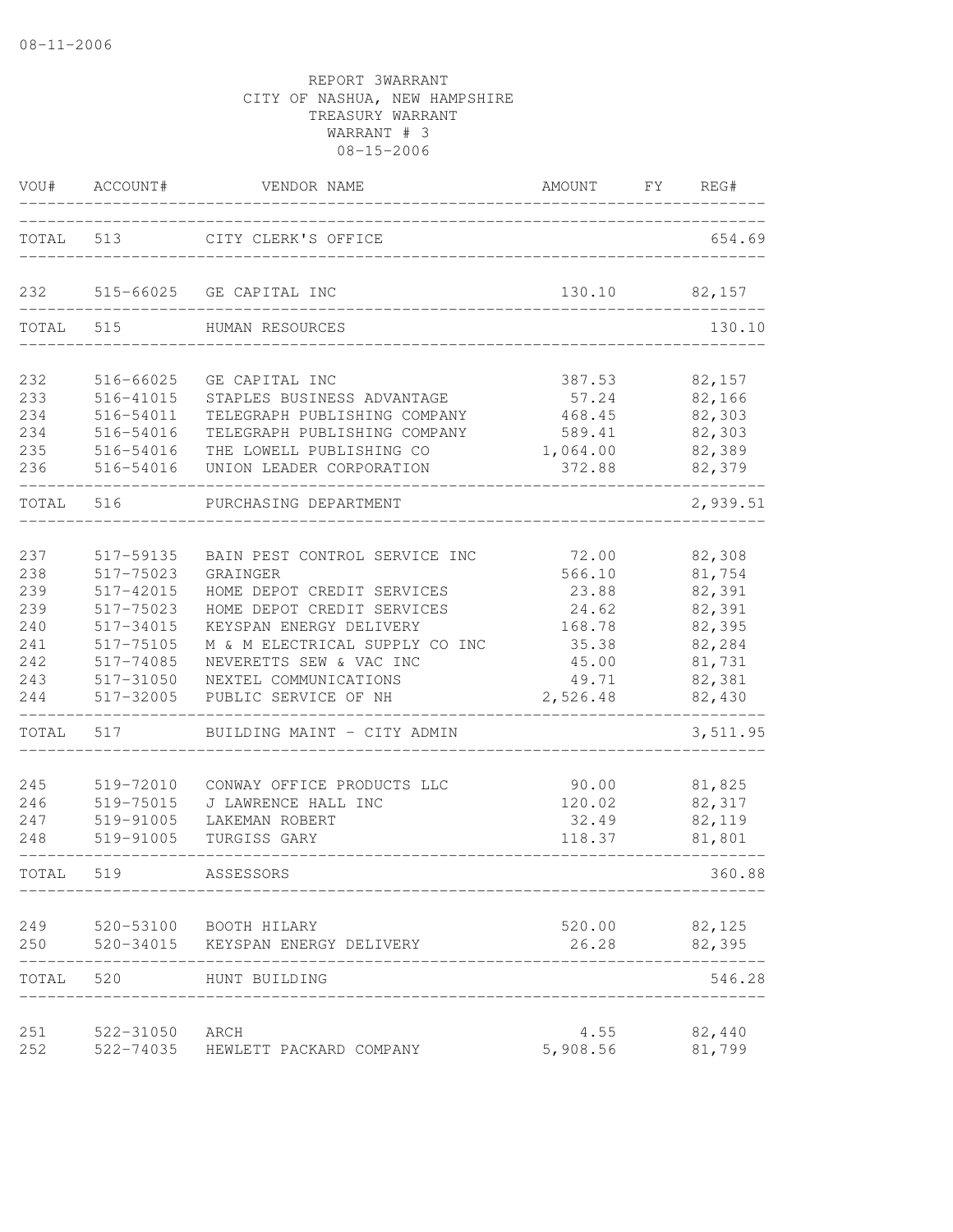08-11-2006

REPORT 3WARRANT
CITY OF NASHUA, NEW HAMPSHIRE
TREASURY WARRANT
WARRANT # 3
08-15-2006

| VOU# | ACCOUNT# | VENDOR NAME | AMOUNT | FY | REG# |
|---|---|---|---|---|---|
| TOTAL | 513 | CITY CLERK'S OFFICE | | | 654.69 |
| 232 | 515-66025 | GE CAPITAL INC | 130.10 | | 82,157 |
| TOTAL | 515 | HUMAN RESOURCES | | | 130.10 |
| 232 | 516-66025 | GE CAPITAL INC | 387.53 | | 82,157 |
| 233 | 516-41015 | STAPLES BUSINESS ADVANTAGE | 57.24 | | 82,166 |
| 234 | 516-54011 | TELEGRAPH PUBLISHING COMPANY | 468.45 | | 82,303 |
| 234 | 516-54016 | TELEGRAPH PUBLISHING COMPANY | 589.41 | | 82,303 |
| 235 | 516-54016 | THE LOWELL PUBLISHING CO | 1,064.00 | | 82,389 |
| 236 | 516-54016 | UNION LEADER CORPORATION | 372.88 | | 82,379 |
| TOTAL | 516 | PURCHASING DEPARTMENT | | | 2,939.51 |
| 237 | 517-59135 | BAIN PEST CONTROL SERVICE INC | 72.00 | | 82,308 |
| 238 | 517-75023 | GRAINGER | 566.10 | | 81,754 |
| 239 | 517-42015 | HOME DEPOT CREDIT SERVICES | 23.88 | | 82,391 |
| 239 | 517-75023 | HOME DEPOT CREDIT SERVICES | 24.62 | | 82,391 |
| 240 | 517-34015 | KEYSPAN ENERGY DELIVERY | 168.78 | | 82,395 |
| 241 | 517-75105 | M & M ELECTRICAL SUPPLY CO INC | 35.38 | | 82,284 |
| 242 | 517-74085 | NEVERETTS SEW & VAC INC | 45.00 | | 81,731 |
| 243 | 517-31050 | NEXTEL COMMUNICATIONS | 49.71 | | 82,381 |
| 244 | 517-32005 | PUBLIC SERVICE OF NH | 2,526.48 | | 82,430 |
| TOTAL | 517 | BUILDING MAINT - CITY ADMIN | | | 3,511.95 |
| 245 | 519-72010 | CONWAY OFFICE PRODUCTS LLC | 90.00 | | 81,825 |
| 246 | 519-75015 | J LAWRENCE HALL INC | 120.02 | | 82,317 |
| 247 | 519-91005 | LAKEMAN ROBERT | 32.49 | | 82,119 |
| 248 | 519-91005 | TURGISS GARY | 118.37 | | 81,801 |
| TOTAL | 519 | ASSESSORS | | | 360.88 |
| 249 | 520-53100 | BOOTH HILARY | 520.00 | | 82,125 |
| 250 | 520-34015 | KEYSPAN ENERGY DELIVERY | 26.28 | | 82,395 |
| TOTAL | 520 | HUNT BUILDING | | | 546.28 |
| 251 | 522-31050 | ARCH | 4.55 | | 82,440 |
| 252 | 522-74035 | HEWLETT PACKARD COMPANY | 5,908.56 | | 81,799 |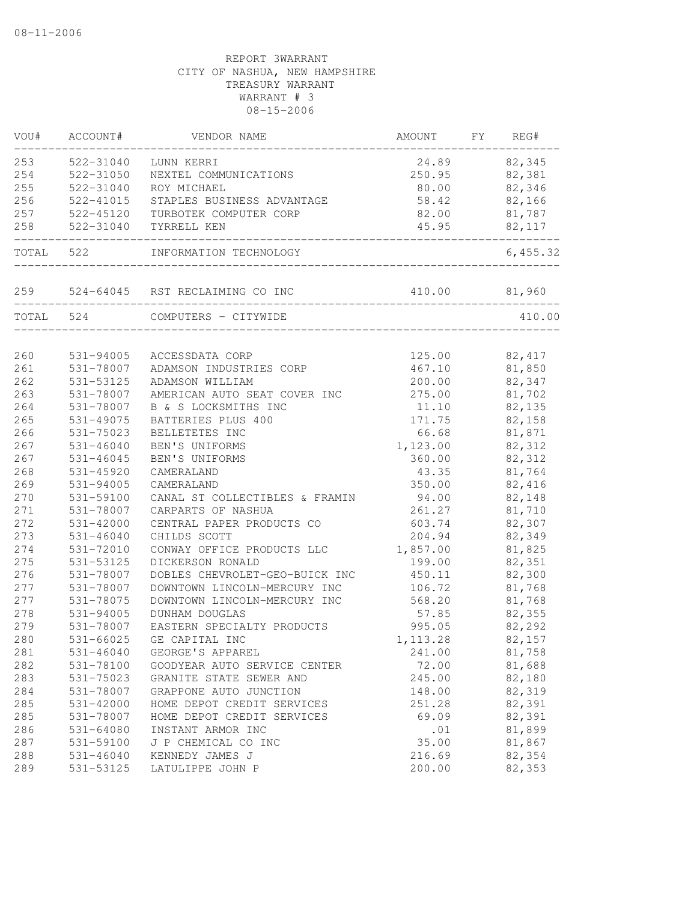08-11-2006

REPORT 3WARRANT
CITY OF NASHUA, NEW HAMPSHIRE
TREASURY WARRANT
WARRANT # 3
08-15-2006

| VOU# | ACCOUNT# | VENDOR NAME | AMOUNT | FY | REG# |
|---|---|---|---|---|---|
| 253 | 522-31040 | LUNN KERRI | 24.89 | | 82,345 |
| 254 | 522-31050 | NEXTEL COMMUNICATIONS | 250.95 | | 82,381 |
| 255 | 522-31040 | ROY MICHAEL | 80.00 | | 82,346 |
| 256 | 522-41015 | STAPLES BUSINESS ADVANTAGE | 58.42 | | 82,166 |
| 257 | 522-45120 | TURBOTEK COMPUTER CORP | 82.00 | | 81,787 |
| 258 | 522-31040 | TYRRELL KEN | 45.95 | | 82,117 |
| TOTAL | 522 | INFORMATION TECHNOLOGY | | | 6,455.32 |
| 259 | 524-64045 | RST RECLAIMING CO INC | 410.00 | | 81,960 |
| TOTAL | 524 | COMPUTERS - CITYWIDE | | | 410.00 |
| 260 | 531-94005 | ACCESSDATA CORP | 125.00 | | 82,417 |
| 261 | 531-78007 | ADAMSON INDUSTRIES CORP | 467.10 | | 81,850 |
| 262 | 531-53125 | ADAMSON WILLIAM | 200.00 | | 82,347 |
| 263 | 531-78007 | AMERICAN AUTO SEAT COVER INC | 275.00 | | 81,702 |
| 264 | 531-78007 | B & S LOCKSMITHS INC | 11.10 | | 82,135 |
| 265 | 531-49075 | BATTERIES PLUS 400 | 171.75 | | 82,158 |
| 266 | 531-75023 | BELLETETES INC | 66.68 | | 81,871 |
| 267 | 531-46040 | BEN'S UNIFORMS | 1,123.00 | | 82,312 |
| 267 | 531-46045 | BEN'S UNIFORMS | 360.00 | | 82,312 |
| 268 | 531-45920 | CAMERALAND | 43.35 | | 81,764 |
| 269 | 531-94005 | CAMERALAND | 350.00 | | 82,416 |
| 270 | 531-59100 | CANAL ST COLLECTIBLES & FRAMIN | 94.00 | | 82,148 |
| 271 | 531-78007 | CARPARTS OF NASHUA | 261.27 | | 81,710 |
| 272 | 531-42000 | CENTRAL PAPER PRODUCTS CO | 603.74 | | 82,307 |
| 273 | 531-46040 | CHILDS SCOTT | 204.94 | | 82,349 |
| 274 | 531-72010 | CONWAY OFFICE PRODUCTS LLC | 1,857.00 | | 81,825 |
| 275 | 531-53125 | DICKERSON RONALD | 199.00 | | 82,351 |
| 276 | 531-78007 | DOBLES CHEVROLET-GEO-BUICK INC | 450.11 | | 82,300 |
| 277 | 531-78007 | DOWNTOWN LINCOLN-MERCURY INC | 106.72 | | 81,768 |
| 277 | 531-78075 | DOWNTOWN LINCOLN-MERCURY INC | 568.20 | | 81,768 |
| 278 | 531-94005 | DUNHAM DOUGLAS | 57.85 | | 82,355 |
| 279 | 531-78007 | EASTERN SPECIALTY PRODUCTS | 995.05 | | 82,292 |
| 280 | 531-66025 | GE CAPITAL INC | 1,113.28 | | 82,157 |
| 281 | 531-46040 | GEORGE'S APPAREL | 241.00 | | 81,758 |
| 282 | 531-78100 | GOODYEAR AUTO SERVICE CENTER | 72.00 | | 81,688 |
| 283 | 531-75023 | GRANITE STATE SEWER AND | 245.00 | | 82,180 |
| 284 | 531-78007 | GRAPPONE AUTO JUNCTION | 148.00 | | 82,319 |
| 285 | 531-42000 | HOME DEPOT CREDIT SERVICES | 251.28 | | 82,391 |
| 285 | 531-78007 | HOME DEPOT CREDIT SERVICES | 69.09 | | 82,391 |
| 286 | 531-64080 | INSTANT ARMOR INC | .01 | | 81,899 |
| 287 | 531-59100 | J P CHEMICAL CO INC | 35.00 | | 81,867 |
| 288 | 531-46040 | KENNEDY JAMES J | 216.69 | | 82,354 |
| 289 | 531-53125 | LATULIPPE JOHN P | 200.00 | | 82,353 |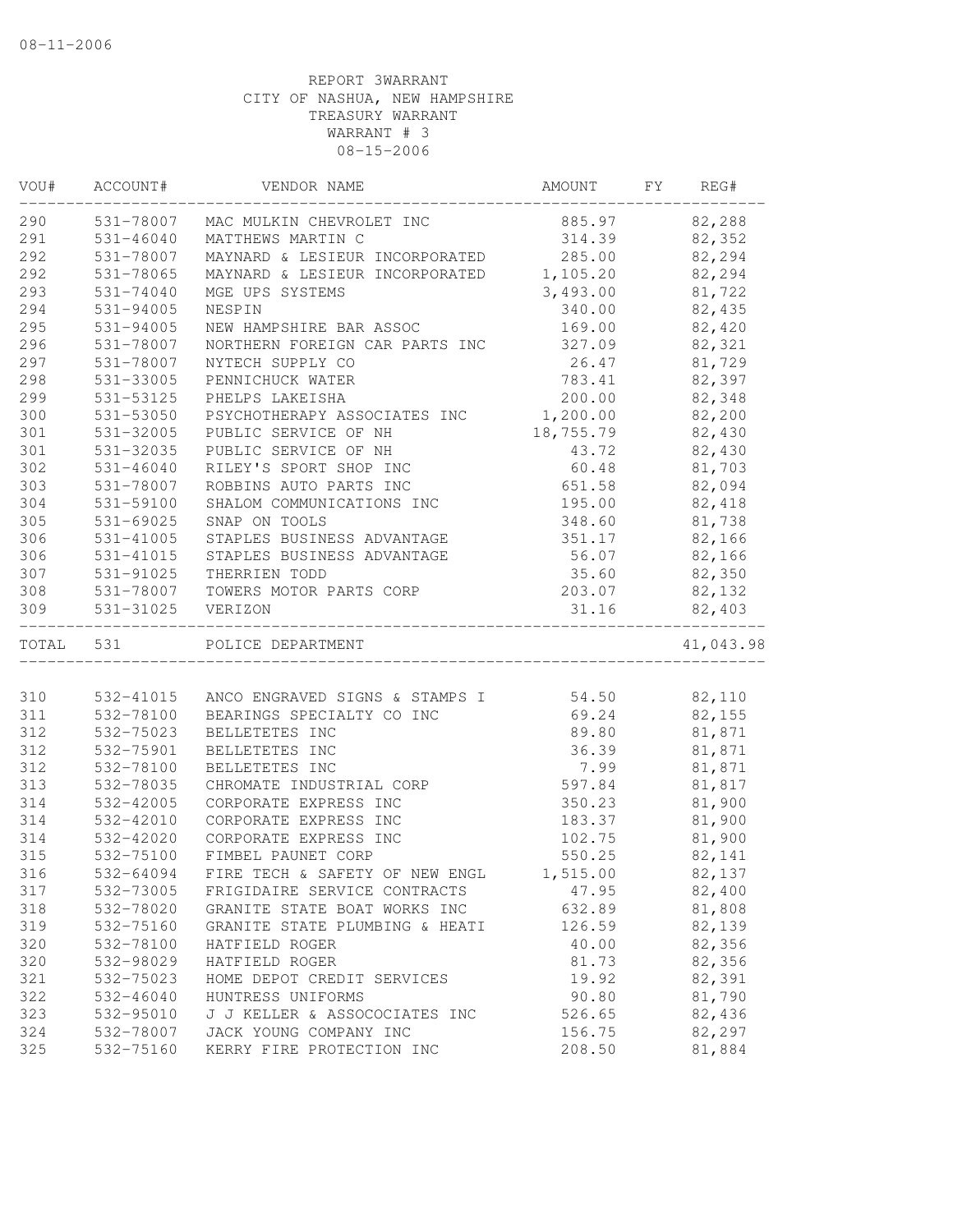08-11-2006

REPORT 3WARRANT
CITY OF NASHUA, NEW HAMPSHIRE
TREASURY WARRANT
WARRANT # 3
08-15-2006

| VOU# | ACCOUNT# | VENDOR NAME | AMOUNT | FY | REG# |
|---|---|---|---|---|---|
| 290 | 531-78007 | MAC MULKIN CHEVROLET INC | 885.97 | | 82,288 |
| 291 | 531-46040 | MATTHEWS MARTIN C | 314.39 | | 82,352 |
| 292 | 531-78007 | MAYNARD & LESIEUR INCORPORATED | 285.00 | | 82,294 |
| 292 | 531-78065 | MAYNARD & LESIEUR INCORPORATED | 1,105.20 | | 82,294 |
| 293 | 531-74040 | MGE UPS SYSTEMS | 3,493.00 | | 81,722 |
| 294 | 531-94005 | NESPIN | 340.00 | | 82,435 |
| 295 | 531-94005 | NEW HAMPSHIRE BAR ASSOC | 169.00 | | 82,420 |
| 296 | 531-78007 | NORTHERN FOREIGN CAR PARTS INC | 327.09 | | 82,321 |
| 297 | 531-78007 | NYTECH SUPPLY CO | 26.47 | | 81,729 |
| 298 | 531-33005 | PENNICHUCK WATER | 783.41 | | 82,397 |
| 299 | 531-53125 | PHELPS LAKEISHA | 200.00 | | 82,348 |
| 300 | 531-53050 | PSYCHOTHERAPY ASSOCIATES INC | 1,200.00 | | 82,200 |
| 301 | 531-32005 | PUBLIC SERVICE OF NH | 18,755.79 | | 82,430 |
| 301 | 531-32035 | PUBLIC SERVICE OF NH | 43.72 | | 82,430 |
| 302 | 531-46040 | RILEY'S SPORT SHOP INC | 60.48 | | 81,703 |
| 303 | 531-78007 | ROBBINS AUTO PARTS INC | 651.58 | | 82,094 |
| 304 | 531-59100 | SHALOM COMMUNICATIONS INC | 195.00 | | 82,418 |
| 305 | 531-69025 | SNAP ON TOOLS | 348.60 | | 81,738 |
| 306 | 531-41005 | STAPLES BUSINESS ADVANTAGE | 351.17 | | 82,166 |
| 306 | 531-41015 | STAPLES BUSINESS ADVANTAGE | 56.07 | | 82,166 |
| 307 | 531-91025 | THERRIEN TODD | 35.60 | | 82,350 |
| 308 | 531-78007 | TOWERS MOTOR PARTS CORP | 203.07 | | 82,132 |
| 309 | 531-31025 | VERIZON | 31.16 | | 82,403 |
| TOTAL | 531 | POLICE DEPARTMENT | | | 41,043.98 |
| 310 | 532-41015 | ANCO ENGRAVED SIGNS & STAMPS I | 54.50 | | 82,110 |
| 311 | 532-78100 | BEARINGS SPECIALTY CO INC | 69.24 | | 82,155 |
| 312 | 532-75023 | BELLETETES INC | 89.80 | | 81,871 |
| 312 | 532-75901 | BELLETETES INC | 36.39 | | 81,871 |
| 312 | 532-78100 | BELLETETES INC | 7.99 | | 81,871 |
| 313 | 532-78035 | CHROMATE INDUSTRIAL CORP | 597.84 | | 81,817 |
| 314 | 532-42005 | CORPORATE EXPRESS INC | 350.23 | | 81,900 |
| 314 | 532-42010 | CORPORATE EXPRESS INC | 183.37 | | 81,900 |
| 314 | 532-42020 | CORPORATE EXPRESS INC | 102.75 | | 81,900 |
| 315 | 532-75100 | FIMBEL PAUNET CORP | 550.25 | | 82,141 |
| 316 | 532-64094 | FIRE TECH & SAFETY OF NEW ENGL | 1,515.00 | | 82,137 |
| 317 | 532-73005 | FRIGIDAIRE SERVICE CONTRACTS | 47.95 | | 82,400 |
| 318 | 532-78020 | GRANITE STATE BOAT WORKS INC | 632.89 | | 81,808 |
| 319 | 532-75160 | GRANITE STATE PLUMBING & HEATI | 126.59 | | 82,139 |
| 320 | 532-78100 | HATFIELD ROGER | 40.00 | | 82,356 |
| 320 | 532-98029 | HATFIELD ROGER | 81.73 | | 82,356 |
| 321 | 532-75023 | HOME DEPOT CREDIT SERVICES | 19.92 | | 82,391 |
| 322 | 532-46040 | HUNTRESS UNIFORMS | 90.80 | | 81,790 |
| 323 | 532-95010 | J J KELLER & ASSOCOCIATES INC | 526.65 | | 82,436 |
| 324 | 532-78007 | JACK YOUNG COMPANY INC | 156.75 | | 82,297 |
| 325 | 532-75160 | KERRY FIRE PROTECTION INC | 208.50 | | 81,884 |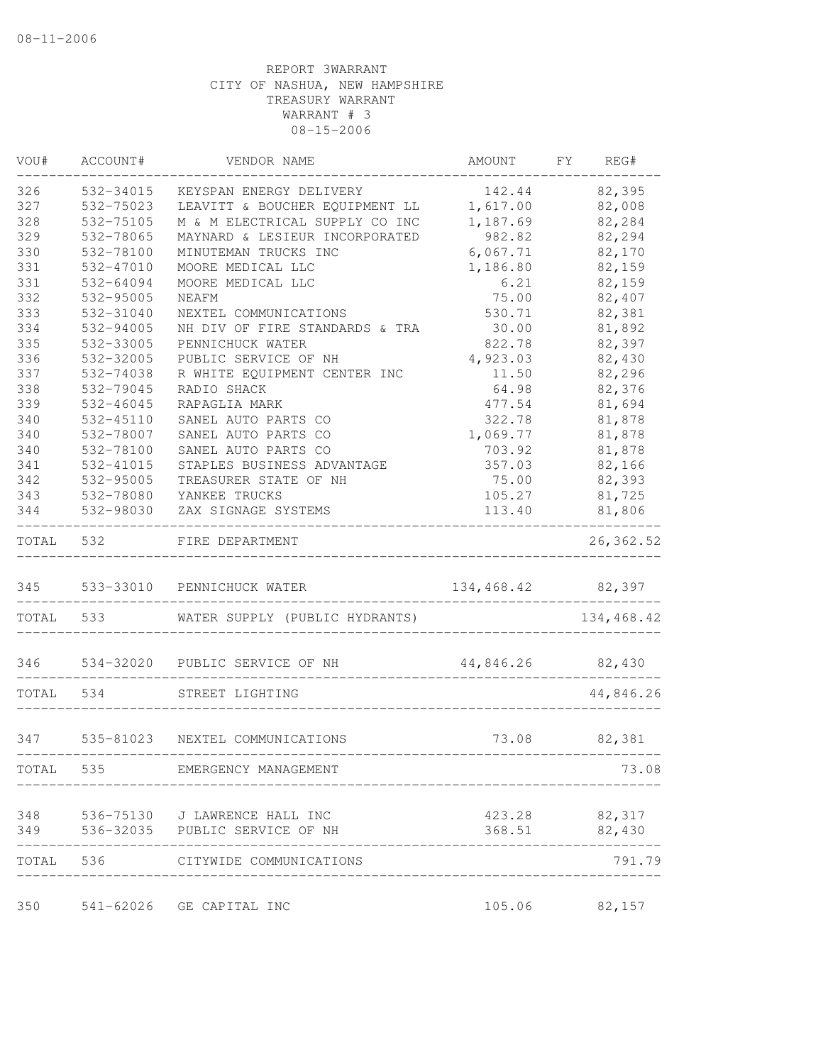08-11-2006

REPORT 3WARRANT
CITY OF NASHUA, NEW HAMPSHIRE
TREASURY WARRANT
WARRANT # 3
08-15-2006

| VOU# | ACCOUNT# | VENDOR NAME | AMOUNT | FY | REG# |
|---|---|---|---|---|---|
| 326 | 532-34015 | KEYSPAN ENERGY DELIVERY | 142.44 | | 82,395 |
| 327 | 532-75023 | LEAVITT & BOUCHER EQUIPMENT LL | 1,617.00 | | 82,008 |
| 328 | 532-75105 | M & M ELECTRICAL SUPPLY CO INC | 1,187.69 | | 82,284 |
| 329 | 532-78065 | MAYNARD & LESIEUR INCORPORATED | 982.82 | | 82,294 |
| 330 | 532-78100 | MINUTEMAN TRUCKS INC | 6,067.71 | | 82,170 |
| 331 | 532-47010 | MOORE MEDICAL LLC | 1,186.80 | | 82,159 |
| 331 | 532-64094 | MOORE MEDICAL LLC | 6.21 | | 82,159 |
| 332 | 532-95005 | NEAFM | 75.00 | | 82,407 |
| 333 | 532-31040 | NEXTEL COMMUNICATIONS | 530.71 | | 82,381 |
| 334 | 532-94005 | NH DIV OF FIRE STANDARDS & TRA | 30.00 | | 81,892 |
| 335 | 532-33005 | PENNICHUCK WATER | 822.78 | | 82,397 |
| 336 | 532-32005 | PUBLIC SERVICE OF NH | 4,923.03 | | 82,430 |
| 337 | 532-74038 | R WHITE EQUIPMENT CENTER INC | 11.50 | | 82,296 |
| 338 | 532-79045 | RADIO SHACK | 64.98 | | 82,376 |
| 339 | 532-46045 | RAPAGLIA MARK | 477.54 | | 81,694 |
| 340 | 532-45110 | SANEL AUTO PARTS CO | 322.78 | | 81,878 |
| 340 | 532-78007 | SANEL AUTO PARTS CO | 1,069.77 | | 81,878 |
| 340 | 532-78100 | SANEL AUTO PARTS CO | 703.92 | | 81,878 |
| 341 | 532-41015 | STAPLES BUSINESS ADVANTAGE | 357.03 | | 82,166 |
| 342 | 532-95005 | TREASURER STATE OF NH | 75.00 | | 82,393 |
| 343 | 532-78080 | YANKEE TRUCKS | 105.27 | | 81,725 |
| 344 | 532-98030 | ZAX SIGNAGE SYSTEMS | 113.40 | | 81,806 |
| TOTAL | 532 | FIRE DEPARTMENT | | | 26,362.52 |
| 345 | 533-33010 | PENNICHUCK WATER | 134,468.42 | | 82,397 |
| TOTAL | 533 | WATER SUPPLY (PUBLIC HYDRANTS) | | | 134,468.42 |
| 346 | 534-32020 | PUBLIC SERVICE OF NH | 44,846.26 | | 82,430 |
| TOTAL | 534 | STREET LIGHTING | | | 44,846.26 |
| 347 | 535-81023 | NEXTEL COMMUNICATIONS | 73.08 | | 82,381 |
| TOTAL | 535 | EMERGENCY MANAGEMENT | | | 73.08 |
| 348 | 536-75130 | J LAWRENCE HALL INC | 423.28 | | 82,317 |
| 349 | 536-32035 | PUBLIC SERVICE OF NH | 368.51 | | 82,430 |
| TOTAL | 536 | CITYWIDE COMMUNICATIONS | | | 791.79 |
| 350 | 541-62026 | GE CAPITAL INC | 105.06 | | 82,157 |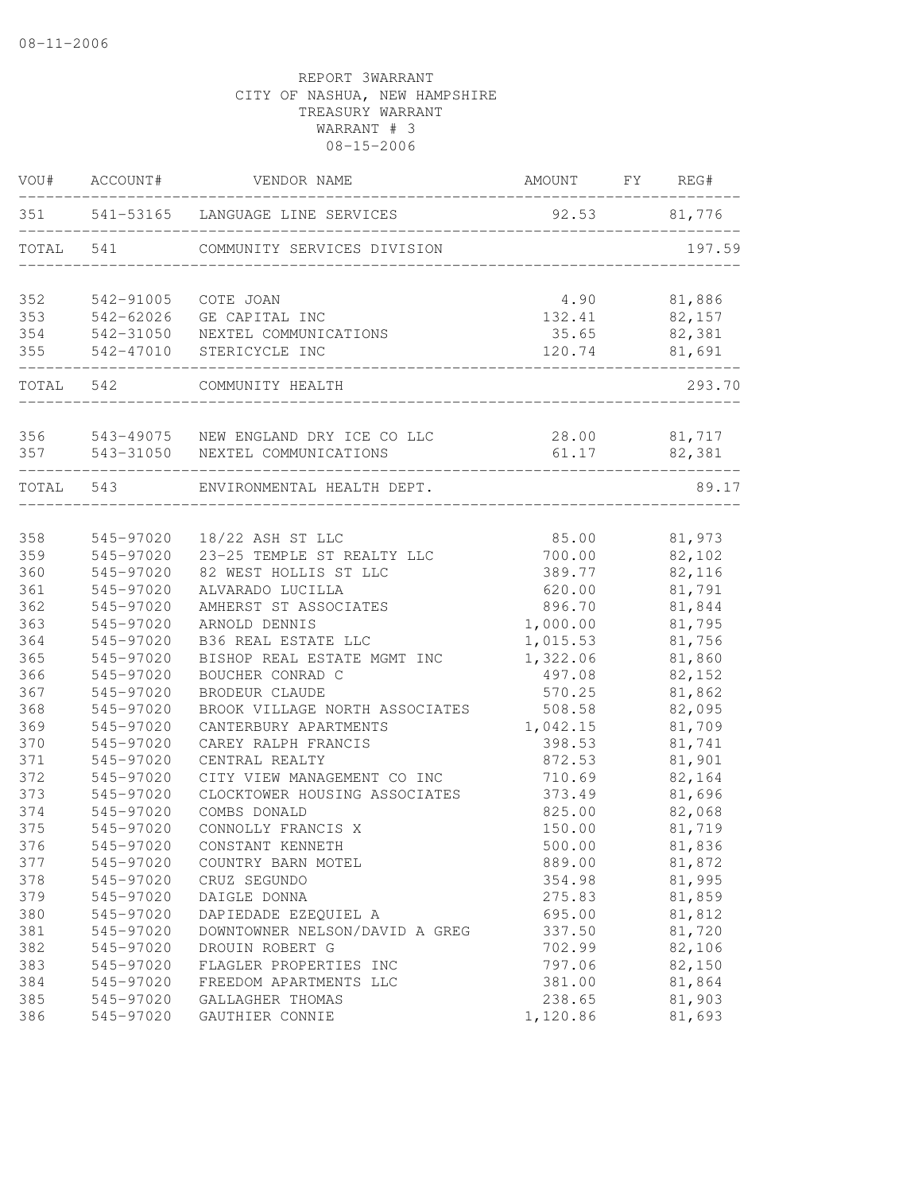08-11-2006

REPORT 3WARRANT
CITY OF NASHUA, NEW HAMPSHIRE
TREASURY WARRANT
WARRANT # 3
08-15-2006

| VOU# | ACCOUNT# | VENDOR NAME | AMOUNT | FY | REG# |
|---|---|---|---|---|---|
| 351 | 541-53165 | LANGUAGE LINE SERVICES | 92.53 | | 81,776 |
| TOTAL | 541 | COMMUNITY SERVICES DIVISION | | | 197.59 |
| 352 | 542-91005 | COTE JOAN | 4.90 | | 81,886 |
| 353 | 542-62026 | GE CAPITAL INC | 132.41 | | 82,157 |
| 354 | 542-31050 | NEXTEL COMMUNICATIONS | 35.65 | | 82,381 |
| 355 | 542-47010 | STERICYCLE INC | 120.74 | | 81,691 |
| TOTAL | 542 | COMMUNITY HEALTH | | | 293.70 |
| 356 | 543-49075 | NEW ENGLAND DRY ICE CO LLC | 28.00 | | 81,717 |
| 357 | 543-31050 | NEXTEL COMMUNICATIONS | 61.17 | | 82,381 |
| TOTAL | 543 | ENVIRONMENTAL HEALTH DEPT. | | | 89.17 |
| 358 | 545-97020 | 18/22 ASH ST LLC | 85.00 | | 81,973 |
| 359 | 545-97020 | 23-25 TEMPLE ST REALTY LLC | 700.00 | | 82,102 |
| 360 | 545-97020 | 82 WEST HOLLIS ST LLC | 389.77 | | 82,116 |
| 361 | 545-97020 | ALVARADO LUCILLA | 620.00 | | 81,791 |
| 362 | 545-97020 | AMHERST ST ASSOCIATES | 896.70 | | 81,844 |
| 363 | 545-97020 | ARNOLD DENNIS | 1,000.00 | | 81,795 |
| 364 | 545-97020 | B36 REAL ESTATE LLC | 1,015.53 | | 81,756 |
| 365 | 545-97020 | BISHOP REAL ESTATE MGMT INC | 1,322.06 | | 81,860 |
| 366 | 545-97020 | BOUCHER CONRAD C | 497.08 | | 82,152 |
| 367 | 545-97020 | BRODEUR CLAUDE | 570.25 | | 81,862 |
| 368 | 545-97020 | BROOK VILLAGE NORTH ASSOCIATES | 508.58 | | 82,095 |
| 369 | 545-97020 | CANTERBURY APARTMENTS | 1,042.15 | | 81,709 |
| 370 | 545-97020 | CAREY RALPH FRANCIS | 398.53 | | 81,741 |
| 371 | 545-97020 | CENTRAL REALTY | 872.53 | | 81,901 |
| 372 | 545-97020 | CITY VIEW MANAGEMENT CO INC | 710.69 | | 82,164 |
| 373 | 545-97020 | CLOCKTOWER HOUSING ASSOCIATES | 373.49 | | 81,696 |
| 374 | 545-97020 | COMBS DONALD | 825.00 | | 82,068 |
| 375 | 545-97020 | CONNOLLY FRANCIS X | 150.00 | | 81,719 |
| 376 | 545-97020 | CONSTANT KENNETH | 500.00 | | 81,836 |
| 377 | 545-97020 | COUNTRY BARN MOTEL | 889.00 | | 81,872 |
| 378 | 545-97020 | CRUZ SEGUNDO | 354.98 | | 81,995 |
| 379 | 545-97020 | DAIGLE DONNA | 275.83 | | 81,859 |
| 380 | 545-97020 | DAPIEDADE EZEQUIEL A | 695.00 | | 81,812 |
| 381 | 545-97020 | DOWNTOWNER NELSON/DAVID A GREG | 337.50 | | 81,720 |
| 382 | 545-97020 | DROUIN ROBERT G | 702.99 | | 82,106 |
| 383 | 545-97020 | FLAGLER PROPERTIES INC | 797.06 | | 82,150 |
| 384 | 545-97020 | FREEDOM APARTMENTS LLC | 381.00 | | 81,864 |
| 385 | 545-97020 | GALLAGHER THOMAS | 238.65 | | 81,903 |
| 386 | 545-97020 | GAUTHIER CONNIE | 1,120.86 | | 81,693 |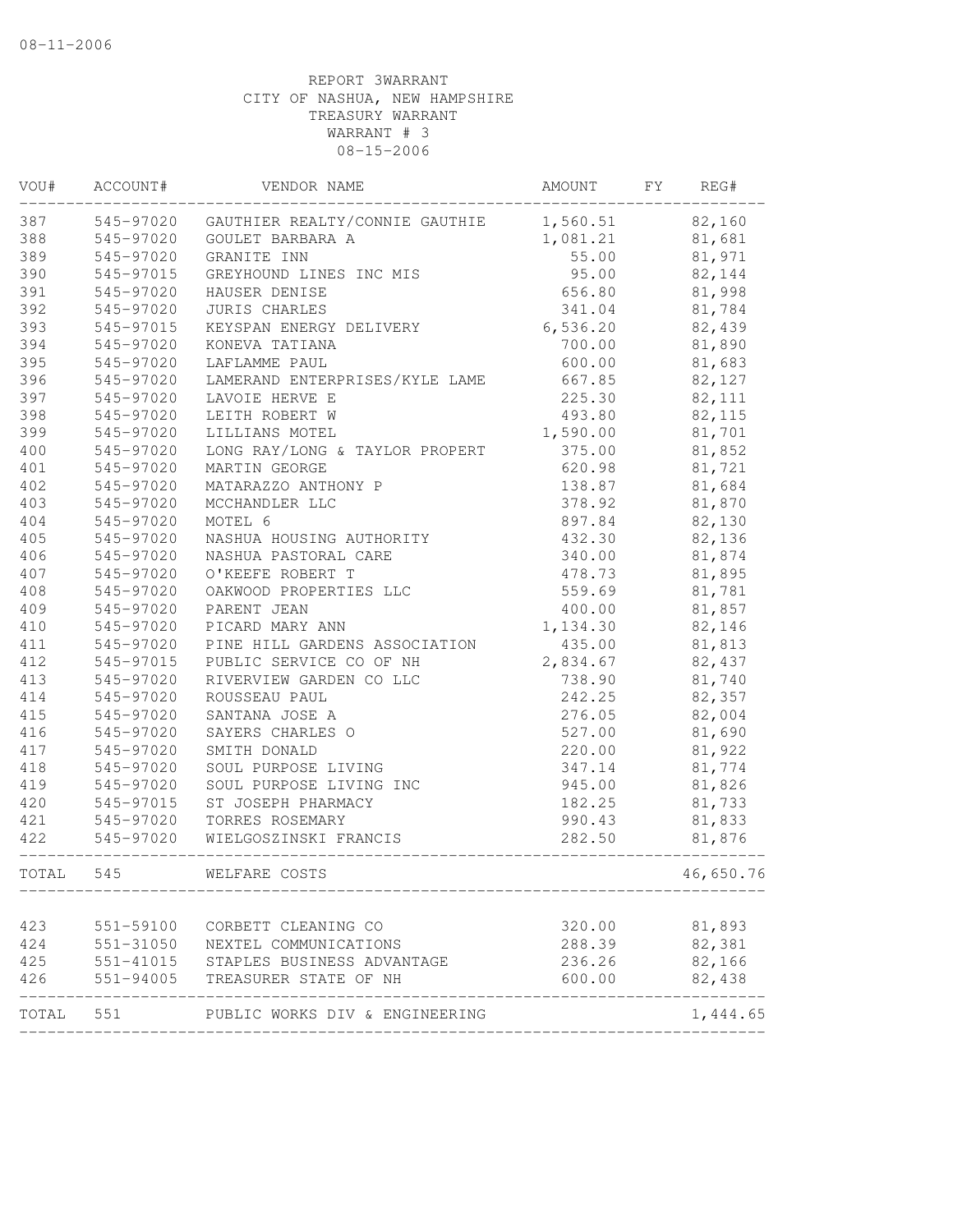08-11-2006

REPORT 3WARRANT
CITY OF NASHUA, NEW HAMPSHIRE
TREASURY WARRANT
WARRANT # 3
08-15-2006

| VOU# | ACCOUNT# | VENDOR NAME | AMOUNT | FY | REG# |
|---|---|---|---|---|---|
| 387 | 545-97020 | GAUTHIER REALTY/CONNIE GAUTHIE | 1,560.51 | | 82,160 |
| 388 | 545-97020 | GOULET BARBARA A | 1,081.21 | | 81,681 |
| 389 | 545-97020 | GRANITE INN | 55.00 | | 81,971 |
| 390 | 545-97015 | GREYHOUND LINES INC MIS | 95.00 | | 82,144 |
| 391 | 545-97020 | HAUSER DENISE | 656.80 | | 81,998 |
| 392 | 545-97020 | JURIS CHARLES | 341.04 | | 81,784 |
| 393 | 545-97015 | KEYSPAN ENERGY DELIVERY | 6,536.20 | | 82,439 |
| 394 | 545-97020 | KONEVA TATIANA | 700.00 | | 81,890 |
| 395 | 545-97020 | LAFLAMME PAUL | 600.00 | | 81,683 |
| 396 | 545-97020 | LAMERAND ENTERPRISES/KYLE LAME | 667.85 | | 82,127 |
| 397 | 545-97020 | LAVOIE HERVE E | 225.30 | | 82,111 |
| 398 | 545-97020 | LEITH ROBERT W | 493.80 | | 82,115 |
| 399 | 545-97020 | LILLIANS MOTEL | 1,590.00 | | 81,701 |
| 400 | 545-97020 | LONG RAY/LONG & TAYLOR PROPERT | 375.00 | | 81,852 |
| 401 | 545-97020 | MARTIN GEORGE | 620.98 | | 81,721 |
| 402 | 545-97020 | MATARAZZO ANTHONY P | 138.87 | | 81,684 |
| 403 | 545-97020 | MCCHANDLER LLC | 378.92 | | 81,870 |
| 404 | 545-97020 | MOTEL 6 | 897.84 | | 82,130 |
| 405 | 545-97020 | NASHUA HOUSING AUTHORITY | 432.30 | | 82,136 |
| 406 | 545-97020 | NASHUA PASTORAL CARE | 340.00 | | 81,874 |
| 407 | 545-97020 | O'KEEFE ROBERT T | 478.73 | | 81,895 |
| 408 | 545-97020 | OAKWOOD PROPERTIES LLC | 559.69 | | 81,781 |
| 409 | 545-97020 | PARENT JEAN | 400.00 | | 81,857 |
| 410 | 545-97020 | PICARD MARY ANN | 1,134.30 | | 82,146 |
| 411 | 545-97020 | PINE HILL GARDENS ASSOCIATION | 435.00 | | 81,813 |
| 412 | 545-97015 | PUBLIC SERVICE CO OF NH | 2,834.67 | | 82,437 |
| 413 | 545-97020 | RIVERVIEW GARDEN CO LLC | 738.90 | | 81,740 |
| 414 | 545-97020 | ROUSSEAU PAUL | 242.25 | | 82,357 |
| 415 | 545-97020 | SANTANA JOSE A | 276.05 | | 82,004 |
| 416 | 545-97020 | SAYERS CHARLES O | 527.00 | | 81,690 |
| 417 | 545-97020 | SMITH DONALD | 220.00 | | 81,922 |
| 418 | 545-97020 | SOUL PURPOSE LIVING | 347.14 | | 81,774 |
| 419 | 545-97020 | SOUL PURPOSE LIVING INC | 945.00 | | 81,826 |
| 420 | 545-97015 | ST JOSEPH PHARMACY | 182.25 | | 81,733 |
| 421 | 545-97020 | TORRES ROSEMARY | 990.43 | | 81,833 |
| 422 | 545-97020 | WIELGOSZINSKI FRANCIS | 282.50 | | 81,876 |
| TOTAL | 545 | WELFARE COSTS | | | 46,650.76 |
| 423 | 551-59100 | CORBETT CLEANING CO | 320.00 | | 81,893 |
| 424 | 551-31050 | NEXTEL COMMUNICATIONS | 288.39 | | 82,381 |
| 425 | 551-41015 | STAPLES BUSINESS ADVANTAGE | 236.26 | | 82,166 |
| 426 | 551-94005 | TREASURER STATE OF NH | 600.00 | | 82,438 |
| TOTAL | 551 | PUBLIC WORKS DIV & ENGINEERING | | | 1,444.65 |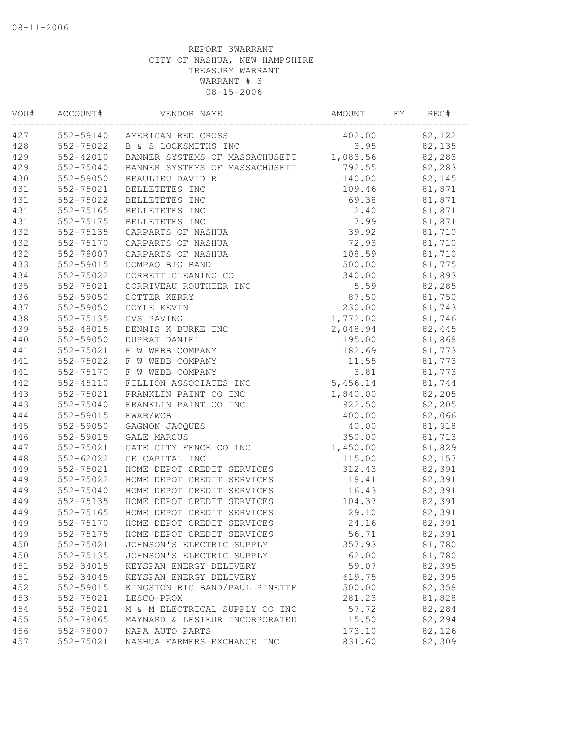REPORT 3WARRANT
CITY OF NASHUA, NEW HAMPSHIRE
TREASURY WARRANT
WARRANT # 3
08-15-2006

| VOU# | ACCOUNT# | VENDOR NAME | AMOUNT | FY | REG# |
|---|---|---|---|---|---|
| 427 | 552-59140 | AMERICAN RED CROSS | 402.00 | | 82,122 |
| 428 | 552-75022 | B & S LOCKSMITHS INC | 3.95 | | 82,135 |
| 429 | 552-42010 | BANNER SYSTEMS OF MASSACHUSETT | 1,083.56 | | 82,283 |
| 429 | 552-75040 | BANNER SYSTEMS OF MASSACHUSETT | 792.55 | | 82,283 |
| 430 | 552-59050 | BEAULIEU DAVID R | 140.00 | | 82,145 |
| 431 | 552-75021 | BELLETETES INC | 109.46 | | 81,871 |
| 431 | 552-75022 | BELLETETES INC | 69.38 | | 81,871 |
| 431 | 552-75165 | BELLETETES INC | 2.40 | | 81,871 |
| 431 | 552-75175 | BELLETETES INC | 7.99 | | 81,871 |
| 432 | 552-75135 | CARPARTS OF NASHUA | 39.92 | | 81,710 |
| 432 | 552-75170 | CARPARTS OF NASHUA | 72.93 | | 81,710 |
| 432 | 552-78007 | CARPARTS OF NASHUA | 108.59 | | 81,710 |
| 433 | 552-59015 | COMPAQ BIG BAND | 500.00 | | 81,775 |
| 434 | 552-75022 | CORBETT CLEANING CO | 340.00 | | 81,893 |
| 435 | 552-75021 | CORRIVEAU ROUTHIER INC | 5.59 | | 82,285 |
| 436 | 552-59050 | COTTER KERRY | 87.50 | | 81,750 |
| 437 | 552-59050 | COYLE KEVIN | 230.00 | | 81,743 |
| 438 | 552-75135 | CVS PAVING | 1,772.00 | | 81,746 |
| 439 | 552-48015 | DENNIS K BURKE INC | 2,048.94 | | 82,445 |
| 440 | 552-59050 | DUPRAT DANIEL | 195.00 | | 81,868 |
| 441 | 552-75021 | F W WEBB COMPANY | 182.69 | | 81,773 |
| 441 | 552-75022 | F W WEBB COMPANY | 11.55 | | 81,773 |
| 441 | 552-75170 | F W WEBB COMPANY | 3.81 | | 81,773 |
| 442 | 552-45110 | FILLION ASSOCIATES INC | 5,456.14 | | 81,744 |
| 443 | 552-75021 | FRANKLIN PAINT CO INC | 1,840.00 | | 82,205 |
| 443 | 552-75040 | FRANKLIN PAINT CO INC | 922.50 | | 82,205 |
| 444 | 552-59015 | FWAR/WCB | 400.00 | | 82,066 |
| 445 | 552-59050 | GAGNON JACQUES | 40.00 | | 81,918 |
| 446 | 552-59015 | GALE MARCUS | 350.00 | | 81,713 |
| 447 | 552-75021 | GATE CITY FENCE CO INC | 1,450.00 | | 81,829 |
| 448 | 552-62022 | GE CAPITAL INC | 115.00 | | 82,157 |
| 449 | 552-75021 | HOME DEPOT CREDIT SERVICES | 312.43 | | 82,391 |
| 449 | 552-75022 | HOME DEPOT CREDIT SERVICES | 18.41 | | 82,391 |
| 449 | 552-75040 | HOME DEPOT CREDIT SERVICES | 16.43 | | 82,391 |
| 449 | 552-75135 | HOME DEPOT CREDIT SERVICES | 104.37 | | 82,391 |
| 449 | 552-75165 | HOME DEPOT CREDIT SERVICES | 29.10 | | 82,391 |
| 449 | 552-75170 | HOME DEPOT CREDIT SERVICES | 24.16 | | 82,391 |
| 449 | 552-75175 | HOME DEPOT CREDIT SERVICES | 56.71 | | 82,391 |
| 450 | 552-75021 | JOHNSON'S ELECTRIC SUPPLY | 357.93 | | 81,780 |
| 450 | 552-75135 | JOHNSON'S ELECTRIC SUPPLY | 62.00 | | 81,780 |
| 451 | 552-34015 | KEYSPAN ENERGY DELIVERY | 59.07 | | 82,395 |
| 451 | 552-34045 | KEYSPAN ENERGY DELIVERY | 619.75 | | 82,395 |
| 452 | 552-59015 | KINGSTON BIG BAND/PAUL PINETTE | 500.00 | | 82,358 |
| 453 | 552-75021 | LESCO-PROX | 281.23 | | 81,828 |
| 454 | 552-75021 | M & M ELECTRICAL SUPPLY CO INC | 57.72 | | 82,284 |
| 455 | 552-78065 | MAYNARD & LESIEUR INCORPORATED | 15.50 | | 82,294 |
| 456 | 552-78007 | NAPA AUTO PARTS | 173.10 | | 82,126 |
| 457 | 552-75021 | NASHUA FARMERS EXCHANGE INC | 831.60 | | 82,309 |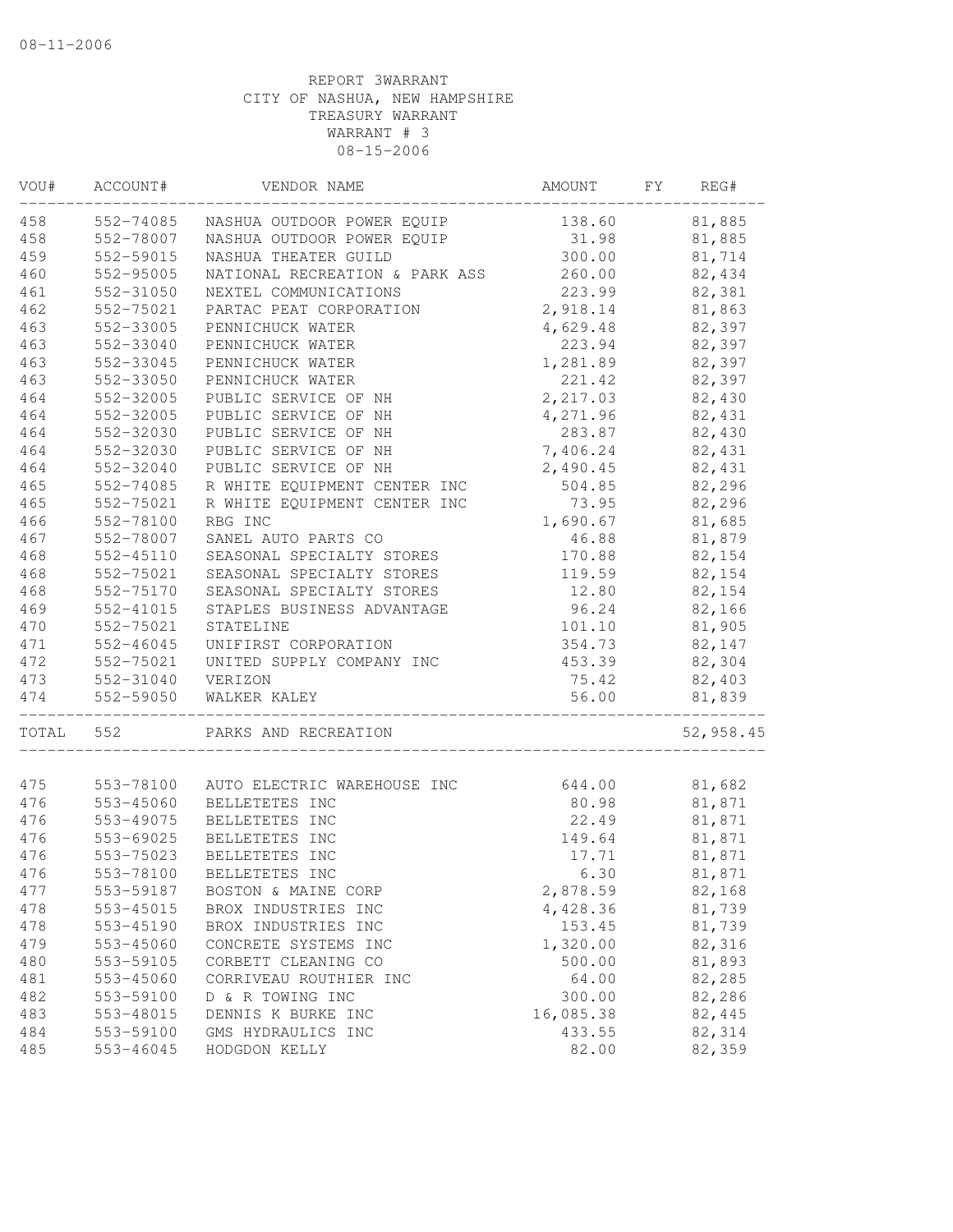08-11-2006

REPORT 3WARRANT
CITY OF NASHUA, NEW HAMPSHIRE
TREASURY WARRANT
WARRANT # 3
08-15-2006

| VOU# | ACCOUNT# | VENDOR NAME | AMOUNT | FY | REG# |
|---|---|---|---|---|---|
| 458 | 552-74085 | NASHUA OUTDOOR POWER EQUIP | 138.60 | | 81,885 |
| 458 | 552-78007 | NASHUA OUTDOOR POWER EQUIP | 31.98 | | 81,885 |
| 459 | 552-59015 | NASHUA THEATER GUILD | 300.00 | | 81,714 |
| 460 | 552-95005 | NATIONAL RECREATION & PARK ASS | 260.00 | | 82,434 |
| 461 | 552-31050 | NEXTEL COMMUNICATIONS | 223.99 | | 82,381 |
| 462 | 552-75021 | PARTAC PEAT CORPORATION | 2,918.14 | | 81,863 |
| 463 | 552-33005 | PENNICHUCK WATER | 4,629.48 | | 82,397 |
| 463 | 552-33040 | PENNICHUCK WATER | 223.94 | | 82,397 |
| 463 | 552-33045 | PENNICHUCK WATER | 1,281.89 | | 82,397 |
| 463 | 552-33050 | PENNICHUCK WATER | 221.42 | | 82,397 |
| 464 | 552-32005 | PUBLIC SERVICE OF NH | 2,217.03 | | 82,430 |
| 464 | 552-32005 | PUBLIC SERVICE OF NH | 4,271.96 | | 82,431 |
| 464 | 552-32030 | PUBLIC SERVICE OF NH | 283.87 | | 82,430 |
| 464 | 552-32030 | PUBLIC SERVICE OF NH | 7,406.24 | | 82,431 |
| 464 | 552-32040 | PUBLIC SERVICE OF NH | 2,490.45 | | 82,431 |
| 465 | 552-74085 | R WHITE EQUIPMENT CENTER INC | 504.85 | | 82,296 |
| 465 | 552-75021 | R WHITE EQUIPMENT CENTER INC | 73.95 | | 82,296 |
| 466 | 552-78100 | RBG INC | 1,690.67 | | 81,685 |
| 467 | 552-78007 | SANEL AUTO PARTS CO | 46.88 | | 81,879 |
| 468 | 552-45110 | SEASONAL SPECIALTY STORES | 170.88 | | 82,154 |
| 468 | 552-75021 | SEASONAL SPECIALTY STORES | 119.59 | | 82,154 |
| 468 | 552-75170 | SEASONAL SPECIALTY STORES | 12.80 | | 82,154 |
| 469 | 552-41015 | STAPLES BUSINESS ADVANTAGE | 96.24 | | 82,166 |
| 470 | 552-75021 | STATELINE | 101.10 | | 81,905 |
| 471 | 552-46045 | UNIFIRST CORPORATION | 354.73 | | 82,147 |
| 472 | 552-75021 | UNITED SUPPLY COMPANY INC | 453.39 | | 82,304 |
| 473 | 552-31040 | VERIZON | 75.42 | | 82,403 |
| 474 | 552-59050 | WALKER KALEY | 56.00 | | 81,839 |
| TOTAL | 552 | PARKS AND RECREATION | | | 52,958.45 |
| 475 | 553-78100 | AUTO ELECTRIC WAREHOUSE INC | 644.00 | | 81,682 |
| 476 | 553-45060 | BELLETETES INC | 80.98 | | 81,871 |
| 476 | 553-49075 | BELLETETES INC | 22.49 | | 81,871 |
| 476 | 553-69025 | BELLETETES INC | 149.64 | | 81,871 |
| 476 | 553-75023 | BELLETETES INC | 17.71 | | 81,871 |
| 476 | 553-78100 | BELLETETES INC | 6.30 | | 81,871 |
| 477 | 553-59187 | BOSTON & MAINE CORP | 2,878.59 | | 82,168 |
| 478 | 553-45015 | BROX INDUSTRIES INC | 4,428.36 | | 81,739 |
| 478 | 553-45190 | BROX INDUSTRIES INC | 153.45 | | 81,739 |
| 479 | 553-45060 | CONCRETE SYSTEMS INC | 1,320.00 | | 82,316 |
| 480 | 553-59105 | CORBETT CLEANING CO | 500.00 | | 81,893 |
| 481 | 553-45060 | CORRIVEAU ROUTHIER INC | 64.00 | | 82,285 |
| 482 | 553-59100 | D & R TOWING INC | 300.00 | | 82,286 |
| 483 | 553-48015 | DENNIS K BURKE INC | 16,085.38 | | 82,445 |
| 484 | 553-59100 | GMS HYDRAULICS INC | 433.55 | | 82,314 |
| 485 | 553-46045 | HODGDON KELLY | 82.00 | | 82,359 |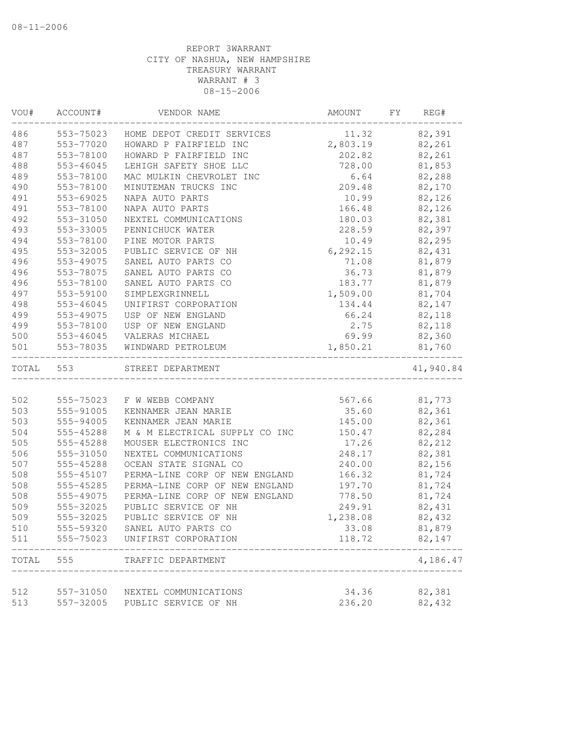08-11-2006

REPORT 3WARRANT
CITY OF NASHUA, NEW HAMPSHIRE
TREASURY WARRANT
WARRANT # 3
08-15-2006

| VOU# | ACCOUNT# | VENDOR NAME | AMOUNT | FY | REG# |
|---|---|---|---|---|---|
| 486 | 553-75023 | HOME DEPOT CREDIT SERVICES | 11.32 | | 82,391 |
| 487 | 553-77020 | HOWARD P FAIRFIELD INC | 2,803.19 | | 82,261 |
| 487 | 553-78100 | HOWARD P FAIRFIELD INC | 202.82 | | 82,261 |
| 488 | 553-46045 | LEHIGH SAFETY SHOE LLC | 728.00 | | 81,853 |
| 489 | 553-78100 | MAC MULKIN CHEVROLET INC | 6.64 | | 82,288 |
| 490 | 553-78100 | MINUTEMAN TRUCKS INC | 209.48 | | 82,170 |
| 491 | 553-69025 | NAPA AUTO PARTS | 10.99 | | 82,126 |
| 491 | 553-78100 | NAPA AUTO PARTS | 166.48 | | 82,126 |
| 492 | 553-31050 | NEXTEL COMMUNICATIONS | 180.03 | | 82,381 |
| 493 | 553-33005 | PENNICHUCK WATER | 228.59 | | 82,397 |
| 494 | 553-78100 | PINE MOTOR PARTS | 10.49 | | 82,295 |
| 495 | 553-32005 | PUBLIC SERVICE OF NH | 6,292.15 | | 82,431 |
| 496 | 553-49075 | SANEL AUTO PARTS CO | 71.08 | | 81,879 |
| 496 | 553-78075 | SANEL AUTO PARTS CO | 36.73 | | 81,879 |
| 496 | 553-78100 | SANEL AUTO PARTS CO | 183.77 | | 81,879 |
| 497 | 553-59100 | SIMPLEXGRINNELL | 1,509.00 | | 81,704 |
| 498 | 553-46045 | UNIFIRST CORPORATION | 134.44 | | 82,147 |
| 499 | 553-49075 | USP OF NEW ENGLAND | 66.24 | | 82,118 |
| 499 | 553-78100 | USP OF NEW ENGLAND | 2.75 | | 82,118 |
| 500 | 553-46045 | VALERAS MICHAEL | 69.99 | | 82,360 |
| 501 | 553-78035 | WINDWARD PETROLEUM | 1,850.21 | | 81,760 |
| TOTAL | 553 | STREET DEPARTMENT | | | 41,940.84 |
| 502 | 555-75023 | F W WEBB COMPANY | 567.66 | | 81,773 |
| 503 | 555-91005 | KENNAMER JEAN MARIE | 35.60 | | 82,361 |
| 503 | 555-94005 | KENNAMER JEAN MARIE | 145.00 | | 82,361 |
| 504 | 555-45288 | M & M ELECTRICAL SUPPLY CO INC | 150.47 | | 82,284 |
| 505 | 555-45288 | MOUSER ELECTRONICS INC | 17.26 | | 82,212 |
| 506 | 555-31050 | NEXTEL COMMUNICATIONS | 248.17 | | 82,381 |
| 507 | 555-45288 | OCEAN STATE SIGNAL CO | 240.00 | | 82,156 |
| 508 | 555-45107 | PERMA-LINE CORP OF NEW ENGLAND | 166.32 | | 81,724 |
| 508 | 555-45285 | PERMA-LINE CORP OF NEW ENGLAND | 197.70 | | 81,724 |
| 508 | 555-49075 | PERMA-LINE CORP OF NEW ENGLAND | 778.50 | | 81,724 |
| 509 | 555-32025 | PUBLIC SERVICE OF NH | 249.91 | | 82,431 |
| 509 | 555-32025 | PUBLIC SERVICE OF NH | 1,238.08 | | 82,432 |
| 510 | 555-59320 | SANEL AUTO PARTS CO | 33.08 | | 81,879 |
| 511 | 555-75023 | UNIFIRST CORPORATION | 118.72 | | 82,147 |
| TOTAL | 555 | TRAFFIC DEPARTMENT | | | 4,186.47 |
| 512 | 557-31050 | NEXTEL COMMUNICATIONS | 34.36 | | 82,381 |
| 513 | 557-32005 | PUBLIC SERVICE OF NH | 236.20 | | 82,432 |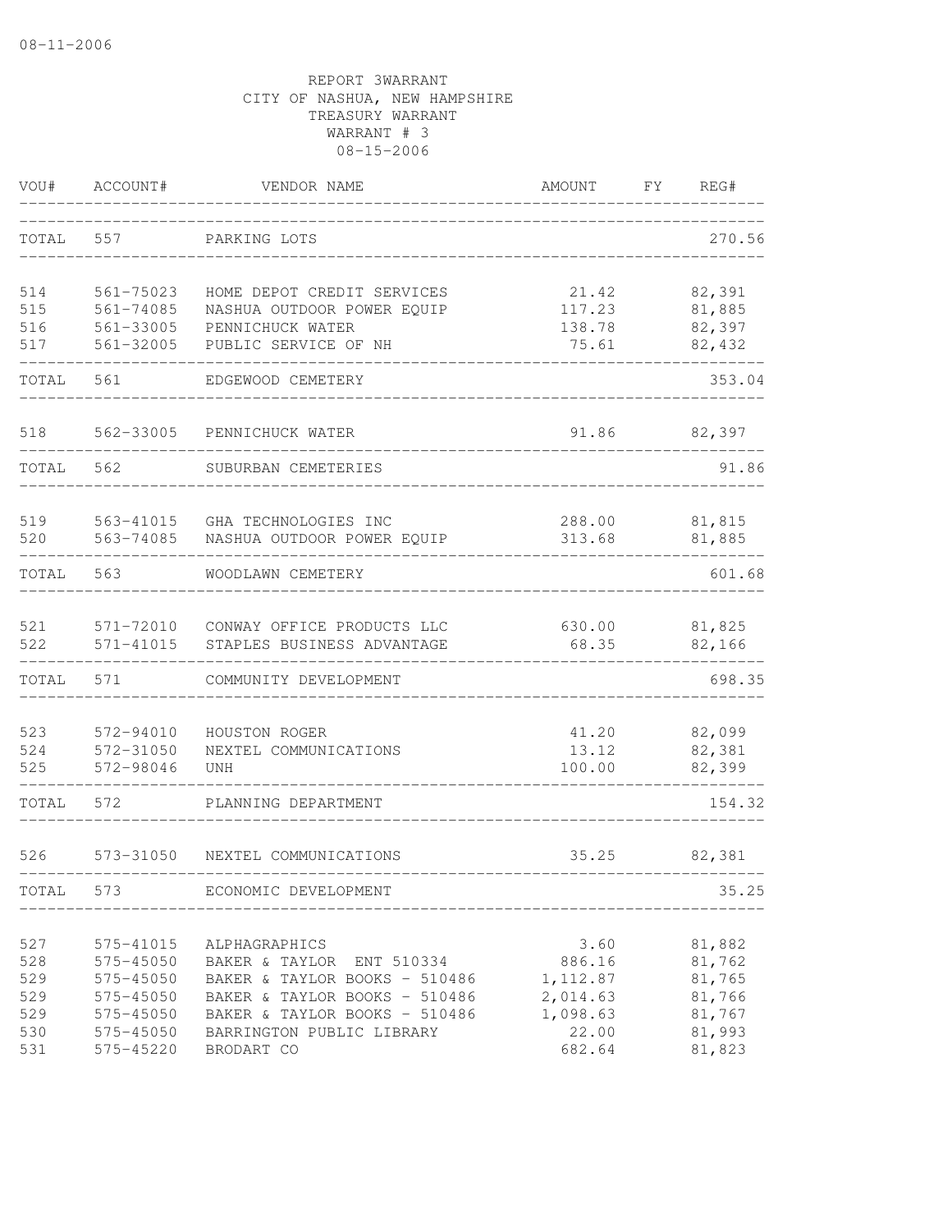08-11-2006

REPORT 3WARRANT
CITY OF NASHUA, NEW HAMPSHIRE
TREASURY WARRANT
WARRANT # 3
08-15-2006

| VOU# | ACCOUNT# | VENDOR NAME | AMOUNT | FY | REG# |
|---|---|---|---|---|---|
| TOTAL | 557 | PARKING LOTS | | | 270.56 |
| 514 | 561-75023 | HOME DEPOT CREDIT SERVICES | 21.42 | | 82,391 |
| 515 | 561-74085 | NASHUA OUTDOOR POWER EQUIP | 117.23 | | 81,885 |
| 516 | 561-33005 | PENNICHUCK WATER | 138.78 | | 82,397 |
| 517 | 561-32005 | PUBLIC SERVICE OF NH | 75.61 | | 82,432 |
| TOTAL | 561 | EDGEWOOD CEMETERY | | | 353.04 |
| 518 | 562-33005 | PENNICHUCK WATER | 91.86 | | 82,397 |
| TOTAL | 562 | SUBURBAN CEMETERIES | | | 91.86 |
| 519 | 563-41015 | GHA TECHNOLOGIES INC | 288.00 | | 81,815 |
| 520 | 563-74085 | NASHUA OUTDOOR POWER EQUIP | 313.68 | | 81,885 |
| TOTAL | 563 | WOODLAWN CEMETERY | | | 601.68 |
| 521 | 571-72010 | CONWAY OFFICE PRODUCTS LLC | 630.00 | | 81,825 |
| 522 | 571-41015 | STAPLES BUSINESS ADVANTAGE | 68.35 | | 82,166 |
| TOTAL | 571 | COMMUNITY DEVELOPMENT | | | 698.35 |
| 523 | 572-94010 | HOUSTON ROGER | 41.20 | | 82,099 |
| 524 | 572-31050 | NEXTEL COMMUNICATIONS | 13.12 | | 82,381 |
| 525 | 572-98046 | UNH | 100.00 | | 82,399 |
| TOTAL | 572 | PLANNING DEPARTMENT | | | 154.32 |
| 526 | 573-31050 | NEXTEL COMMUNICATIONS | 35.25 | | 82,381 |
| TOTAL | 573 | ECONOMIC DEVELOPMENT | | | 35.25 |
| 527 | 575-41015 | ALPHAGRAPHICS | 3.60 | | 81,882 |
| 528 | 575-45050 | BAKER & TAYLOR ENT 510334 | 886.16 | | 81,762 |
| 529 | 575-45050 | BAKER & TAYLOR BOOKS - 510486 | 1,112.87 | | 81,765 |
| 529 | 575-45050 | BAKER & TAYLOR BOOKS - 510486 | 2,014.63 | | 81,766 |
| 529 | 575-45050 | BAKER & TAYLOR BOOKS - 510486 | 1,098.63 | | 81,767 |
| 530 | 575-45050 | BARRINGTON PUBLIC LIBRARY | 22.00 | | 81,993 |
| 531 | 575-45220 | BRODART CO | 682.64 | | 81,823 |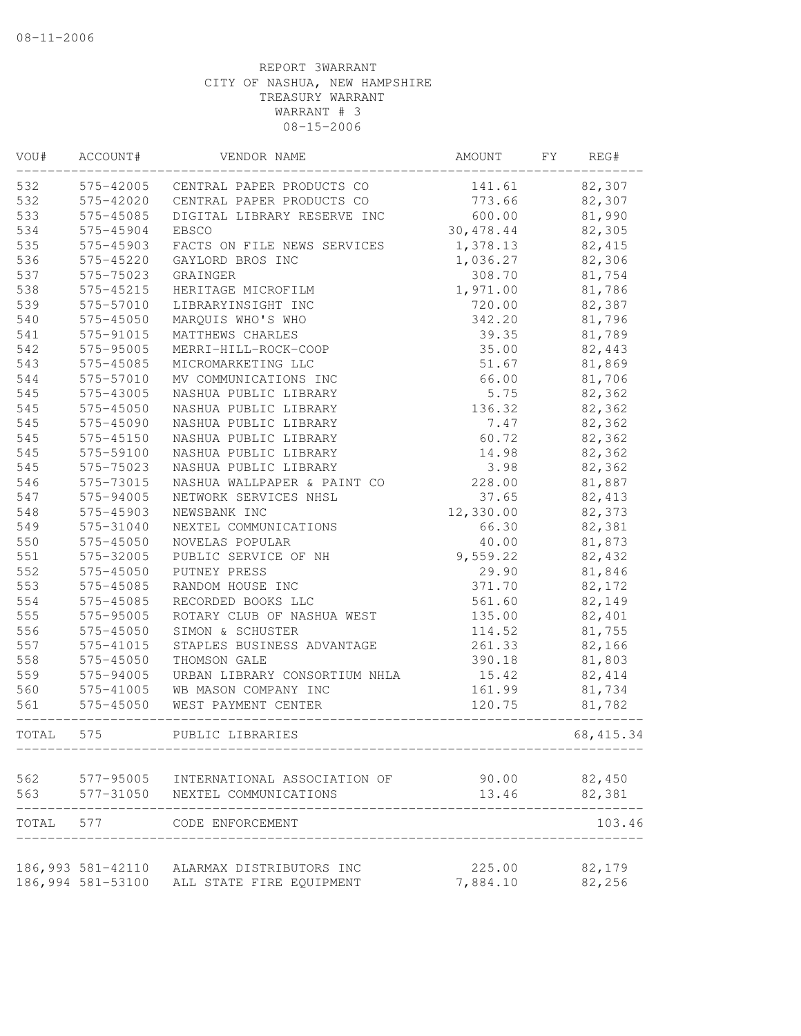08-11-2006

REPORT 3WARRANT
CITY OF NASHUA, NEW HAMPSHIRE
TREASURY WARRANT
WARRANT # 3
08-15-2006

| VOU# | ACCOUNT# | VENDOR NAME | AMOUNT | FY | REG# |
|---|---|---|---|---|---|
| 532 | 575-42005 | CENTRAL PAPER PRODUCTS CO | 141.61 | | 82,307 |
| 532 | 575-42020 | CENTRAL PAPER PRODUCTS CO | 773.66 | | 82,307 |
| 533 | 575-45085 | DIGITAL LIBRARY RESERVE INC | 600.00 | | 81,990 |
| 534 | 575-45904 | EBSCO | 30,478.44 | | 82,305 |
| 535 | 575-45903 | FACTS ON FILE NEWS SERVICES | 1,378.13 | | 82,415 |
| 536 | 575-45220 | GAYLORD BROS INC | 1,036.27 | | 82,306 |
| 537 | 575-75023 | GRAINGER | 308.70 | | 81,754 |
| 538 | 575-45215 | HERITAGE MICROFILM | 1,971.00 | | 81,786 |
| 539 | 575-57010 | LIBRARYINSIGHT INC | 720.00 | | 82,387 |
| 540 | 575-45050 | MARQUIS WHO'S WHO | 342.20 | | 81,796 |
| 541 | 575-91015 | MATTHEWS CHARLES | 39.35 | | 81,789 |
| 542 | 575-95005 | MERRI-HILL-ROCK-COOP | 35.00 | | 82,443 |
| 543 | 575-45085 | MICROMARKETING LLC | 51.67 | | 81,869 |
| 544 | 575-57010 | MV COMMUNICATIONS INC | 66.00 | | 81,706 |
| 545 | 575-43005 | NASHUA PUBLIC LIBRARY | 5.75 | | 82,362 |
| 545 | 575-45050 | NASHUA PUBLIC LIBRARY | 136.32 | | 82,362 |
| 545 | 575-45090 | NASHUA PUBLIC LIBRARY | 7.47 | | 82,362 |
| 545 | 575-45150 | NASHUA PUBLIC LIBRARY | 60.72 | | 82,362 |
| 545 | 575-59100 | NASHUA PUBLIC LIBRARY | 14.98 | | 82,362 |
| 545 | 575-75023 | NASHUA PUBLIC LIBRARY | 3.98 | | 82,362 |
| 546 | 575-73015 | NASHUA WALLPAPER & PAINT CO | 228.00 | | 81,887 |
| 547 | 575-94005 | NETWORK SERVICES NHSL | 37.65 | | 82,413 |
| 548 | 575-45903 | NEWSBANK INC | 12,330.00 | | 82,373 |
| 549 | 575-31040 | NEXTEL COMMUNICATIONS | 66.30 | | 82,381 |
| 550 | 575-45050 | NOVELAS POPULAR | 40.00 | | 81,873 |
| 551 | 575-32005 | PUBLIC SERVICE OF NH | 9,559.22 | | 82,432 |
| 552 | 575-45050 | PUTNEY PRESS | 29.90 | | 81,846 |
| 553 | 575-45085 | RANDOM HOUSE INC | 371.70 | | 82,172 |
| 554 | 575-45085 | RECORDED BOOKS LLC | 561.60 | | 82,149 |
| 555 | 575-95005 | ROTARY CLUB OF NASHUA WEST | 135.00 | | 82,401 |
| 556 | 575-45050 | SIMON & SCHUSTER | 114.52 | | 81,755 |
| 557 | 575-41015 | STAPLES BUSINESS ADVANTAGE | 261.33 | | 82,166 |
| 558 | 575-45050 | THOMSON GALE | 390.18 | | 81,803 |
| 559 | 575-94005 | URBAN LIBRARY CONSORTIUM NHLA | 15.42 | | 82,414 |
| 560 | 575-41005 | WB MASON COMPANY INC | 161.99 | | 81,734 |
| 561 | 575-45050 | WEST PAYMENT CENTER | 120.75 | | 81,782 |
| TOTAL | 575 | PUBLIC LIBRARIES | | | 68,415.34 |
| 562 | 577-95005 | INTERNATIONAL ASSOCIATION OF | 90.00 | | 82,450 |
| 563 | 577-31050 | NEXTEL COMMUNICATIONS | 13.46 | | 82,381 |
| TOTAL | 577 | CODE ENFORCEMENT | | | 103.46 |
| 186,993 | 581-42110 | ALARMAX DISTRIBUTORS INC | 225.00 | | 82,179 |
| 186,994 | 581-53100 | ALL STATE FIRE EQUIPMENT | 7,884.10 | | 82,256 |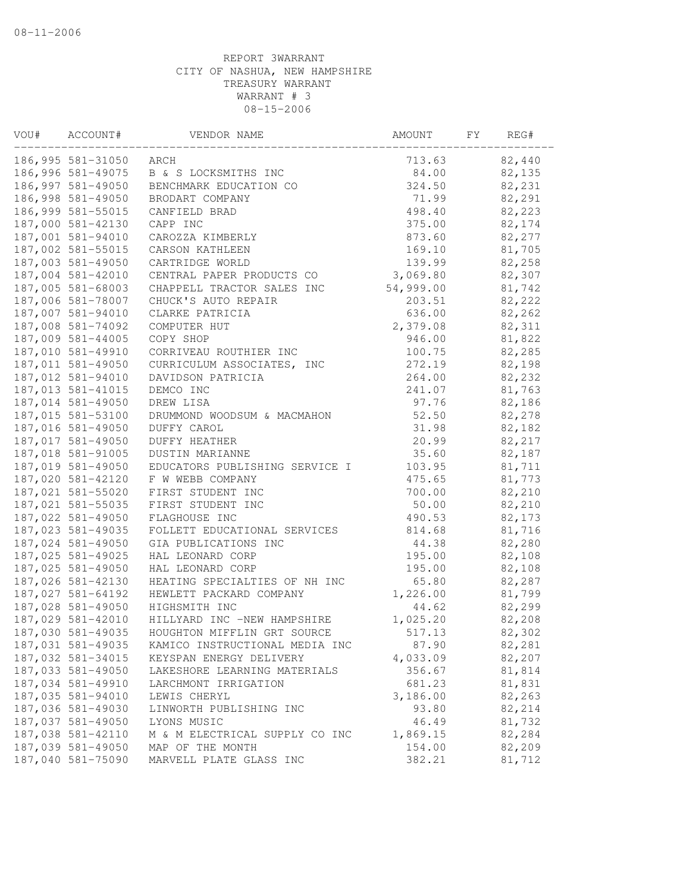REPORT 3WARRANT
CITY OF NASHUA, NEW HAMPSHIRE
TREASURY WARRANT
WARRANT # 3
08-15-2006

| VOU# | ACCOUNT# | VENDOR NAME | AMOUNT | FY | REG# |
|---|---|---|---|---|---|
| 186,995 | 581-31050 | ARCH | 713.63 | | 82,440 |
| 186,996 | 581-49075 | B & S LOCKSMITHS INC | 84.00 | | 82,135 |
| 186,997 | 581-49050 | BENCHMARK EDUCATION CO | 324.50 | | 82,231 |
| 186,998 | 581-49050 | BRODART COMPANY | 71.99 | | 82,291 |
| 186,999 | 581-55015 | CANFIELD BRAD | 498.40 | | 82,223 |
| 187,000 | 581-42130 | CAPP INC | 375.00 | | 82,174 |
| 187,001 | 581-94010 | CAROZZA KIMBERLY | 873.60 | | 82,277 |
| 187,002 | 581-55015 | CARSON KATHLEEN | 169.10 | | 81,705 |
| 187,003 | 581-49050 | CARTRIDGE WORLD | 139.99 | | 82,258 |
| 187,004 | 581-42010 | CENTRAL PAPER PRODUCTS CO | 3,069.80 | | 82,307 |
| 187,005 | 581-68003 | CHAPPELL TRACTOR SALES INC | 54,999.00 | | 81,742 |
| 187,006 | 581-78007 | CHUCK'S AUTO REPAIR | 203.51 | | 82,222 |
| 187,007 | 581-94010 | CLARKE PATRICIA | 636.00 | | 82,262 |
| 187,008 | 581-74092 | COMPUTER HUT | 2,379.08 | | 82,311 |
| 187,009 | 581-44005 | COPY SHOP | 946.00 | | 81,822 |
| 187,010 | 581-49910 | CORRIVEAU ROUTHIER INC | 100.75 | | 82,285 |
| 187,011 | 581-49050 | CURRICULUM ASSOCIATES, INC | 272.19 | | 82,198 |
| 187,012 | 581-94010 | DAVIDSON PATRICIA | 264.00 | | 82,232 |
| 187,013 | 581-41015 | DEMCO INC | 241.07 | | 81,763 |
| 187,014 | 581-49050 | DREW LISA | 97.76 | | 82,186 |
| 187,015 | 581-53100 | DRUMMOND WOODSUM & MACMAHON | 52.50 | | 82,278 |
| 187,016 | 581-49050 | DUFFY CAROL | 31.98 | | 82,182 |
| 187,017 | 581-49050 | DUFFY HEATHER | 20.99 | | 82,217 |
| 187,018 | 581-91005 | DUSTIN MARIANNE | 35.60 | | 82,187 |
| 187,019 | 581-49050 | EDUCATORS PUBLISHING SERVICE I | 103.95 | | 81,711 |
| 187,020 | 581-42120 | F W WEBB COMPANY | 475.65 | | 81,773 |
| 187,021 | 581-55020 | FIRST STUDENT INC | 700.00 | | 82,210 |
| 187,021 | 581-55035 | FIRST STUDENT INC | 50.00 | | 82,210 |
| 187,022 | 581-49050 | FLAGHOUSE INC | 490.53 | | 82,173 |
| 187,023 | 581-49035 | FOLLETT EDUCATIONAL SERVICES | 814.68 | | 81,716 |
| 187,024 | 581-49050 | GIA PUBLICATIONS INC | 44.38 | | 82,280 |
| 187,025 | 581-49025 | HAL LEONARD CORP | 195.00 | | 82,108 |
| 187,025 | 581-49050 | HAL LEONARD CORP | 195.00 | | 82,108 |
| 187,026 | 581-42130 | HEATING SPECIALTIES OF NH INC | 65.80 | | 82,287 |
| 187,027 | 581-64192 | HEWLETT PACKARD COMPANY | 1,226.00 | | 81,799 |
| 187,028 | 581-49050 | HIGHSMITH INC | 44.62 | | 82,299 |
| 187,029 | 581-42010 | HILLYARD INC -NEW HAMPSHIRE | 1,025.20 | | 82,208 |
| 187,030 | 581-49035 | HOUGHTON MIFFLIN GRT SOURCE | 517.13 | | 82,302 |
| 187,031 | 581-49035 | KAMICO INSTRUCTIONAL MEDIA INC | 87.90 | | 82,281 |
| 187,032 | 581-34015 | KEYSPAN ENERGY DELIVERY | 4,033.09 | | 82,207 |
| 187,033 | 581-49050 | LAKESHORE LEARNING MATERIALS | 356.67 | | 81,814 |
| 187,034 | 581-49910 | LARCHMONT IRRIGATION | 681.23 | | 81,831 |
| 187,035 | 581-94010 | LEWIS CHERYL | 3,186.00 | | 82,263 |
| 187,036 | 581-49030 | LINWORTH PUBLISHING INC | 93.80 | | 82,214 |
| 187,037 | 581-49050 | LYONS MUSIC | 46.49 | | 81,732 |
| 187,038 | 581-42110 | M & M ELECTRICAL SUPPLY CO INC | 1,869.15 | | 82,284 |
| 187,039 | 581-49050 | MAP OF THE MONTH | 154.00 | | 82,209 |
| 187,040 | 581-75090 | MARVELL PLATE GLASS INC | 382.21 | | 81,712 |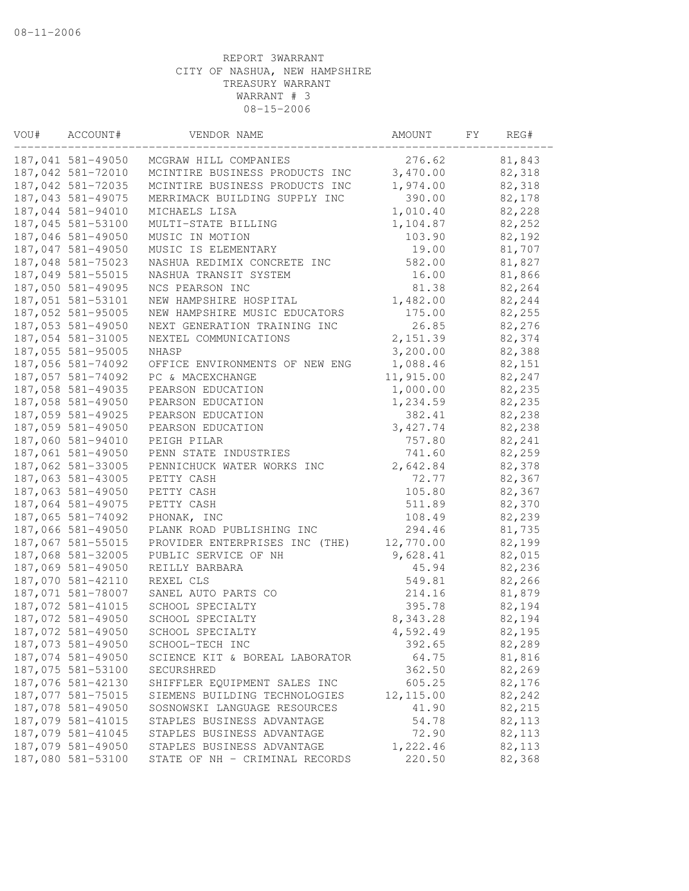08-11-2006

REPORT 3WARRANT
CITY OF NASHUA, NEW HAMPSHIRE
TREASURY WARRANT
WARRANT # 3
08-15-2006

| VOU# | ACCOUNT# | VENDOR NAME | AMOUNT | FY | REG# |
|---|---|---|---|---|---|
| 187,041 | 581-49050 | MCGRAW HILL COMPANIES | 276.62 | | 81,843 |
| 187,042 | 581-72010 | MCINTIRE BUSINESS PRODUCTS INC | 3,470.00 | | 82,318 |
| 187,042 | 581-72035 | MCINTIRE BUSINESS PRODUCTS INC | 1,974.00 | | 82,318 |
| 187,043 | 581-49075 | MERRIMACK BUILDING SUPPLY INC | 390.00 | | 82,178 |
| 187,044 | 581-94010 | MICHAELS LISA | 1,010.40 | | 82,228 |
| 187,045 | 581-53100 | MULTI-STATE BILLING | 1,104.87 | | 82,252 |
| 187,046 | 581-49050 | MUSIC IN MOTION | 103.90 | | 82,192 |
| 187,047 | 581-49050 | MUSIC IS ELEMENTARY | 19.00 | | 81,707 |
| 187,048 | 581-75023 | NASHUA REDIMIX CONCRETE INC | 582.00 | | 81,827 |
| 187,049 | 581-55015 | NASHUA TRANSIT SYSTEM | 16.00 | | 81,866 |
| 187,050 | 581-49095 | NCS PEARSON INC | 81.38 | | 82,264 |
| 187,051 | 581-53101 | NEW HAMPSHIRE HOSPITAL | 1,482.00 | | 82,244 |
| 187,052 | 581-95005 | NEW HAMPSHIRE MUSIC EDUCATORS | 175.00 | | 82,255 |
| 187,053 | 581-49050 | NEXT GENERATION TRAINING INC | 26.85 | | 82,276 |
| 187,054 | 581-31005 | NEXTEL COMMUNICATIONS | 2,151.39 | | 82,374 |
| 187,055 | 581-95005 | NHASP | 3,200.00 | | 82,388 |
| 187,056 | 581-74092 | OFFICE ENVIRONMENTS OF NEW ENG | 1,088.46 | | 82,151 |
| 187,057 | 581-74092 | PC & MACEXCHANGE | 11,915.00 | | 82,247 |
| 187,058 | 581-49035 | PEARSON EDUCATION | 1,000.00 | | 82,235 |
| 187,058 | 581-49050 | PEARSON EDUCATION | 1,234.59 | | 82,235 |
| 187,059 | 581-49025 | PEARSON EDUCATION | 382.41 | | 82,238 |
| 187,059 | 581-49050 | PEARSON EDUCATION | 3,427.74 | | 82,238 |
| 187,060 | 581-94010 | PEIGH PILAR | 757.80 | | 82,241 |
| 187,061 | 581-49050 | PENN STATE INDUSTRIES | 741.60 | | 82,259 |
| 187,062 | 581-33005 | PENNICHUCK WATER WORKS INC | 2,642.84 | | 82,378 |
| 187,063 | 581-43005 | PETTY CASH | 72.77 | | 82,367 |
| 187,063 | 581-49050 | PETTY CASH | 105.80 | | 82,367 |
| 187,064 | 581-49075 | PETTY CASH | 511.89 | | 82,370 |
| 187,065 | 581-74092 | PHONAK, INC | 108.49 | | 82,239 |
| 187,066 | 581-49050 | PLANK ROAD PUBLISHING INC | 294.46 | | 81,735 |
| 187,067 | 581-55015 | PROVIDER ENTERPRISES INC (THE) | 12,770.00 | | 82,199 |
| 187,068 | 581-32005 | PUBLIC SERVICE OF NH | 9,628.41 | | 82,015 |
| 187,069 | 581-49050 | REILLY BARBARA | 45.94 | | 82,236 |
| 187,070 | 581-42110 | REXEL CLS | 549.81 | | 82,266 |
| 187,071 | 581-78007 | SANEL AUTO PARTS CO | 214.16 | | 81,879 |
| 187,072 | 581-41015 | SCHOOL SPECIALTY | 395.78 | | 82,194 |
| 187,072 | 581-49050 | SCHOOL SPECIALTY | 8,343.28 | | 82,194 |
| 187,072 | 581-49050 | SCHOOL SPECIALTY | 4,592.49 | | 82,195 |
| 187,073 | 581-49050 | SCHOOL-TECH INC | 392.65 | | 82,289 |
| 187,074 | 581-49050 | SCIENCE KIT & BOREAL LABORATOR | 64.75 | | 81,816 |
| 187,075 | 581-53100 | SECURSHRED | 362.50 | | 82,269 |
| 187,076 | 581-42130 | SHIFFLER EQUIPMENT SALES INC | 605.25 | | 82,176 |
| 187,077 | 581-75015 | SIEMENS BUILDING TECHNOLOGIES | 12,115.00 | | 82,242 |
| 187,078 | 581-49050 | SOSNOWSKI LANGUAGE RESOURCES | 41.90 | | 82,215 |
| 187,079 | 581-41015 | STAPLES BUSINESS ADVANTAGE | 54.78 | | 82,113 |
| 187,079 | 581-41045 | STAPLES BUSINESS ADVANTAGE | 72.90 | | 82,113 |
| 187,079 | 581-49050 | STAPLES BUSINESS ADVANTAGE | 1,222.46 | | 82,113 |
| 187,080 | 581-53100 | STATE OF NH - CRIMINAL RECORDS | 220.50 | | 82,368 |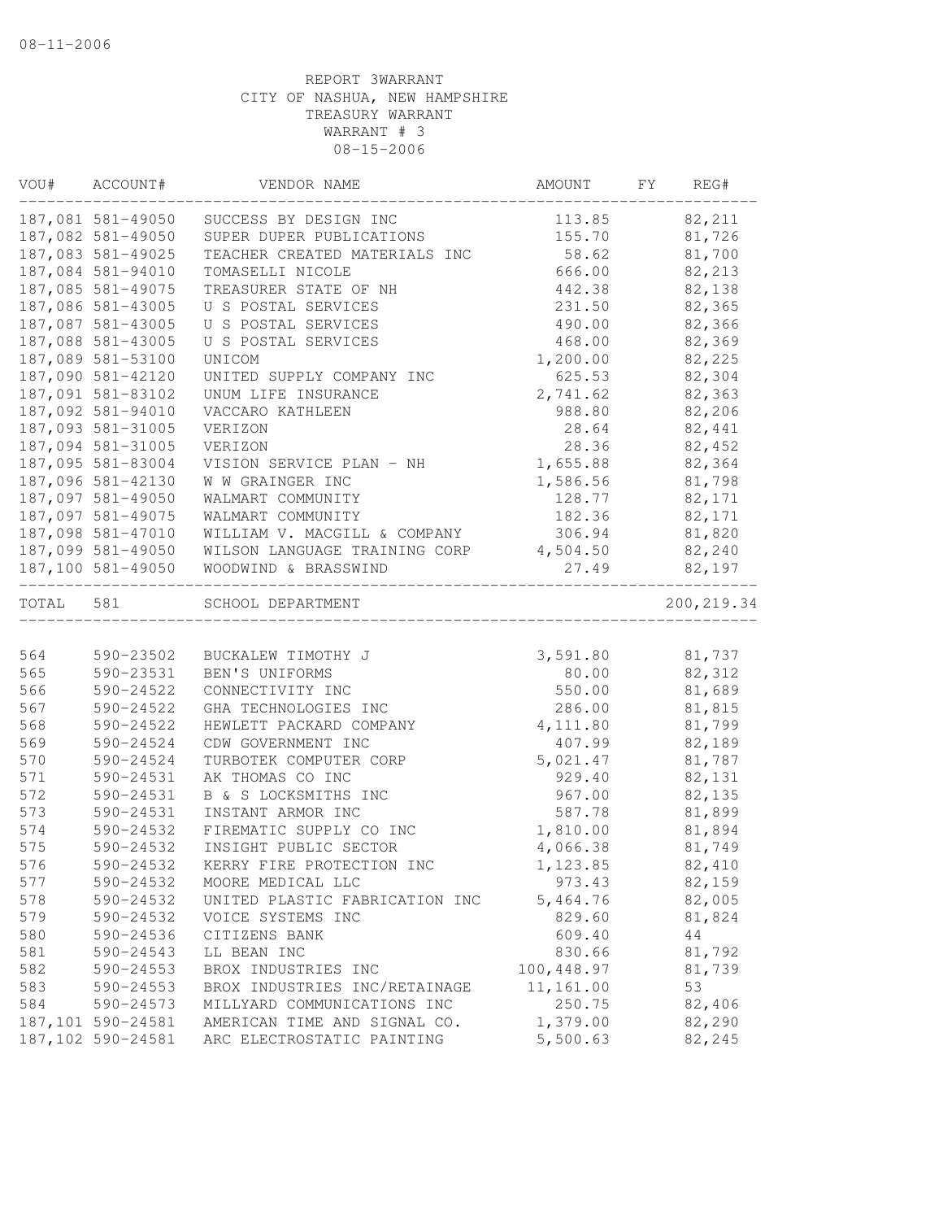08-11-2006

REPORT 3WARRANT
CITY OF NASHUA, NEW HAMPSHIRE
TREASURY WARRANT
WARRANT # 3
08-15-2006

| VOU# | ACCOUNT# | VENDOR NAME | AMOUNT | FY | REG# |
|---|---|---|---|---|---|
| 187,081 | 581-49050 | SUCCESS BY DESIGN INC | 113.85 | | 82,211 |
| 187,082 | 581-49050 | SUPER DUPER PUBLICATIONS | 155.70 | | 81,726 |
| 187,083 | 581-49025 | TEACHER CREATED MATERIALS INC | 58.62 | | 81,700 |
| 187,084 | 581-94010 | TOMASELLI NICOLE | 666.00 | | 82,213 |
| 187,085 | 581-49075 | TREASURER STATE OF NH | 442.38 | | 82,138 |
| 187,086 | 581-43005 | U S POSTAL SERVICES | 231.50 | | 82,365 |
| 187,087 | 581-43005 | U S POSTAL SERVICES | 490.00 | | 82,366 |
| 187,088 | 581-43005 | U S POSTAL SERVICES | 468.00 | | 82,369 |
| 187,089 | 581-53100 | UNICOM | 1,200.00 | | 82,225 |
| 187,090 | 581-42120 | UNITED SUPPLY COMPANY INC | 625.53 | | 82,304 |
| 187,091 | 581-83102 | UNUM LIFE INSURANCE | 2,741.62 | | 82,363 |
| 187,092 | 581-94010 | VACCARO KATHLEEN | 988.80 | | 82,206 |
| 187,093 | 581-31005 | VERIZON | 28.64 | | 82,441 |
| 187,094 | 581-31005 | VERIZON | 28.36 | | 82,452 |
| 187,095 | 581-83004 | VISION SERVICE PLAN - NH | 1,655.88 | | 82,364 |
| 187,096 | 581-42130 | W W GRAINGER INC | 1,586.56 | | 81,798 |
| 187,097 | 581-49050 | WALMART COMMUNITY | 128.77 | | 82,171 |
| 187,097 | 581-49075 | WALMART COMMUNITY | 182.36 | | 82,171 |
| 187,098 | 581-47010 | WILLIAM V. MACGILL & COMPANY | 306.94 | | 81,820 |
| 187,099 | 581-49050 | WILSON LANGUAGE TRAINING CORP | 4,504.50 | | 82,240 |
| 187,100 | 581-49050 | WOODWIND & BRASSWIND | 27.49 | | 82,197 |
| TOTAL | 581 | SCHOOL DEPARTMENT | | | 200,219.34 |
| 564 | 590-23502 | BUCKALEW TIMOTHY J | 3,591.80 | | 81,737 |
| 565 | 590-23531 | BEN'S UNIFORMS | 80.00 | | 82,312 |
| 566 | 590-24522 | CONNECTIVITY INC | 550.00 | | 81,689 |
| 567 | 590-24522 | GHA TECHNOLOGIES INC | 286.00 | | 81,815 |
| 568 | 590-24522 | HEWLETT PACKARD COMPANY | 4,111.80 | | 81,799 |
| 569 | 590-24524 | CDW GOVERNMENT INC | 407.99 | | 82,189 |
| 570 | 590-24524 | TURBOTEK COMPUTER CORP | 5,021.47 | | 81,787 |
| 571 | 590-24531 | AK THOMAS CO INC | 929.40 | | 82,131 |
| 572 | 590-24531 | B & S LOCKSMITHS INC | 967.00 | | 82,135 |
| 573 | 590-24531 | INSTANT ARMOR INC | 587.78 | | 81,899 |
| 574 | 590-24532 | FIREMATIC SUPPLY CO INC | 1,810.00 | | 81,894 |
| 575 | 590-24532 | INSIGHT PUBLIC SECTOR | 4,066.38 | | 81,749 |
| 576 | 590-24532 | KERRY FIRE PROTECTION INC | 1,123.85 | | 82,410 |
| 577 | 590-24532 | MOORE MEDICAL LLC | 973.43 | | 82,159 |
| 578 | 590-24532 | UNITED PLASTIC FABRICATION INC | 5,464.76 | | 82,005 |
| 579 | 590-24532 | VOICE SYSTEMS INC | 829.60 | | 81,824 |
| 580 | 590-24536 | CITIZENS BANK | 609.40 | | 44 |
| 581 | 590-24543 | LL BEAN INC | 830.66 | | 81,792 |
| 582 | 590-24553 | BROX INDUSTRIES INC | 100,448.97 | | 81,739 |
| 583 | 590-24553 | BROX INDUSTRIES INC/RETAINAGE | 11,161.00 | | 53 |
| 584 | 590-24573 | MILLYARD COMMUNICATIONS INC | 250.75 | | 82,406 |
| 187,101 | 590-24581 | AMERICAN TIME AND SIGNAL CO. | 1,379.00 | | 82,290 |
| 187,102 | 590-24581 | ARC ELECTROSTATIC PAINTING | 5,500.63 | | 82,245 |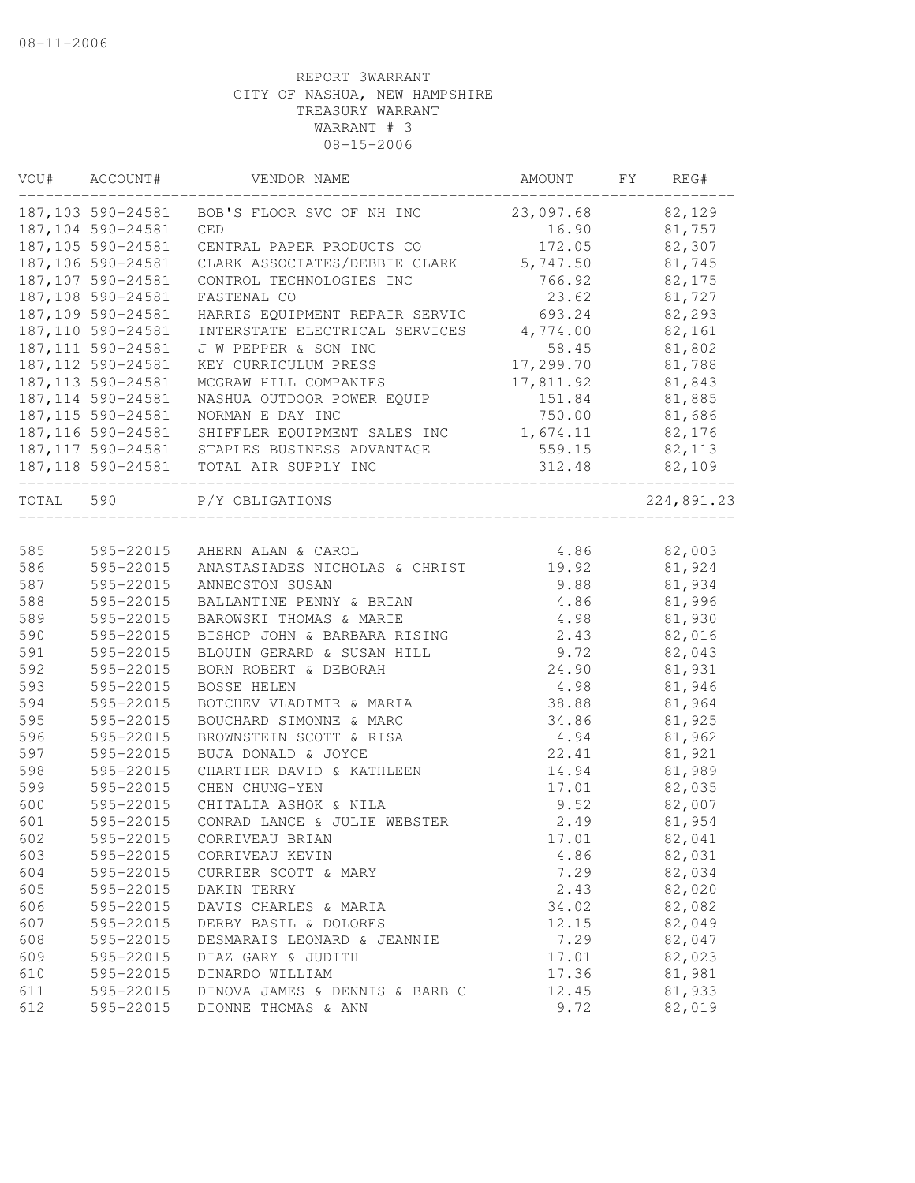08-11-2006

REPORT 3WARRANT
CITY OF NASHUA, NEW HAMPSHIRE
TREASURY WARRANT
WARRANT # 3
08-15-2006

| VOU# | ACCOUNT# | VENDOR NAME | AMOUNT | FY | REG# |
|---|---|---|---|---|---|
| 187,103 | 590-24581 | BOB'S FLOOR SVC OF NH INC | 23,097.68 | | 82,129 |
| 187,104 | 590-24581 | CED | 16.90 | | 81,757 |
| 187,105 | 590-24581 | CENTRAL PAPER PRODUCTS CO | 172.05 | | 82,307 |
| 187,106 | 590-24581 | CLARK ASSOCIATES/DEBBIE CLARK | 5,747.50 | | 81,745 |
| 187,107 | 590-24581 | CONTROL TECHNOLOGIES INC | 766.92 | | 82,175 |
| 187,108 | 590-24581 | FASTENAL CO | 23.62 | | 81,727 |
| 187,109 | 590-24581 | HARRIS EQUIPMENT REPAIR SERVIC | 693.24 | | 82,293 |
| 187,110 | 590-24581 | INTERSTATE ELECTRICAL SERVICES | 4,774.00 | | 82,161 |
| 187,111 | 590-24581 | J W PEPPER & SON INC | 58.45 | | 81,802 |
| 187,112 | 590-24581 | KEY CURRICULUM PRESS | 17,299.70 | | 81,788 |
| 187,113 | 590-24581 | MCGRAW HILL COMPANIES | 17,811.92 | | 81,843 |
| 187,114 | 590-24581 | NASHUA OUTDOOR POWER EQUIP | 151.84 | | 81,885 |
| 187,115 | 590-24581 | NORMAN E DAY INC | 750.00 | | 81,686 |
| 187,116 | 590-24581 | SHIFFLER EQUIPMENT SALES INC | 1,674.11 | | 82,176 |
| 187,117 | 590-24581 | STAPLES BUSINESS ADVANTAGE | 559.15 | | 82,113 |
| 187,118 | 590-24581 | TOTAL AIR SUPPLY INC | 312.48 | | 82,109 |
| TOTAL | 590 | P/Y OBLIGATIONS | | | 224,891.23 |
| 585 | 595-22015 | AHERN ALAN & CAROL | 4.86 | | 82,003 |
| 586 | 595-22015 | ANASTASIADES NICHOLAS & CHRIST | 19.92 | | 81,924 |
| 587 | 595-22015 | ANNECSTON SUSAN | 9.88 | | 81,934 |
| 588 | 595-22015 | BALLANTINE PENNY & BRIAN | 4.86 | | 81,996 |
| 589 | 595-22015 | BAROWSKI THOMAS & MARIE | 4.98 | | 81,930 |
| 590 | 595-22015 | BISHOP JOHN & BARBARA RISING | 2.43 | | 82,016 |
| 591 | 595-22015 | BLOUIN GERARD & SUSAN HILL | 9.72 | | 82,043 |
| 592 | 595-22015 | BORN ROBERT & DEBORAH | 24.90 | | 81,931 |
| 593 | 595-22015 | BOSSE HELEN | 4.98 | | 81,946 |
| 594 | 595-22015 | BOTCHEV VLADIMIR & MARIA | 38.88 | | 81,964 |
| 595 | 595-22015 | BOUCHARD SIMONNE & MARC | 34.86 | | 81,925 |
| 596 | 595-22015 | BROWNSTEIN SCOTT & RISA | 4.94 | | 81,962 |
| 597 | 595-22015 | BUJA DONALD & JOYCE | 22.41 | | 81,921 |
| 598 | 595-22015 | CHARTIER DAVID & KATHLEEN | 14.94 | | 81,989 |
| 599 | 595-22015 | CHEN CHUNG-YEN | 17.01 | | 82,035 |
| 600 | 595-22015 | CHITALIA ASHOK & NILA | 9.52 | | 82,007 |
| 601 | 595-22015 | CONRAD LANCE & JULIE WEBSTER | 2.49 | | 81,954 |
| 602 | 595-22015 | CORRIVEAU BRIAN | 17.01 | | 82,041 |
| 603 | 595-22015 | CORRIVEAU KEVIN | 4.86 | | 82,031 |
| 604 | 595-22015 | CURRIER SCOTT & MARY | 7.29 | | 82,034 |
| 605 | 595-22015 | DAKIN TERRY | 2.43 | | 82,020 |
| 606 | 595-22015 | DAVIS CHARLES & MARIA | 34.02 | | 82,082 |
| 607 | 595-22015 | DERBY BASIL & DOLORES | 12.15 | | 82,049 |
| 608 | 595-22015 | DESMARAIS LEONARD & JEANNIE | 7.29 | | 82,047 |
| 609 | 595-22015 | DIAZ GARY & JUDITH | 17.01 | | 82,023 |
| 610 | 595-22015 | DINARDO WILLIAM | 17.36 | | 81,981 |
| 611 | 595-22015 | DINOVA JAMES & DENNIS & BARB C | 12.45 | | 81,933 |
| 612 | 595-22015 | DIONNE THOMAS & ANN | 9.72 | | 82,019 |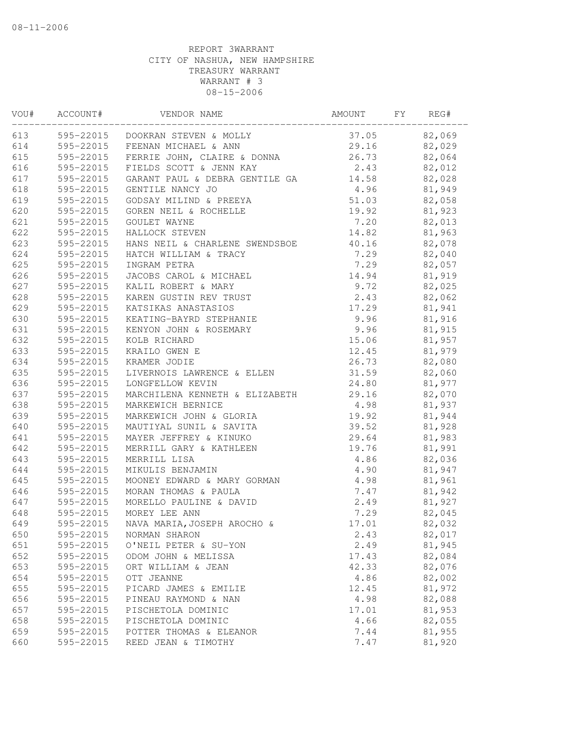08-11-2006

REPORT 3WARRANT
CITY OF NASHUA, NEW HAMPSHIRE
TREASURY WARRANT
WARRANT # 3
08-15-2006

| VOU# | ACCOUNT# | VENDOR NAME | AMOUNT | FY | REG# |
|---|---|---|---|---|---|
| 613 | 595-22015 | DOOKRAN STEVEN & MOLLY | 37.05 | | 82,069 |
| 614 | 595-22015 | FEENAN MICHAEL & ANN | 29.16 | | 82,029 |
| 615 | 595-22015 | FERRIE JOHN, CLAIRE & DONNA | 26.73 | | 82,064 |
| 616 | 595-22015 | FIELDS SCOTT & JENN KAY | 2.43 | | 82,012 |
| 617 | 595-22015 | GARANT PAUL & DEBRA GENTILE GA | 14.58 | | 82,028 |
| 618 | 595-22015 | GENTILE NANCY JO | 4.96 | | 81,949 |
| 619 | 595-22015 | GODSAY MILIND & PREEYA | 51.03 | | 82,058 |
| 620 | 595-22015 | GOREN NEIL & ROCHELLE | 19.92 | | 81,923 |
| 621 | 595-22015 | GOULET WAYNE | 7.20 | | 82,013 |
| 622 | 595-22015 | HALLOCK STEVEN | 14.82 | | 81,963 |
| 623 | 595-22015 | HANS NEIL & CHARLENE SWENDSBOE | 40.16 | | 82,078 |
| 624 | 595-22015 | HATCH WILLIAM & TRACY | 7.29 | | 82,040 |
| 625 | 595-22015 | INGRAM PETRA | 7.29 | | 82,057 |
| 626 | 595-22015 | JACOBS CAROL & MICHAEL | 14.94 | | 81,919 |
| 627 | 595-22015 | KALIL ROBERT & MARY | 9.72 | | 82,025 |
| 628 | 595-22015 | KAREN GUSTIN REV TRUST | 2.43 | | 82,062 |
| 629 | 595-22015 | KATSIKAS ANASTASIOS | 17.29 | | 81,941 |
| 630 | 595-22015 | KEATING-BAYRD STEPHANIE | 9.96 | | 81,916 |
| 631 | 595-22015 | KENYON JOHN & ROSEMARY | 9.96 | | 81,915 |
| 632 | 595-22015 | KOLB RICHARD | 15.06 | | 81,957 |
| 633 | 595-22015 | KRAILO GWEN E | 12.45 | | 81,979 |
| 634 | 595-22015 | KRAMER JODIE | 26.73 | | 82,080 |
| 635 | 595-22015 | LIVERNOIS LAWRENCE & ELLEN | 31.59 | | 82,060 |
| 636 | 595-22015 | LONGFELLOW KEVIN | 24.80 | | 81,977 |
| 637 | 595-22015 | MARCHILENA KENNETH & ELIZABETH | 29.16 | | 82,070 |
| 638 | 595-22015 | MARKEWICH BERNICE | 4.98 | | 81,937 |
| 639 | 595-22015 | MARKEWICH JOHN & GLORIA | 19.92 | | 81,944 |
| 640 | 595-22015 | MAUTIYAL SUNIL & SAVITA | 39.52 | | 81,928 |
| 641 | 595-22015 | MAYER JEFFREY & KINUKO | 29.64 | | 81,983 |
| 642 | 595-22015 | MERRILL GARY & KATHLEEN | 19.76 | | 81,991 |
| 643 | 595-22015 | MERRILL LISA | 4.86 | | 82,036 |
| 644 | 595-22015 | MIKULIS BENJAMIN | 4.90 | | 81,947 |
| 645 | 595-22015 | MOONEY EDWARD & MARY GORMAN | 4.98 | | 81,961 |
| 646 | 595-22015 | MORAN THOMAS & PAULA | 7.47 | | 81,942 |
| 647 | 595-22015 | MORELLO PAULINE & DAVID | 2.49 | | 81,927 |
| 648 | 595-22015 | MOREY LEE ANN | 7.29 | | 82,045 |
| 649 | 595-22015 | NAVA MARIA,JOSEPH AROCHO & | 17.01 | | 82,032 |
| 650 | 595-22015 | NORMAN SHARON | 2.43 | | 82,017 |
| 651 | 595-22015 | O'NEIL PETER & SU-YON | 2.49 | | 81,945 |
| 652 | 595-22015 | ODOM JOHN & MELISSA | 17.43 | | 82,084 |
| 653 | 595-22015 | ORT WILLIAM & JEAN | 42.33 | | 82,076 |
| 654 | 595-22015 | OTT JEANNE | 4.86 | | 82,002 |
| 655 | 595-22015 | PICARD JAMES & EMILIE | 12.45 | | 81,972 |
| 656 | 595-22015 | PINEAU RAYMOND & NAN | 4.98 | | 82,088 |
| 657 | 595-22015 | PISCHETOLA DOMINIC | 17.01 | | 81,953 |
| 658 | 595-22015 | PISCHETOLA DOMINIC | 4.66 | | 82,055 |
| 659 | 595-22015 | POTTER THOMAS & ELEANOR | 7.44 | | 81,955 |
| 660 | 595-22015 | REED JEAN & TIMOTHY | 7.47 | | 81,920 |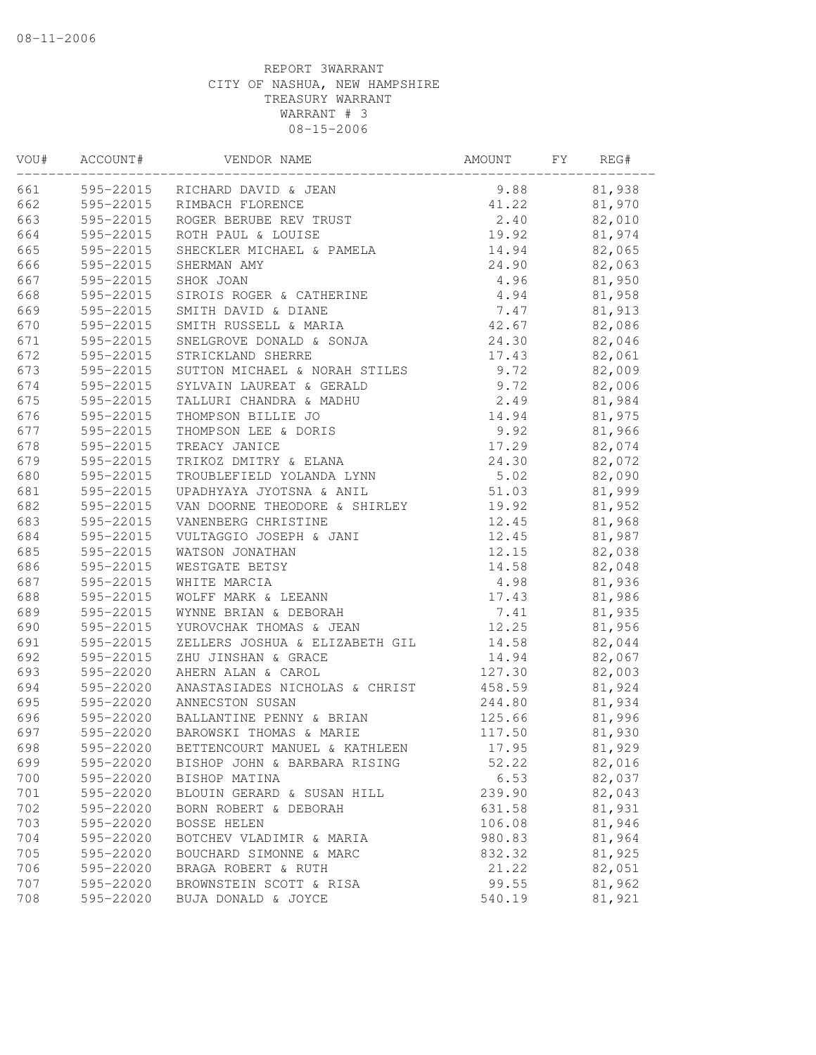08-11-2006

REPORT 3WARRANT
CITY OF NASHUA, NEW HAMPSHIRE
TREASURY WARRANT
WARRANT # 3
08-15-2006

| VOU# | ACCOUNT# | VENDOR NAME | AMOUNT | FY | REG# |
|---|---|---|---|---|---|
| 661 | 595-22015 | RICHARD DAVID & JEAN | 9.88 | | 81,938 |
| 662 | 595-22015 | RIMBACH FLORENCE | 41.22 | | 81,970 |
| 663 | 595-22015 | ROGER BERUBE REV TRUST | 2.40 | | 82,010 |
| 664 | 595-22015 | ROTH PAUL & LOUISE | 19.92 | | 81,974 |
| 665 | 595-22015 | SHECKLER MICHAEL & PAMELA | 14.94 | | 82,065 |
| 666 | 595-22015 | SHERMAN AMY | 24.90 | | 82,063 |
| 667 | 595-22015 | SHOK JOAN | 4.96 | | 81,950 |
| 668 | 595-22015 | SIROIS ROGER & CATHERINE | 4.94 | | 81,958 |
| 669 | 595-22015 | SMITH DAVID & DIANE | 7.47 | | 81,913 |
| 670 | 595-22015 | SMITH RUSSELL & MARIA | 42.67 | | 82,086 |
| 671 | 595-22015 | SNELGROVE DONALD & SONJA | 24.30 | | 82,046 |
| 672 | 595-22015 | STRICKLAND SHERRE | 17.43 | | 82,061 |
| 673 | 595-22015 | SUTTON MICHAEL & NORAH STILES | 9.72 | | 82,009 |
| 674 | 595-22015 | SYLVAIN LAUREAT & GERALD | 9.72 | | 82,006 |
| 675 | 595-22015 | TALLURI CHANDRA & MADHU | 2.49 | | 81,984 |
| 676 | 595-22015 | THOMPSON BILLIE JO | 14.94 | | 81,975 |
| 677 | 595-22015 | THOMPSON LEE & DORIS | 9.92 | | 81,966 |
| 678 | 595-22015 | TREACY JANICE | 17.29 | | 82,074 |
| 679 | 595-22015 | TRIKOZ DMITRY & ELANA | 24.30 | | 82,072 |
| 680 | 595-22015 | TROUBLEFIELD YOLANDA LYNN | 5.02 | | 82,090 |
| 681 | 595-22015 | UPADHYAYA JYOTSNA & ANIL | 51.03 | | 81,999 |
| 682 | 595-22015 | VAN DOORNE THEODORE & SHIRLEY | 19.92 | | 81,952 |
| 683 | 595-22015 | VANENBERG CHRISTINE | 12.45 | | 81,968 |
| 684 | 595-22015 | VULTAGGIO JOSEPH & JANI | 12.45 | | 81,987 |
| 685 | 595-22015 | WATSON JONATHAN | 12.15 | | 82,038 |
| 686 | 595-22015 | WESTGATE BETSY | 14.58 | | 82,048 |
| 687 | 595-22015 | WHITE MARCIA | 4.98 | | 81,936 |
| 688 | 595-22015 | WOLFF MARK & LEEANN | 17.43 | | 81,986 |
| 689 | 595-22015 | WYNNE BRIAN & DEBORAH | 7.41 | | 81,935 |
| 690 | 595-22015 | YUROVCHAK THOMAS & JEAN | 12.25 | | 81,956 |
| 691 | 595-22015 | ZELLERS JOSHUA & ELIZABETH GIL | 14.58 | | 82,044 |
| 692 | 595-22015 | ZHU JINSHAN & GRACE | 14.94 | | 82,067 |
| 693 | 595-22020 | AHERN ALAN & CAROL | 127.30 | | 82,003 |
| 694 | 595-22020 | ANASTASIADES NICHOLAS & CHRIST | 458.59 | | 81,924 |
| 695 | 595-22020 | ANNECSTON SUSAN | 244.80 | | 81,934 |
| 696 | 595-22020 | BALLANTINE PENNY & BRIAN | 125.66 | | 81,996 |
| 697 | 595-22020 | BAROWSKI THOMAS & MARIE | 117.50 | | 81,930 |
| 698 | 595-22020 | BETTENCOURT MANUEL & KATHLEEN | 17.95 | | 81,929 |
| 699 | 595-22020 | BISHOP JOHN & BARBARA RISING | 52.22 | | 82,016 |
| 700 | 595-22020 | BISHOP MATINA | 6.53 | | 82,037 |
| 701 | 595-22020 | BLOUIN GERARD & SUSAN HILL | 239.90 | | 82,043 |
| 702 | 595-22020 | BORN ROBERT & DEBORAH | 631.58 | | 81,931 |
| 703 | 595-22020 | BOSSE HELEN | 106.08 | | 81,946 |
| 704 | 595-22020 | BOTCHEV VLADIMIR & MARIA | 980.83 | | 81,964 |
| 705 | 595-22020 | BOUCHARD SIMONNE & MARC | 832.32 | | 81,925 |
| 706 | 595-22020 | BRAGA ROBERT & RUTH | 21.22 | | 82,051 |
| 707 | 595-22020 | BROWNSTEIN SCOTT & RISA | 99.55 | | 81,962 |
| 708 | 595-22020 | BUJA DONALD & JOYCE | 540.19 | | 81,921 |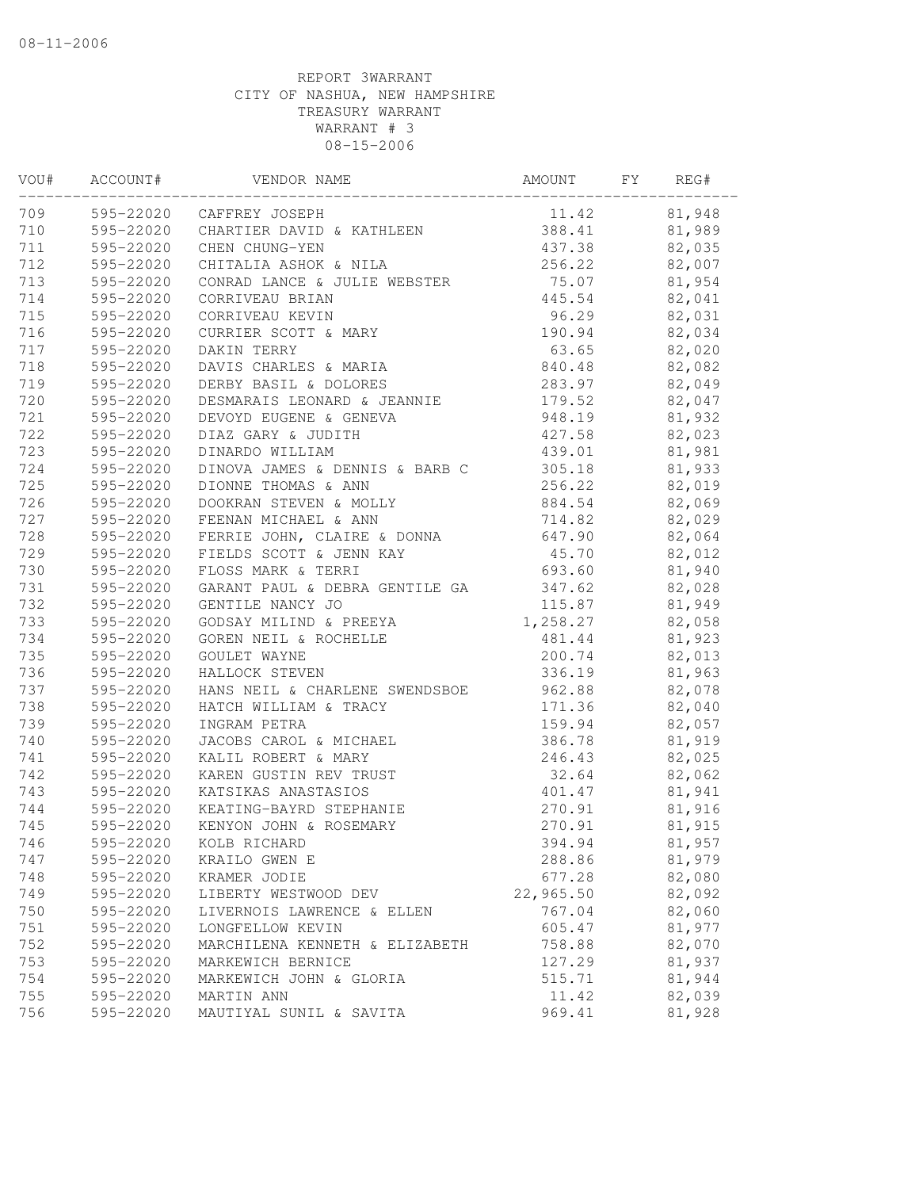REPORT 3WARRANT
CITY OF NASHUA, NEW HAMPSHIRE
TREASURY WARRANT
WARRANT # 3
08-15-2006

| VOU# | ACCOUNT# | VENDOR NAME | AMOUNT | FY | REG# |
|---|---|---|---|---|---|
| 709 | 595-22020 | CAFFREY JOSEPH | 11.42 | | 81,948 |
| 710 | 595-22020 | CHARTIER DAVID & KATHLEEN | 388.41 | | 81,989 |
| 711 | 595-22020 | CHEN CHUNG-YEN | 437.38 | | 82,035 |
| 712 | 595-22020 | CHITALIA ASHOK & NILA | 256.22 | | 82,007 |
| 713 | 595-22020 | CONRAD LANCE & JULIE WEBSTER | 75.07 | | 81,954 |
| 714 | 595-22020 | CORRIVEAU BRIAN | 445.54 | | 82,041 |
| 715 | 595-22020 | CORRIVEAU KEVIN | 96.29 | | 82,031 |
| 716 | 595-22020 | CURRIER SCOTT & MARY | 190.94 | | 82,034 |
| 717 | 595-22020 | DAKIN TERRY | 63.65 | | 82,020 |
| 718 | 595-22020 | DAVIS CHARLES & MARIA | 840.48 | | 82,082 |
| 719 | 595-22020 | DERBY BASIL & DOLORES | 283.97 | | 82,049 |
| 720 | 595-22020 | DESMARAIS LEONARD & JEANNIE | 179.52 | | 82,047 |
| 721 | 595-22020 | DEVOYD EUGENE & GENEVA | 948.19 | | 81,932 |
| 722 | 595-22020 | DIAZ GARY & JUDITH | 427.58 | | 82,023 |
| 723 | 595-22020 | DINARDO WILLIAM | 439.01 | | 81,981 |
| 724 | 595-22020 | DINOVA JAMES & DENNIS & BARB C | 305.18 | | 81,933 |
| 725 | 595-22020 | DIONNE THOMAS & ANN | 256.22 | | 82,019 |
| 726 | 595-22020 | DOOKRAN STEVEN & MOLLY | 884.54 | | 82,069 |
| 727 | 595-22020 | FEENAN MICHAEL & ANN | 714.82 | | 82,029 |
| 728 | 595-22020 | FERRIE JOHN, CLAIRE & DONNA | 647.90 | | 82,064 |
| 729 | 595-22020 | FIELDS SCOTT & JENN KAY | 45.70 | | 82,012 |
| 730 | 595-22020 | FLOSS MARK & TERRI | 693.60 | | 81,940 |
| 731 | 595-22020 | GARANT PAUL & DEBRA GENTILE GA | 347.62 | | 82,028 |
| 732 | 595-22020 | GENTILE NANCY JO | 115.87 | | 81,949 |
| 733 | 595-22020 | GODSAY MILIND & PREEYA | 1,258.27 | | 82,058 |
| 734 | 595-22020 | GOREN NEIL & ROCHELLE | 481.44 | | 81,923 |
| 735 | 595-22020 | GOULET WAYNE | 200.74 | | 82,013 |
| 736 | 595-22020 | HALLOCK STEVEN | 336.19 | | 81,963 |
| 737 | 595-22020 | HANS NEIL & CHARLENE SWENDSBOE | 962.88 | | 82,078 |
| 738 | 595-22020 | HATCH WILLIAM & TRACY | 171.36 | | 82,040 |
| 739 | 595-22020 | INGRAM PETRA | 159.94 | | 82,057 |
| 740 | 595-22020 | JACOBS CAROL & MICHAEL | 386.78 | | 81,919 |
| 741 | 595-22020 | KALIL ROBERT & MARY | 246.43 | | 82,025 |
| 742 | 595-22020 | KAREN GUSTIN REV TRUST | 32.64 | | 82,062 |
| 743 | 595-22020 | KATSIKAS ANASTASIOS | 401.47 | | 81,941 |
| 744 | 595-22020 | KEATING-BAYRD STEPHANIE | 270.91 | | 81,916 |
| 745 | 595-22020 | KENYON JOHN & ROSEMARY | 270.91 | | 81,915 |
| 746 | 595-22020 | KOLB RICHARD | 394.94 | | 81,957 |
| 747 | 595-22020 | KRAILO GWEN E | 288.86 | | 81,979 |
| 748 | 595-22020 | KRAMER JODIE | 677.28 | | 82,080 |
| 749 | 595-22020 | LIBERTY WESTWOOD DEV | 22,965.50 | | 82,092 |
| 750 | 595-22020 | LIVERNOIS LAWRENCE & ELLEN | 767.04 | | 82,060 |
| 751 | 595-22020 | LONGFELLOW KEVIN | 605.47 | | 81,977 |
| 752 | 595-22020 | MARCHILENA KENNETH & ELIZABETH | 758.88 | | 82,070 |
| 753 | 595-22020 | MARKEWICH BERNICE | 127.29 | | 81,937 |
| 754 | 595-22020 | MARKEWICH JOHN & GLORIA | 515.71 | | 81,944 |
| 755 | 595-22020 | MARTIN ANN | 11.42 | | 82,039 |
| 756 | 595-22020 | MAUTIYAL SUNIL & SAVITA | 969.41 | | 81,928 |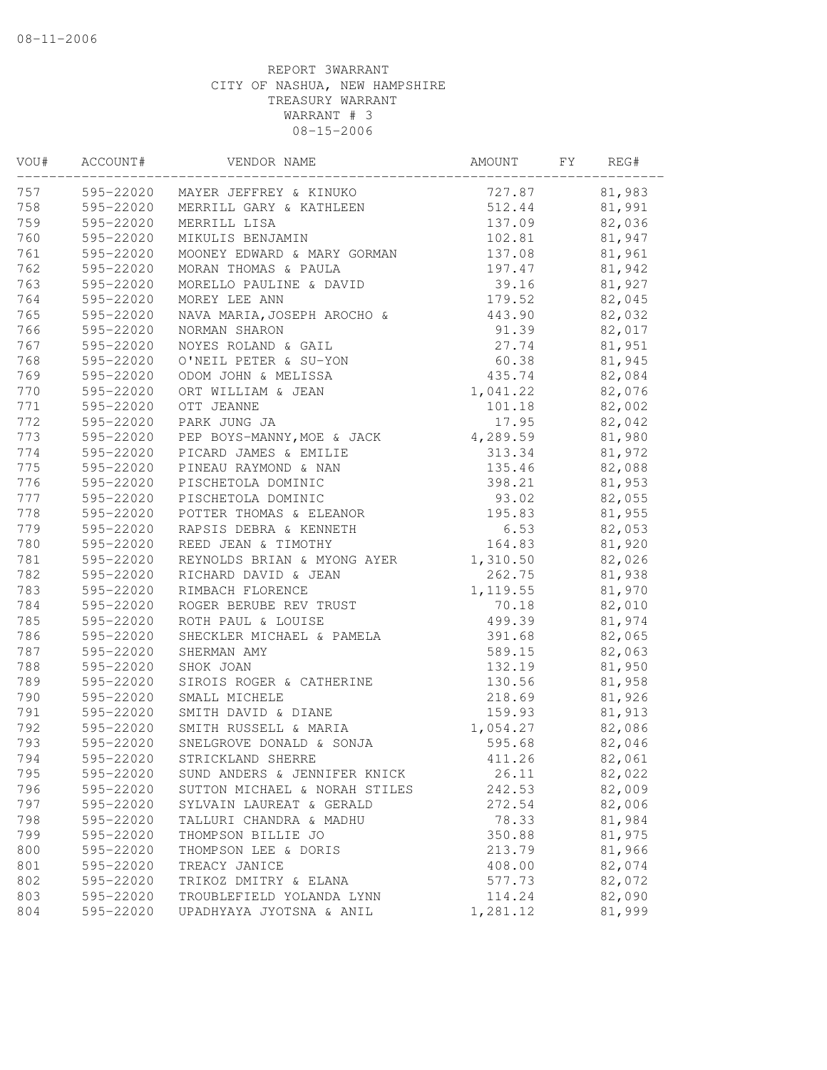08-11-2006

REPORT 3WARRANT
CITY OF NASHUA, NEW HAMPSHIRE
TREASURY WARRANT
WARRANT # 3
08-15-2006

| VOU# | ACCOUNT# | VENDOR NAME | AMOUNT | FY | REG# |
|---|---|---|---|---|---|
| 757 | 595-22020 | MAYER JEFFREY & KINUKO | 727.87 | | 81,983 |
| 758 | 595-22020 | MERRILL GARY & KATHLEEN | 512.44 | | 81,991 |
| 759 | 595-22020 | MERRILL LISA | 137.09 | | 82,036 |
| 760 | 595-22020 | MIKULIS BENJAMIN | 102.81 | | 81,947 |
| 761 | 595-22020 | MOONEY EDWARD & MARY GORMAN | 137.08 | | 81,961 |
| 762 | 595-22020 | MORAN THOMAS & PAULA | 197.47 | | 81,942 |
| 763 | 595-22020 | MORELLO PAULINE & DAVID | 39.16 | | 81,927 |
| 764 | 595-22020 | MOREY LEE ANN | 179.52 | | 82,045 |
| 765 | 595-22020 | NAVA MARIA, JOSEPH AROCHO & | 443.90 | | 82,032 |
| 766 | 595-22020 | NORMAN SHARON | 91.39 | | 82,017 |
| 767 | 595-22020 | NOYES ROLAND & GAIL | 27.74 | | 81,951 |
| 768 | 595-22020 | O'NEIL PETER & SU-YON | 60.38 | | 81,945 |
| 769 | 595-22020 | ODOM JOHN & MELISSA | 435.74 | | 82,084 |
| 770 | 595-22020 | ORT WILLIAM & JEAN | 1,041.22 | | 82,076 |
| 771 | 595-22020 | OTT JEANNE | 101.18 | | 82,002 |
| 772 | 595-22020 | PARK JUNG JA | 17.95 | | 82,042 |
| 773 | 595-22020 | PEP BOYS-MANNY, MOE & JACK | 4,289.59 | | 81,980 |
| 774 | 595-22020 | PICARD JAMES & EMILIE | 313.34 | | 81,972 |
| 775 | 595-22020 | PINEAU RAYMOND & NAN | 135.46 | | 82,088 |
| 776 | 595-22020 | PISCHETOLA DOMINIC | 398.21 | | 81,953 |
| 777 | 595-22020 | PISCHETOLA DOMINIC | 93.02 | | 82,055 |
| 778 | 595-22020 | POTTER THOMAS & ELEANOR | 195.83 | | 81,955 |
| 779 | 595-22020 | RAPSIS DEBRA & KENNETH | 6.53 | | 82,053 |
| 780 | 595-22020 | REED JEAN & TIMOTHY | 164.83 | | 81,920 |
| 781 | 595-22020 | REYNOLDS BRIAN & MYONG AYER | 1,310.50 | | 82,026 |
| 782 | 595-22020 | RICHARD DAVID & JEAN | 262.75 | | 81,938 |
| 783 | 595-22020 | RIMBACH FLORENCE | 1,119.55 | | 81,970 |
| 784 | 595-22020 | ROGER BERUBE REV TRUST | 70.18 | | 82,010 |
| 785 | 595-22020 | ROTH PAUL & LOUISE | 499.39 | | 81,974 |
| 786 | 595-22020 | SHECKLER MICHAEL & PAMELA | 391.68 | | 82,065 |
| 787 | 595-22020 | SHERMAN AMY | 589.15 | | 82,063 |
| 788 | 595-22020 | SHOK JOAN | 132.19 | | 81,950 |
| 789 | 595-22020 | SIROIS ROGER & CATHERINE | 130.56 | | 81,958 |
| 790 | 595-22020 | SMALL MICHELE | 218.69 | | 81,926 |
| 791 | 595-22020 | SMITH DAVID & DIANE | 159.93 | | 81,913 |
| 792 | 595-22020 | SMITH RUSSELL & MARIA | 1,054.27 | | 82,086 |
| 793 | 595-22020 | SNELGROVE DONALD & SONJA | 595.68 | | 82,046 |
| 794 | 595-22020 | STRICKLAND SHERRE | 411.26 | | 82,061 |
| 795 | 595-22020 | SUND ANDERS & JENNIFER KNICK | 26.11 | | 82,022 |
| 796 | 595-22020 | SUTTON MICHAEL & NORAH STILES | 242.53 | | 82,009 |
| 797 | 595-22020 | SYLVAIN LAUREAT & GERALD | 272.54 | | 82,006 |
| 798 | 595-22020 | TALLURI CHANDRA & MADHU | 78.33 | | 81,984 |
| 799 | 595-22020 | THOMPSON BILLIE JO | 350.88 | | 81,975 |
| 800 | 595-22020 | THOMPSON LEE & DORIS | 213.79 | | 81,966 |
| 801 | 595-22020 | TREACY JANICE | 408.00 | | 82,074 |
| 802 | 595-22020 | TRIKOZ DMITRY & ELANA | 577.73 | | 82,072 |
| 803 | 595-22020 | TROUBLEFIELD YOLANDA LYNN | 114.24 | | 82,090 |
| 804 | 595-22020 | UPADHYAYA JYOTSNA & ANIL | 1,281.12 | | 81,999 |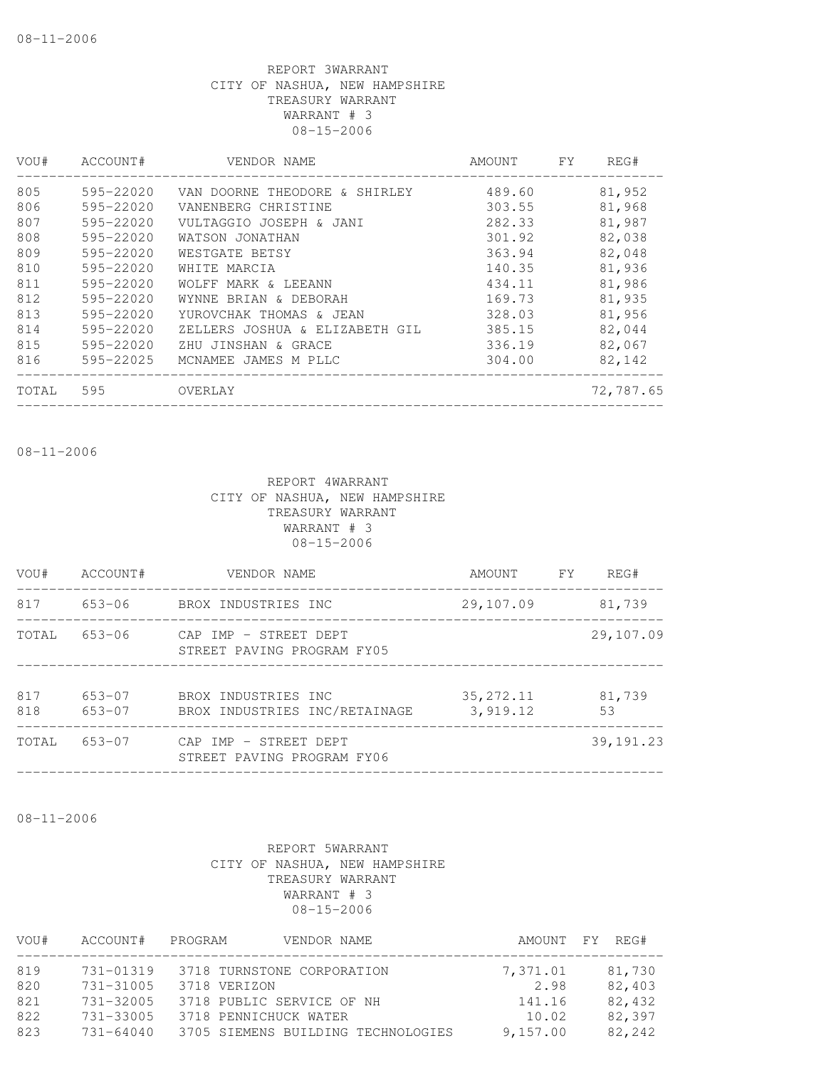08-11-2006

REPORT 3WARRANT
CITY OF NASHUA, NEW HAMPSHIRE
TREASURY WARRANT
WARRANT # 3
08-15-2006

| VOU# | ACCOUNT# | VENDOR NAME | AMOUNT | FY | REG# |
|---|---|---|---|---|---|
| 805 | 595-22020 | VAN DOORNE THEODORE & SHIRLEY | 489.60 | | 81,952 |
| 806 | 595-22020 | VANENBERG CHRISTINE | 303.55 | | 81,968 |
| 807 | 595-22020 | VULTAGGIO JOSEPH & JANI | 282.33 | | 81,987 |
| 808 | 595-22020 | WATSON JONATHAN | 301.92 | | 82,038 |
| 809 | 595-22020 | WESTGATE BETSY | 363.94 | | 82,048 |
| 810 | 595-22020 | WHITE MARCIA | 140.35 | | 81,936 |
| 811 | 595-22020 | WOLFF MARK & LEEANN | 434.11 | | 81,986 |
| 812 | 595-22020 | WYNNE BRIAN & DEBORAH | 169.73 | | 81,935 |
| 813 | 595-22020 | YUROVCHAK THOMAS & JEAN | 328.03 | | 81,956 |
| 814 | 595-22020 | ZELLERS JOSHUA & ELIZABETH GIL | 385.15 | | 82,044 |
| 815 | 595-22020 | ZHU JINSHAN & GRACE | 336.19 | | 82,067 |
| 816 | 595-22025 | MCNAMEE JAMES M PLLC | 304.00 | | 82,142 |
| TOTAL | 595 | OVERLAY | | | 72,787.65 |

08-11-2006

REPORT 4WARRANT
CITY OF NASHUA, NEW HAMPSHIRE
TREASURY WARRANT
WARRANT # 3
08-15-2006

| VOU# | ACCOUNT# | VENDOR NAME | AMOUNT | FY | REG# |
|---|---|---|---|---|---|
| 817 | 653-06 | BROX INDUSTRIES INC | 29,107.09 | | 81,739 |
| TOTAL | 653-06 | CAP IMP - STREET DEPT STREET PAVING PROGRAM FY05 | | | 29,107.09 |
| 817 | 653-07 | BROX INDUSTRIES INC | 35,272.11 | | 81,739 |
| 818 | 653-07 | BROX INDUSTRIES INC/RETAINAGE | 3,919.12 | | 53 |
| TOTAL | 653-07 | CAP IMP - STREET DEPT STREET PAVING PROGRAM FY06 | | | 39,191.23 |

08-11-2006

REPORT 5WARRANT
CITY OF NASHUA, NEW HAMPSHIRE
TREASURY WARRANT
WARRANT # 3
08-15-2006

| VOU# | ACCOUNT# | PROGRAM | VENDOR NAME | AMOUNT | FY | REG# |
|---|---|---|---|---|---|---|
| 819 | 731-01319 | 3718 | TURNSTONE CORPORATION | 7,371.01 | | 81,730 |
| 820 | 731-31005 | 3718 | VERIZON | 2.98 | | 82,403 |
| 821 | 731-32005 | 3718 | PUBLIC SERVICE OF NH | 141.16 | | 82,432 |
| 822 | 731-33005 | 3718 | PENNICHUCK WATER | 10.02 | | 82,397 |
| 823 | 731-64040 | 3705 | SIEMENS BUILDING TECHNOLOGIES | 9,157.00 | | 82,242 |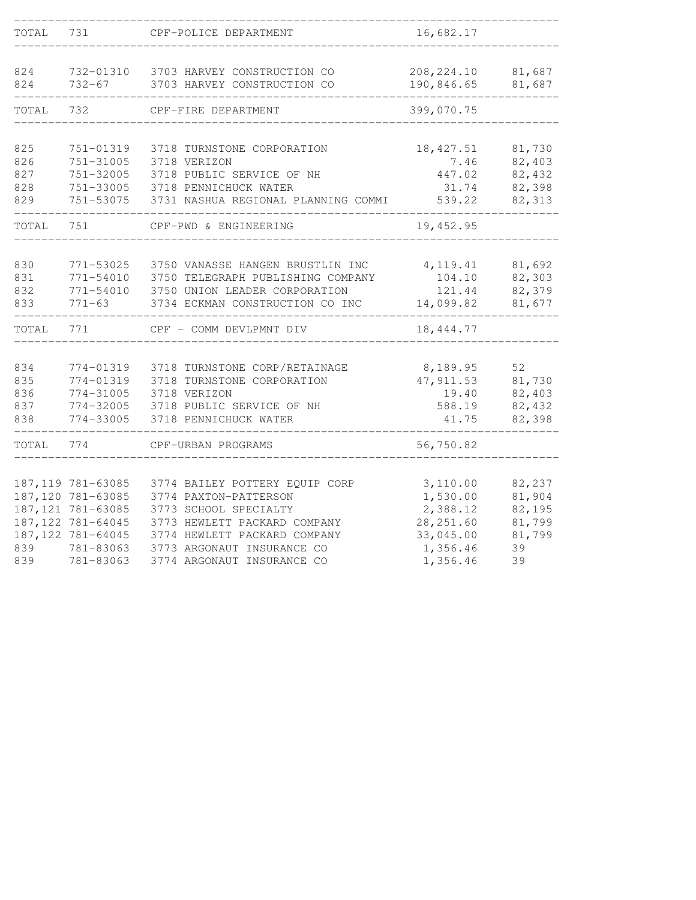| | | | | |
|---|---|---|---|---|
| TOTAL | 731 | CPF-POLICE DEPARTMENT | 16,682.17 | |
| 824 | 732-01310 | 3703 HARVEY CONSTRUCTION CO | 208,224.10 | 81,687 |
| 824 | 732-67 | 3703 HARVEY CONSTRUCTION CO | 190,846.65 | 81,687 |
| TOTAL | 732 | CPF-FIRE DEPARTMENT | 399,070.75 | |
| 825 | 751-01319 | 3718 TURNSTONE CORPORATION | 18,427.51 | 81,730 |
| 826 | 751-31005 | 3718 VERIZON | 7.46 | 82,403 |
| 827 | 751-32005 | 3718 PUBLIC SERVICE OF NH | 447.02 | 82,432 |
| 828 | 751-33005 | 3718 PENNICHUCK WATER | 31.74 | 82,398 |
| 829 | 751-53075 | 3731 NASHUA REGIONAL PLANNING COMMI | 539.22 | 82,313 |
| TOTAL | 751 | CPF-PWD & ENGINEERING | 19,452.95 | |
| 830 | 771-53025 | 3750 VANASSE HANGEN BRUSTLIN INC | 4,119.41 | 81,692 |
| 831 | 771-54010 | 3750 TELEGRAPH PUBLISHING COMPANY | 104.10 | 82,303 |
| 832 | 771-54010 | 3750 UNION LEADER CORPORATION | 121.44 | 82,379 |
| 833 | 771-63 | 3734 ECKMAN CONSTRUCTION CO INC | 14,099.82 | 81,677 |
| TOTAL | 771 | CPF - COMM DEVLPMNT DIV | 18,444.77 | |
| 834 | 774-01319 | 3718 TURNSTONE CORP/RETAINAGE | 8,189.95 | 52 |
| 835 | 774-01319 | 3718 TURNSTONE CORPORATION | 47,911.53 | 81,730 |
| 836 | 774-31005 | 3718 VERIZON | 19.40 | 82,403 |
| 837 | 774-32005 | 3718 PUBLIC SERVICE OF NH | 588.19 | 82,432 |
| 838 | 774-33005 | 3718 PENNICHUCK WATER | 41.75 | 82,398 |
| TOTAL | 774 | CPF-URBAN PROGRAMS | 56,750.82 | |
| 187,119 | 781-63085 | 3774 BAILEY POTTERY EQUIP CORP | 3,110.00 | 82,237 |
| 187,120 | 781-63085 | 3774 PAXTON-PATTERSON | 1,530.00 | 81,904 |
| 187,121 | 781-63085 | 3773 SCHOOL SPECIALTY | 2,388.12 | 82,195 |
| 187,122 | 781-64045 | 3773 HEWLETT PACKARD COMPANY | 28,251.60 | 81,799 |
| 187,122 | 781-64045 | 3774 HEWLETT PACKARD COMPANY | 33,045.00 | 81,799 |
| 839 | 781-83063 | 3773 ARGONAUT INSURANCE CO | 1,356.46 | 39 |
| 839 | 781-83063 | 3774 ARGONAUT INSURANCE CO | 1,356.46 | 39 |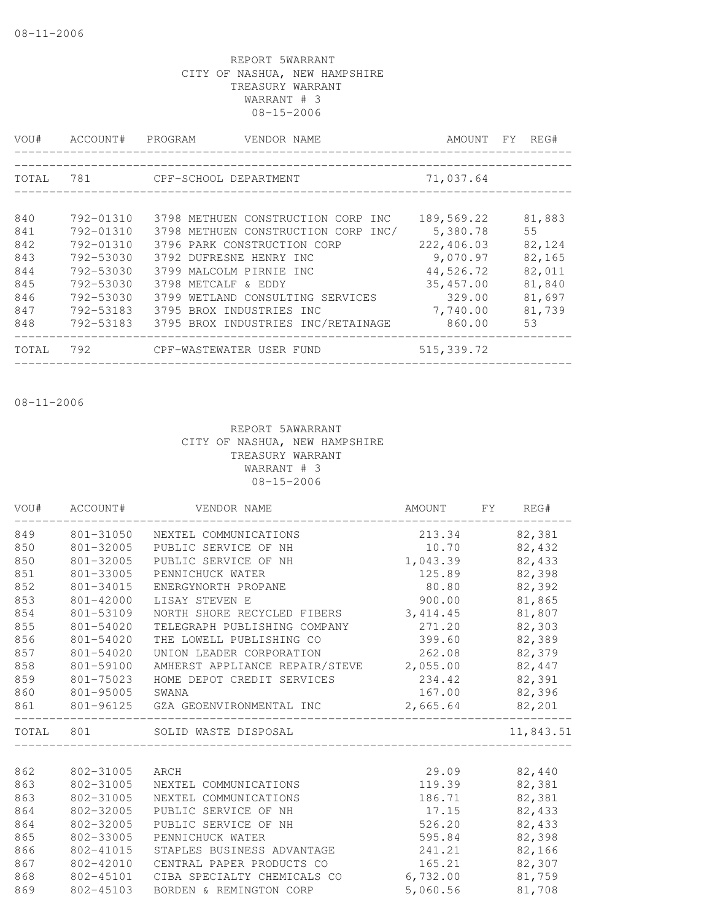08-11-2006

REPORT 5WARRANT
CITY OF NASHUA, NEW HAMPSHIRE
TREASURY WARRANT
WARRANT # 3
08-15-2006

| VOU# | ACCOUNT# | PROGRAM | VENDOR NAME | AMOUNT | FY | REG# |
|---|---|---|---|---|---|---|
| TOTAL | 781 | | CPF-SCHOOL DEPARTMENT | 71,037.64 | | |
| 840 | 792-01310 | 3798 | METHUEN CONSTRUCTION CORP INC | 189,569.22 | | 81,883 |
| 841 | 792-01310 | 3798 | METHUEN CONSTRUCTION CORP INC/ | 5,380.78 | | 55 |
| 842 | 792-01310 | 3796 | PARK CONSTRUCTION CORP | 222,406.03 | | 82,124 |
| 843 | 792-53030 | 3792 | DUFRESNE HENRY INC | 9,070.97 | | 82,165 |
| 844 | 792-53030 | 3799 | MALCOLM PIRNIE INC | 44,526.72 | | 82,011 |
| 845 | 792-53030 | 3798 | METCALF & EDDY | 35,457.00 | | 81,840 |
| 846 | 792-53030 | 3799 | WETLAND CONSULTING SERVICES | 329.00 | | 81,697 |
| 847 | 792-53183 | 3795 | BROX INDUSTRIES INC | 7,740.00 | | 81,739 |
| 848 | 792-53183 | 3795 | BROX INDUSTRIES INC/RETAINAGE | 860.00 | | 53 |
| TOTAL | 792 | | CPF-WASTEWATER USER FUND | 515,339.72 | | |

08-11-2006

REPORT 5AWARRANT
CITY OF NASHUA, NEW HAMPSHIRE
TREASURY WARRANT
WARRANT # 3
08-15-2006

| VOU# | ACCOUNT# | VENDOR NAME | AMOUNT | FY | REG# |
|---|---|---|---|---|---|
| 849 | 801-31050 | NEXTEL COMMUNICATIONS | 213.34 | | 82,381 |
| 850 | 801-32005 | PUBLIC SERVICE OF NH | 10.70 | | 82,432 |
| 850 | 801-32005 | PUBLIC SERVICE OF NH | 1,043.39 | | 82,433 |
| 851 | 801-33005 | PENNICHUCK WATER | 125.89 | | 82,398 |
| 852 | 801-34015 | ENERGYNORTH PROPANE | 80.80 | | 82,392 |
| 853 | 801-42000 | LISAY STEVEN E | 900.00 | | 81,865 |
| 854 | 801-53109 | NORTH SHORE RECYCLED FIBERS | 3,414.45 | | 81,807 |
| 855 | 801-54020 | TELEGRAPH PUBLISHING COMPANY | 271.20 | | 82,303 |
| 856 | 801-54020 | THE LOWELL PUBLISHING CO | 399.60 | | 82,389 |
| 857 | 801-54020 | UNION LEADER CORPORATION | 262.08 | | 82,379 |
| 858 | 801-59100 | AMHERST APPLIANCE REPAIR/STEVE | 2,055.00 | | 82,447 |
| 859 | 801-75023 | HOME DEPOT CREDIT SERVICES | 234.42 | | 82,391 |
| 860 | 801-95005 | SWANA | 167.00 | | 82,396 |
| 861 | 801-96125 | GZA GEOENVIRONMENTAL INC | 2,665.64 | | 82,201 |
| TOTAL | 801 | SOLID WASTE DISPOSAL | | | 11,843.51 |
| 862 | 802-31005 | ARCH | 29.09 | | 82,440 |
| 863 | 802-31005 | NEXTEL COMMUNICATIONS | 119.39 | | 82,381 |
| 863 | 802-31005 | NEXTEL COMMUNICATIONS | 186.71 | | 82,381 |
| 864 | 802-32005 | PUBLIC SERVICE OF NH | 17.15 | | 82,433 |
| 864 | 802-32005 | PUBLIC SERVICE OF NH | 526.20 | | 82,433 |
| 865 | 802-33005 | PENNICHUCK WATER | 595.84 | | 82,398 |
| 866 | 802-41015 | STAPLES BUSINESS ADVANTAGE | 241.21 | | 82,166 |
| 867 | 802-42010 | CENTRAL PAPER PRODUCTS CO | 165.21 | | 82,307 |
| 868 | 802-45101 | CIBA SPECIALTY CHEMICALS CO | 6,732.00 | | 81,759 |
| 869 | 802-45103 | BORDEN & REMINGTON CORP | 5,060.56 | | 81,708 |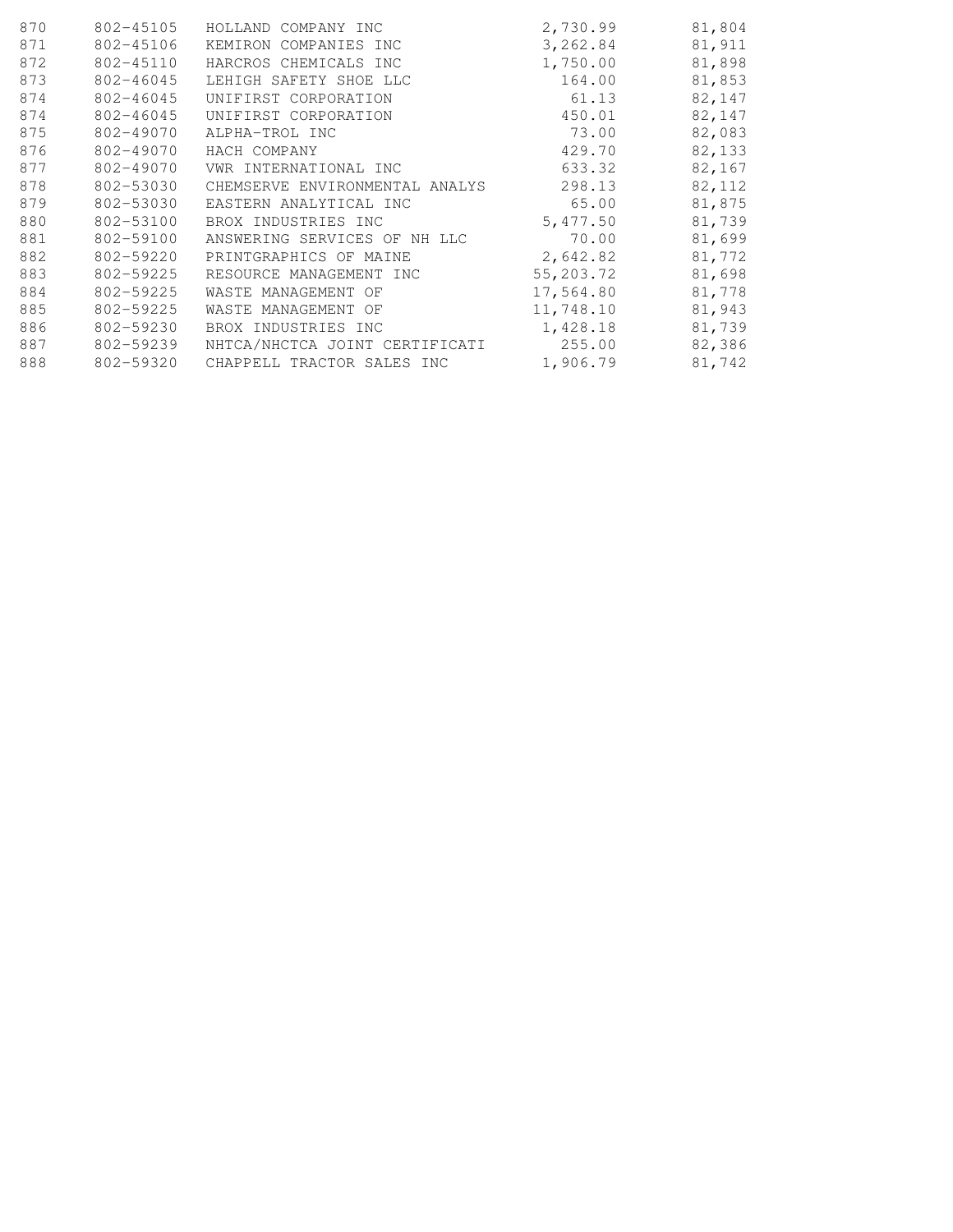| | | | | |
|---|---|---|---|---|
| 870 | 802-45105 | HOLLAND COMPANY INC | 2,730.99 | 81,804 |
| 871 | 802-45106 | KEMIRON COMPANIES INC | 3,262.84 | 81,911 |
| 872 | 802-45110 | HARCROS CHEMICALS INC | 1,750.00 | 81,898 |
| 873 | 802-46045 | LEHIGH SAFETY SHOE LLC | 164.00 | 81,853 |
| 874 | 802-46045 | UNIFIRST CORPORATION | 61.13 | 82,147 |
| 874 | 802-46045 | UNIFIRST CORPORATION | 450.01 | 82,147 |
| 875 | 802-49070 | ALPHA-TROL INC | 73.00 | 82,083 |
| 876 | 802-49070 | HACH COMPANY | 429.70 | 82,133 |
| 877 | 802-49070 | VWR INTERNATIONAL INC | 633.32 | 82,167 |
| 878 | 802-53030 | CHEMSERVE ENVIRONMENTAL ANALYS | 298.13 | 82,112 |
| 879 | 802-53030 | EASTERN ANALYTICAL INC | 65.00 | 81,875 |
| 880 | 802-53100 | BROX INDUSTRIES INC | 5,477.50 | 81,739 |
| 881 | 802-59100 | ANSWERING SERVICES OF NH LLC | 70.00 | 81,699 |
| 882 | 802-59220 | PRINTGRAPHICS OF MAINE | 2,642.82 | 81,772 |
| 883 | 802-59225 | RESOURCE MANAGEMENT INC | 55,203.72 | 81,698 |
| 884 | 802-59225 | WASTE MANAGEMENT OF | 17,564.80 | 81,778 |
| 885 | 802-59225 | WASTE MANAGEMENT OF | 11,748.10 | 81,943 |
| 886 | 802-59230 | BROX INDUSTRIES INC | 1,428.18 | 81,739 |
| 887 | 802-59239 | NHTCA/NHCTCA JOINT CERTIFICATI | 255.00 | 82,386 |
| 888 | 802-59320 | CHAPPELL TRACTOR SALES INC | 1,906.79 | 81,742 |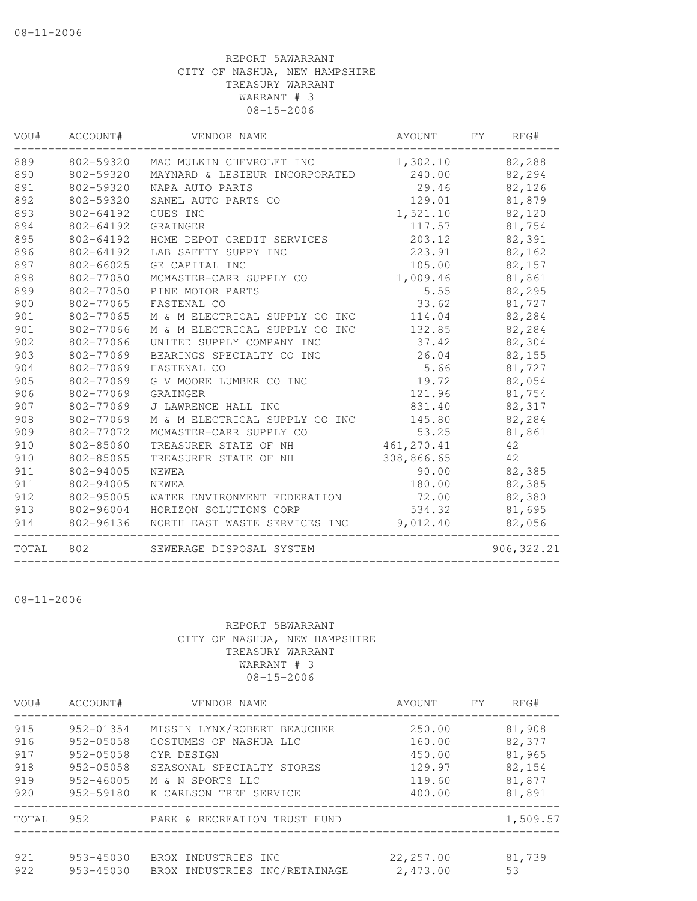08-11-2006

REPORT 5AWARRANT
CITY OF NASHUA, NEW HAMPSHIRE
TREASURY WARRANT
WARRANT # 3
08-15-2006

| VOU# | ACCOUNT# | VENDOR NAME | AMOUNT | FY | REG# |
|---|---|---|---|---|---|
| 889 | 802-59320 | MAC MULKIN CHEVROLET INC | 1,302.10 | | 82,288 |
| 890 | 802-59320 | MAYNARD & LESIEUR INCORPORATED | 240.00 | | 82,294 |
| 891 | 802-59320 | NAPA AUTO PARTS | 29.46 | | 82,126 |
| 892 | 802-59320 | SANEL AUTO PARTS CO | 129.01 | | 81,879 |
| 893 | 802-64192 | CUES INC | 1,521.10 | | 82,120 |
| 894 | 802-64192 | GRAINGER | 117.57 | | 81,754 |
| 895 | 802-64192 | HOME DEPOT CREDIT SERVICES | 203.12 | | 82,391 |
| 896 | 802-64192 | LAB SAFETY SUPPY INC | 223.91 | | 82,162 |
| 897 | 802-66025 | GE CAPITAL INC | 105.00 | | 82,157 |
| 898 | 802-77050 | MCMASTER-CARR SUPPLY CO | 1,009.46 | | 81,861 |
| 899 | 802-77050 | PINE MOTOR PARTS | 5.55 | | 82,295 |
| 900 | 802-77065 | FASTENAL CO | 33.62 | | 81,727 |
| 901 | 802-77065 | M & M ELECTRICAL SUPPLY CO INC | 114.04 | | 82,284 |
| 901 | 802-77066 | M & M ELECTRICAL SUPPLY CO INC | 132.85 | | 82,284 |
| 902 | 802-77066 | UNITED SUPPLY COMPANY INC | 37.42 | | 82,304 |
| 903 | 802-77069 | BEARINGS SPECIALTY CO INC | 26.04 | | 82,155 |
| 904 | 802-77069 | FASTENAL CO | 5.66 | | 81,727 |
| 905 | 802-77069 | G V MOORE LUMBER CO INC | 19.72 | | 82,054 |
| 906 | 802-77069 | GRAINGER | 121.96 | | 81,754 |
| 907 | 802-77069 | J LAWRENCE HALL INC | 831.40 | | 82,317 |
| 908 | 802-77069 | M & M ELECTRICAL SUPPLY CO INC | 145.80 | | 82,284 |
| 909 | 802-77072 | MCMASTER-CARR SUPPLY CO | 53.25 | | 81,861 |
| 910 | 802-85060 | TREASURER STATE OF NH | 461,270.41 | | 42 |
| 910 | 802-85065 | TREASURER STATE OF NH | 308,866.65 | | 42 |
| 911 | 802-94005 | NEWEA | 90.00 | | 82,385 |
| 911 | 802-94005 | NEWEA | 180.00 | | 82,385 |
| 912 | 802-95005 | WATER ENVIRONMENT FEDERATION | 72.00 | | 82,380 |
| 913 | 802-96004 | HORIZON SOLUTIONS CORP | 534.32 | | 81,695 |
| 914 | 802-96136 | NORTH EAST WASTE SERVICES INC | 9,012.40 | | 82,056 |
| TOTAL | 802 | SEWERAGE DISPOSAL SYSTEM | | | 906,322.21 |

08-11-2006

REPORT 5BWARRANT
CITY OF NASHUA, NEW HAMPSHIRE
TREASURY WARRANT
WARRANT # 3
08-15-2006

| VOU# | ACCOUNT# | VENDOR NAME | AMOUNT | FY | REG# |
|---|---|---|---|---|---|
| 915 | 952-01354 | MISSIN LYNX/ROBERT BEAUCHER | 250.00 | | 81,908 |
| 916 | 952-05058 | COSTUMES OF NASHUA LLC | 160.00 | | 82,377 |
| 917 | 952-05058 | CYR DESIGN | 450.00 | | 81,965 |
| 918 | 952-05058 | SEASONAL SPECIALTY STORES | 129.97 | | 82,154 |
| 919 | 952-46005 | M & N SPORTS LLC | 119.60 | | 81,877 |
| 920 | 952-59180 | K CARLSON TREE SERVICE | 400.00 | | 81,891 |
| TOTAL | 952 | PARK & RECREATION TRUST FUND | | | 1,509.57 |
| 921 | 953-45030 | BROX INDUSTRIES INC | 22,257.00 | | 81,739 |
| 922 | 953-45030 | BROX INDUSTRIES INC/RETAINAGE | 2,473.00 | | 53 |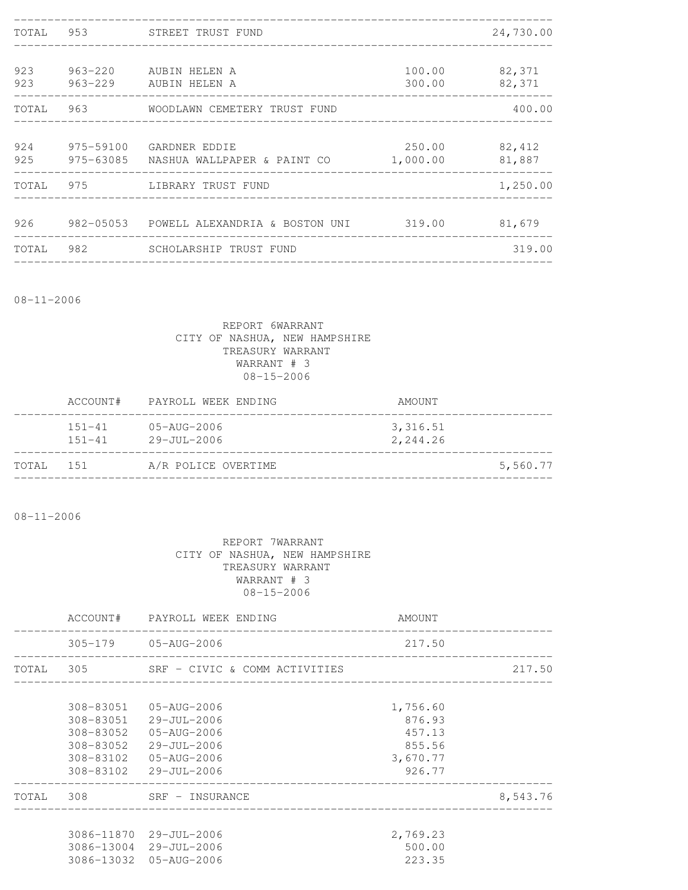| | | | | |
|---|---|---|---|---|
| TOTAL | 953 | STREET TRUST FUND | | 24,730.00 |
| 923 | 963-220 | AUBIN HELEN A | 100.00 | 82,371 |
| 923 | 963-229 | AUBIN HELEN A | 300.00 | 82,371 |
| TOTAL | 963 | WOODLAWN CEMETERY TRUST FUND | | 400.00 |
| 924 | 975-59100 | GARDNER EDDIE | 250.00 | 82,412 |
| 925 | 975-63085 | NASHUA WALLPAPER & PAINT CO | 1,000.00 | 81,887 |
| TOTAL | 975 | LIBRARY TRUST FUND | | 1,250.00 |
| 926 | 982-05053 | POWELL ALEXANDRIA & BOSTON UNI | 319.00 | 81,679 |
| TOTAL | 982 | SCHOLARSHIP TRUST FUND | | 319.00 |

08-11-2006

REPORT 6WARRANT
CITY OF NASHUA, NEW HAMPSHIRE
TREASURY WARRANT
WARRANT # 3
08-15-2006

| | ACCOUNT# | PAYROLL WEEK ENDING | AMOUNT | |
|---|---|---|---|---|
| | 151-41 | 05-AUG-2006 | 3,316.51 | |
| | 151-41 | 29-JUL-2006 | 2,244.26 | |
| TOTAL | 151 | A/R POLICE OVERTIME | | 5,560.77 |

08-11-2006

REPORT 7WARRANT
CITY OF NASHUA, NEW HAMPSHIRE
TREASURY WARRANT
WARRANT # 3
08-15-2006

| | ACCOUNT# | PAYROLL WEEK ENDING | AMOUNT | |
|---|---|---|---|---|
| | 305-179 | 05-AUG-2006 | 217.50 | |
| TOTAL | 305 | SRF - CIVIC & COMM ACTIVITIES | | 217.50 |
| | 308-83051 | 05-AUG-2006 | 1,756.60 | |
| | 308-83051 | 29-JUL-2006 | 876.93 | |
| | 308-83052 | 05-AUG-2006 | 457.13 | |
| | 308-83052 | 29-JUL-2006 | 855.56 | |
| | 308-83102 | 05-AUG-2006 | 3,670.77 | |
| | 308-83102 | 29-JUL-2006 | 926.77 | |
| TOTAL | 308 | SRF - INSURANCE | | 8,543.76 |
| | 3086-11870 | 29-JUL-2006 | 2,769.23 | |
| | 3086-13004 | 29-JUL-2006 | 500.00 | |
| | 3086-13032 | 05-AUG-2006 | 223.35 | |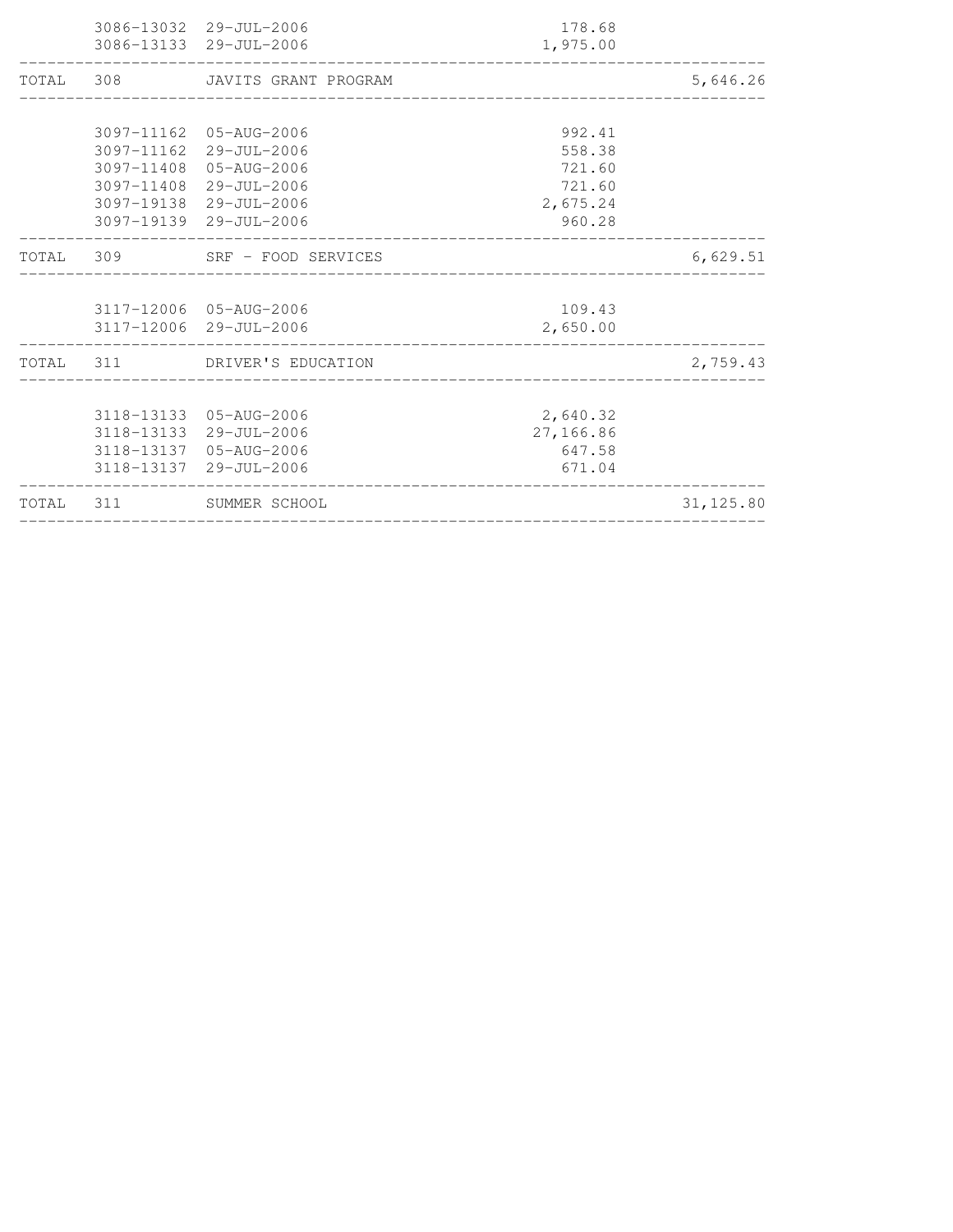| | Account | Date | Amount | Total |
|---|---|---|---|---|
| | 3086-13032 | 29-JUL-2006 | 178.68 | |
| | 3086-13133 | 29-JUL-2006 | 1,975.00 | |
| TOTAL | 308 | JAVITS GRANT PROGRAM | | 5,646.26 |
| | 3097-11162 | 05-AUG-2006 | 992.41 | |
| | 3097-11162 | 29-JUL-2006 | 558.38 | |
| | 3097-11408 | 05-AUG-2006 | 721.60 | |
| | 3097-11408 | 29-JUL-2006 | 721.60 | |
| | 3097-19138 | 29-JUL-2006 | 2,675.24 | |
| | 3097-19139 | 29-JUL-2006 | 960.28 | |
| TOTAL | 309 | SRF - FOOD SERVICES | | 6,629.51 |
| | 3117-12006 | 05-AUG-2006 | 109.43 | |
| | 3117-12006 | 29-JUL-2006 | 2,650.00 | |
| TOTAL | 311 | DRIVER'S EDUCATION | | 2,759.43 |
| | 3118-13133 | 05-AUG-2006 | 2,640.32 | |
| | 3118-13133 | 29-JUL-2006 | 27,166.86 | |
| | 3118-13137 | 05-AUG-2006 | 647.58 | |
| | 3118-13137 | 29-JUL-2006 | 671.04 | |
| TOTAL | 311 | SUMMER SCHOOL | | 31,125.80 |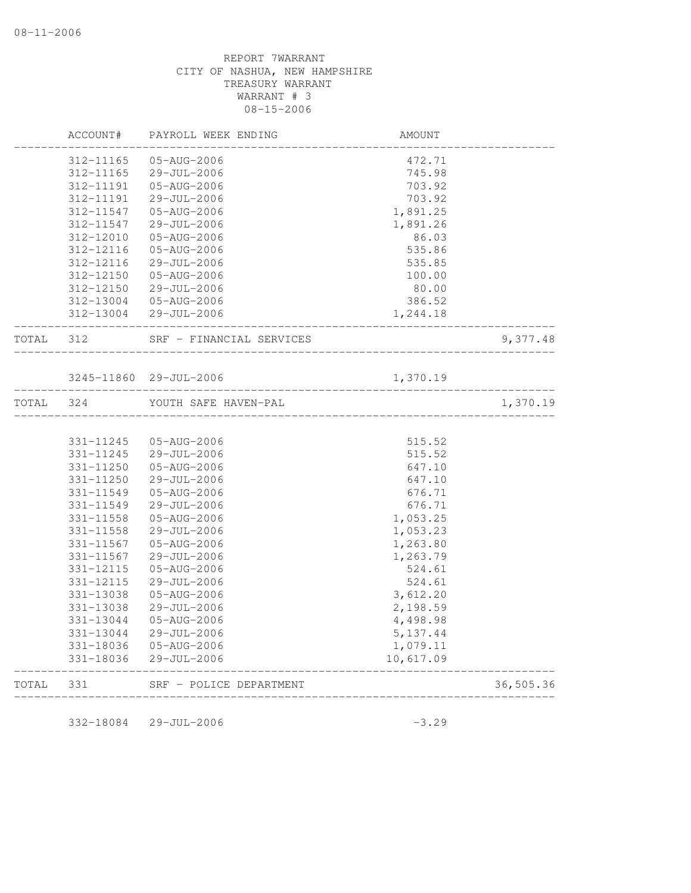08-11-2006

REPORT 7WARRANT
CITY OF NASHUA, NEW HAMPSHIRE
TREASURY WARRANT
WARRANT # 3
08-15-2006

| | ACCOUNT# | PAYROLL WEEK ENDING | AMOUNT | |
|---|---|---|---|---|
| | 312-11165 | 05-AUG-2006 | 472.71 | |
| | 312-11165 | 29-JUL-2006 | 745.98 | |
| | 312-11191 | 05-AUG-2006 | 703.92 | |
| | 312-11191 | 29-JUL-2006 | 703.92 | |
| | 312-11547 | 05-AUG-2006 | 1,891.25 | |
| | 312-11547 | 29-JUL-2006 | 1,891.26 | |
| | 312-12010 | 05-AUG-2006 | 86.03 | |
| | 312-12116 | 05-AUG-2006 | 535.86 | |
| | 312-12116 | 29-JUL-2006 | 535.85 | |
| | 312-12150 | 05-AUG-2006 | 100.00 | |
| | 312-12150 | 29-JUL-2006 | 80.00 | |
| | 312-13004 | 05-AUG-2006 | 386.52 | |
| | 312-13004 | 29-JUL-2006 | 1,244.18 | |
| TOTAL | 312 | SRF - FINANCIAL SERVICES | | 9,377.48 |
| | 3245-11860 | 29-JUL-2006 | 1,370.19 | |
| TOTAL | 324 | YOUTH SAFE HAVEN-PAL | | 1,370.19 |
| | 331-11245 | 05-AUG-2006 | 515.52 | |
| | 331-11245 | 29-JUL-2006 | 515.52 | |
| | 331-11250 | 05-AUG-2006 | 647.10 | |
| | 331-11250 | 29-JUL-2006 | 647.10 | |
| | 331-11549 | 05-AUG-2006 | 676.71 | |
| | 331-11549 | 29-JUL-2006 | 676.71 | |
| | 331-11558 | 05-AUG-2006 | 1,053.25 | |
| | 331-11558 | 29-JUL-2006 | 1,053.23 | |
| | 331-11567 | 05-AUG-2006 | 1,263.80 | |
| | 331-11567 | 29-JUL-2006 | 1,263.79 | |
| | 331-12115 | 05-AUG-2006 | 524.61 | |
| | 331-12115 | 29-JUL-2006 | 524.61 | |
| | 331-13038 | 05-AUG-2006 | 3,612.20 | |
| | 331-13038 | 29-JUL-2006 | 2,198.59 | |
| | 331-13044 | 05-AUG-2006 | 4,498.98 | |
| | 331-13044 | 29-JUL-2006 | 5,137.44 | |
| | 331-18036 | 05-AUG-2006 | 1,079.11 | |
| | 331-18036 | 29-JUL-2006 | 10,617.09 | |
| TOTAL | 331 | SRF - POLICE DEPARTMENT | | 36,505.36 |
| | 332-18084 | 29-JUL-2006 | -3.29 | |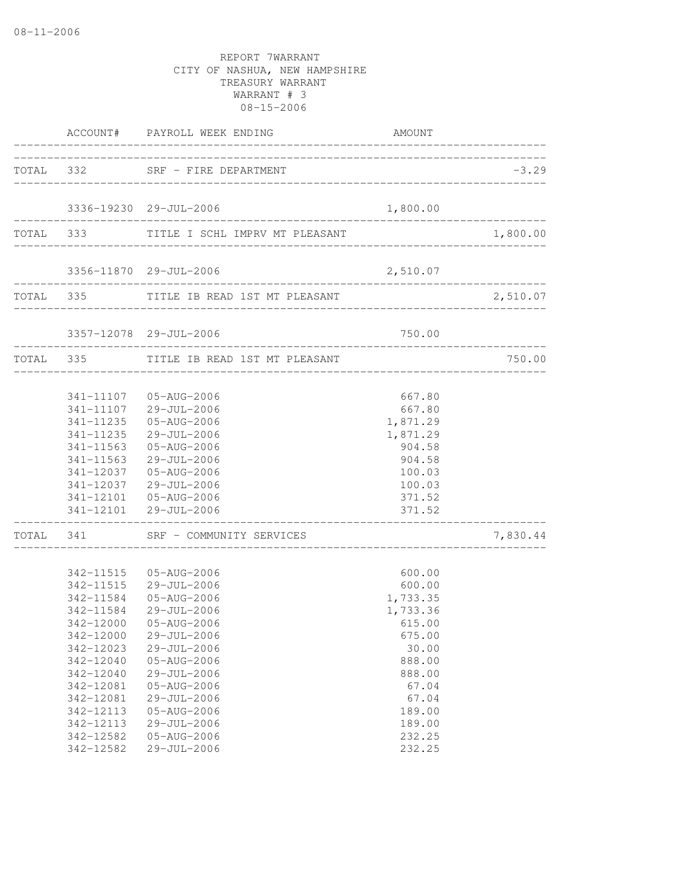08-11-2006

REPORT 7WARRANT
CITY OF NASHUA, NEW HAMPSHIRE
TREASURY WARRANT
WARRANT # 3
08-15-2006

| | ACCOUNT# | PAYROLL WEEK ENDING | AMOUNT | |
|---|---|---|---|---|
| TOTAL | 332 | SRF - FIRE DEPARTMENT | | -3.29 |
| | 3336-19230 | 29-JUL-2006 | 1,800.00 | |
| TOTAL | 333 | TITLE I SCHL IMPRV MT PLEASANT | | 1,800.00 |
| | 3356-11870 | 29-JUL-2006 | 2,510.07 | |
| TOTAL | 335 | TITLE IB READ 1ST MT PLEASANT | | 2,510.07 |
| | 3357-12078 | 29-JUL-2006 | 750.00 | |
| TOTAL | 335 | TITLE IB READ 1ST MT PLEASANT | | 750.00 |
| | 341-11107 | 05-AUG-2006 | 667.80 | |
| | 341-11107 | 29-JUL-2006 | 667.80 | |
| | 341-11235 | 05-AUG-2006 | 1,871.29 | |
| | 341-11235 | 29-JUL-2006 | 1,871.29 | |
| | 341-11563 | 05-AUG-2006 | 904.58 | |
| | 341-11563 | 29-JUL-2006 | 904.58 | |
| | 341-12037 | 05-AUG-2006 | 100.03 | |
| | 341-12037 | 29-JUL-2006 | 100.03 | |
| | 341-12101 | 05-AUG-2006 | 371.52 | |
| | 341-12101 | 29-JUL-2006 | 371.52 | |
| TOTAL | 341 | SRF - COMMUNITY SERVICES | | 7,830.44 |
| | 342-11515 | 05-AUG-2006 | 600.00 | |
| | 342-11515 | 29-JUL-2006 | 600.00 | |
| | 342-11584 | 05-AUG-2006 | 1,733.35 | |
| | 342-11584 | 29-JUL-2006 | 1,733.36 | |
| | 342-12000 | 05-AUG-2006 | 615.00 | |
| | 342-12000 | 29-JUL-2006 | 675.00 | |
| | 342-12023 | 29-JUL-2006 | 30.00 | |
| | 342-12040 | 05-AUG-2006 | 888.00 | |
| | 342-12040 | 29-JUL-2006 | 888.00 | |
| | 342-12081 | 05-AUG-2006 | 67.04 | |
| | 342-12081 | 29-JUL-2006 | 67.04 | |
| | 342-12113 | 05-AUG-2006 | 189.00 | |
| | 342-12113 | 29-JUL-2006 | 189.00 | |
| | 342-12582 | 05-AUG-2006 | 232.25 | |
| | 342-12582 | 29-JUL-2006 | 232.25 | |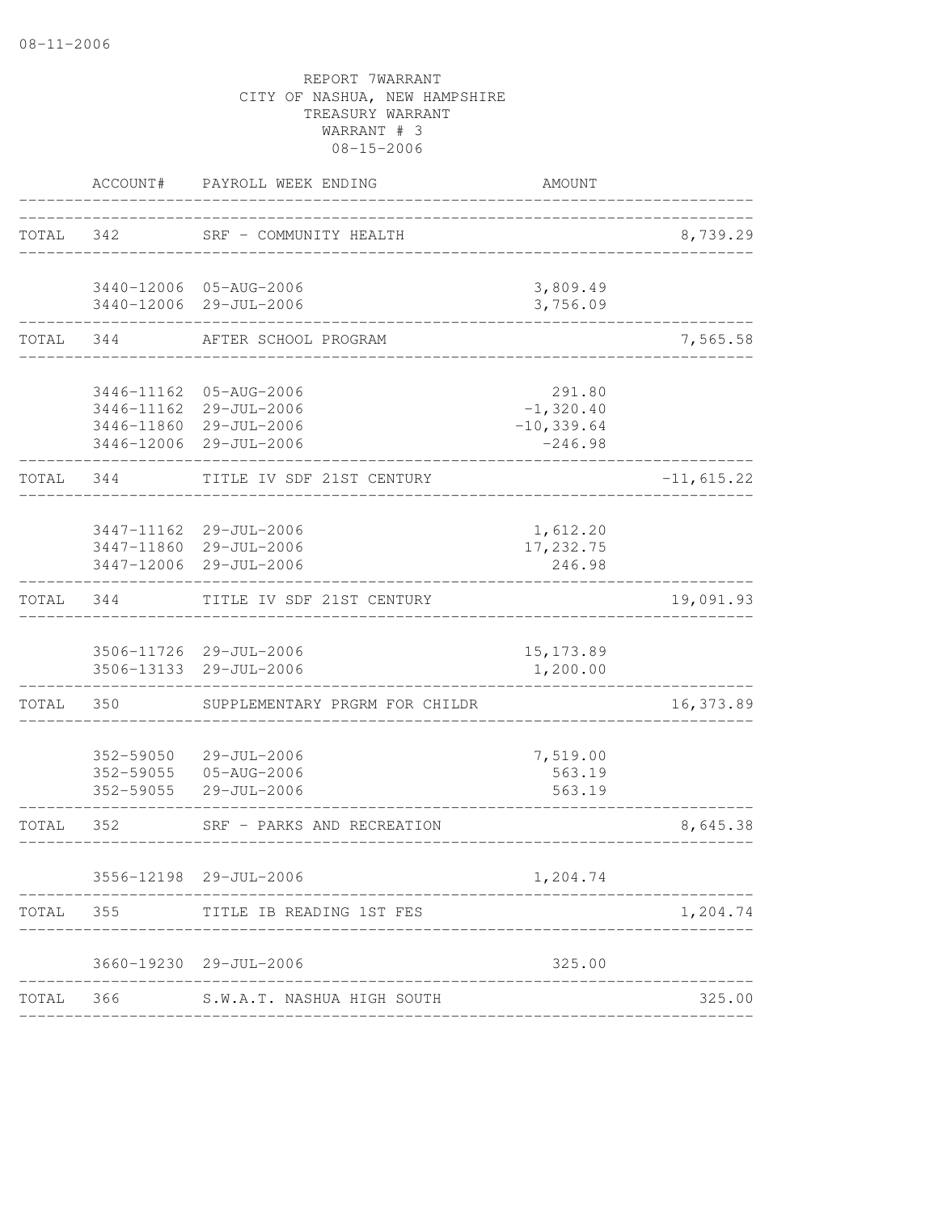08-11-2006

REPORT 7WARRANT
CITY OF NASHUA, NEW HAMPSHIRE
TREASURY WARRANT
WARRANT # 3
08-15-2006

| | ACCOUNT# | PAYROLL WEEK ENDING | AMOUNT | |
|---|---|---|---|---|
| TOTAL | 342 | SRF - COMMUNITY HEALTH | | 8,739.29 |
| | 3440-12006 | 05-AUG-2006 | 3,809.49 | |
| | 3440-12006 | 29-JUL-2006 | 3,756.09 | |
| TOTAL | 344 | AFTER SCHOOL PROGRAM | | 7,565.58 |
| | 3446-11162 | 05-AUG-2006 | 291.80 | |
| | 3446-11162 | 29-JUL-2006 | -1,320.40 | |
| | 3446-11860 | 29-JUL-2006 | -10,339.64 | |
| | 3446-12006 | 29-JUL-2006 | -246.98 | |
| TOTAL | 344 | TITLE IV SDF 21ST CENTURY | | -11,615.22 |
| | 3447-11162 | 29-JUL-2006 | 1,612.20 | |
| | 3447-11860 | 29-JUL-2006 | 17,232.75 | |
| | 3447-12006 | 29-JUL-2006 | 246.98 | |
| TOTAL | 344 | TITLE IV SDF 21ST CENTURY | | 19,091.93 |
| | 3506-11726 | 29-JUL-2006 | 15,173.89 | |
| | 3506-13133 | 29-JUL-2006 | 1,200.00 | |
| TOTAL | 350 | SUPPLEMENTARY PRGRM FOR CHILDR | | 16,373.89 |
| | 352-59050 | 29-JUL-2006 | 7,519.00 | |
| | 352-59055 | 05-AUG-2006 | 563.19 | |
| | 352-59055 | 29-JUL-2006 | 563.19 | |
| TOTAL | 352 | SRF - PARKS AND RECREATION | | 8,645.38 |
| | 3556-12198 | 29-JUL-2006 | 1,204.74 | |
| TOTAL | 355 | TITLE IB READING 1ST FES | | 1,204.74 |
| | 3660-19230 | 29-JUL-2006 | 325.00 | |
| TOTAL | 366 | S.W.A.T. NASHUA HIGH SOUTH | | 325.00 |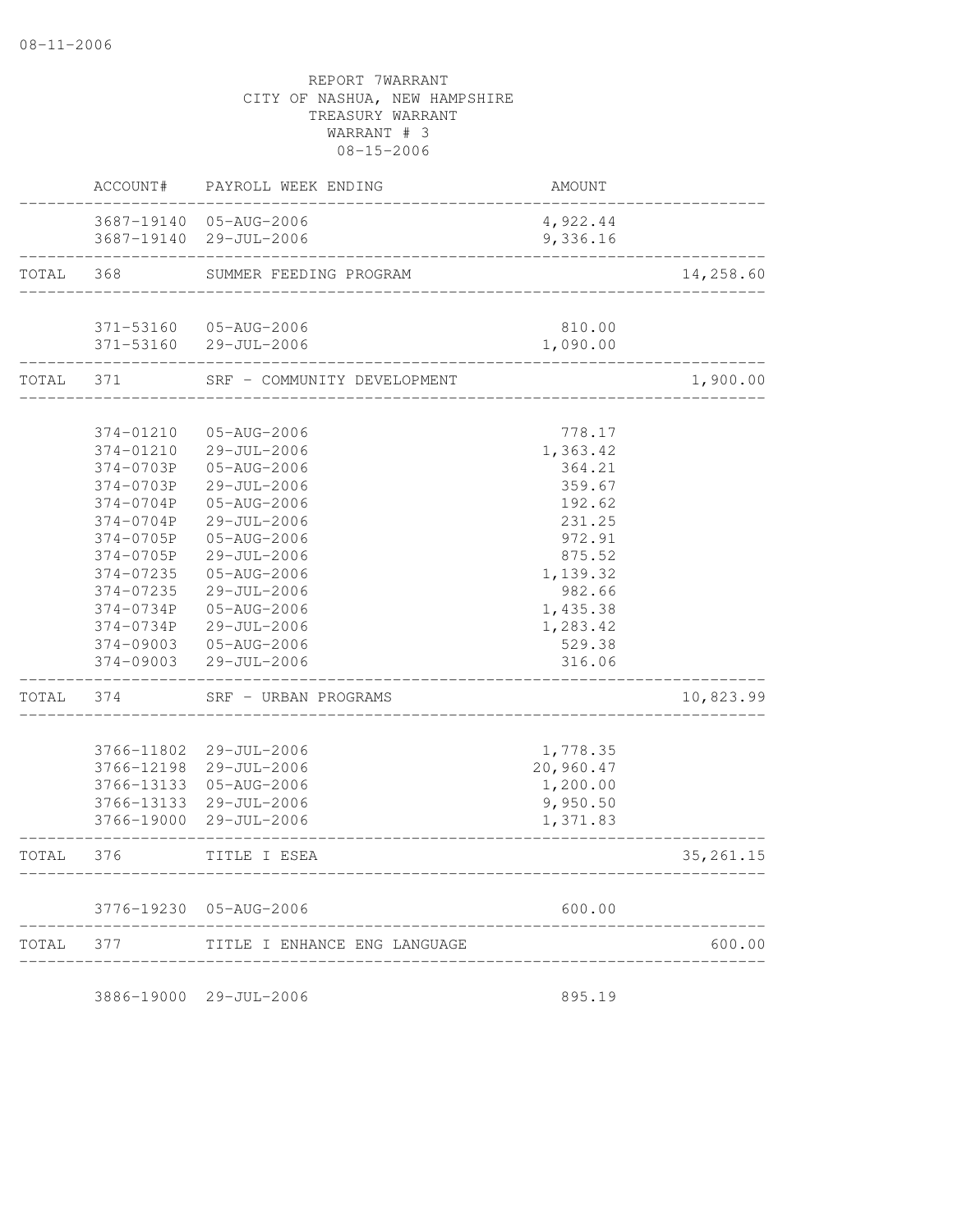08-11-2006

REPORT 7WARRANT
CITY OF NASHUA, NEW HAMPSHIRE
TREASURY WARRANT
WARRANT # 3
08-15-2006

| | ACCOUNT# | PAYROLL WEEK ENDING | AMOUNT | |
|---|---|---|---|---|
| | 3687-19140 | 05-AUG-2006 | 4,922.44 | |
| | 3687-19140 | 29-JUL-2006 | 9,336.16 | |
| TOTAL | 368 | SUMMER FEEDING PROGRAM | | 14,258.60 |
| | 371-53160 | 05-AUG-2006 | 810.00 | |
| | 371-53160 | 29-JUL-2006 | 1,090.00 | |
| TOTAL | 371 | SRF - COMMUNITY DEVELOPMENT | | 1,900.00 |
| | 374-01210 | 05-AUG-2006 | 778.17 | |
| | 374-01210 | 29-JUL-2006 | 1,363.42 | |
| | 374-0703P | 05-AUG-2006 | 364.21 | |
| | 374-0703P | 29-JUL-2006 | 359.67 | |
| | 374-0704P | 05-AUG-2006 | 192.62 | |
| | 374-0704P | 29-JUL-2006 | 231.25 | |
| | 374-0705P | 05-AUG-2006 | 972.91 | |
| | 374-0705P | 29-JUL-2006 | 875.52 | |
| | 374-07235 | 05-AUG-2006 | 1,139.32 | |
| | 374-07235 | 29-JUL-2006 | 982.66 | |
| | 374-0734P | 05-AUG-2006 | 1,435.38 | |
| | 374-0734P | 29-JUL-2006 | 1,283.42 | |
| | 374-09003 | 05-AUG-2006 | 529.38 | |
| | 374-09003 | 29-JUL-2006 | 316.06 | |
| TOTAL | 374 | SRF - URBAN PROGRAMS | | 10,823.99 |
| | 3766-11802 | 29-JUL-2006 | 1,778.35 | |
| | 3766-12198 | 29-JUL-2006 | 20,960.47 | |
| | 3766-13133 | 05-AUG-2006 | 1,200.00 | |
| | 3766-13133 | 29-JUL-2006 | 9,950.50 | |
| | 3766-19000 | 29-JUL-2006 | 1,371.83 | |
| TOTAL | 376 | TITLE I ESEA | | 35,261.15 |
| | 3776-19230 | 05-AUG-2006 | 600.00 | |
| TOTAL | 377 | TITLE I ENHANCE ENG LANGUAGE | | 600.00 |
| | 3886-19000 | 29-JUL-2006 | 895.19 | |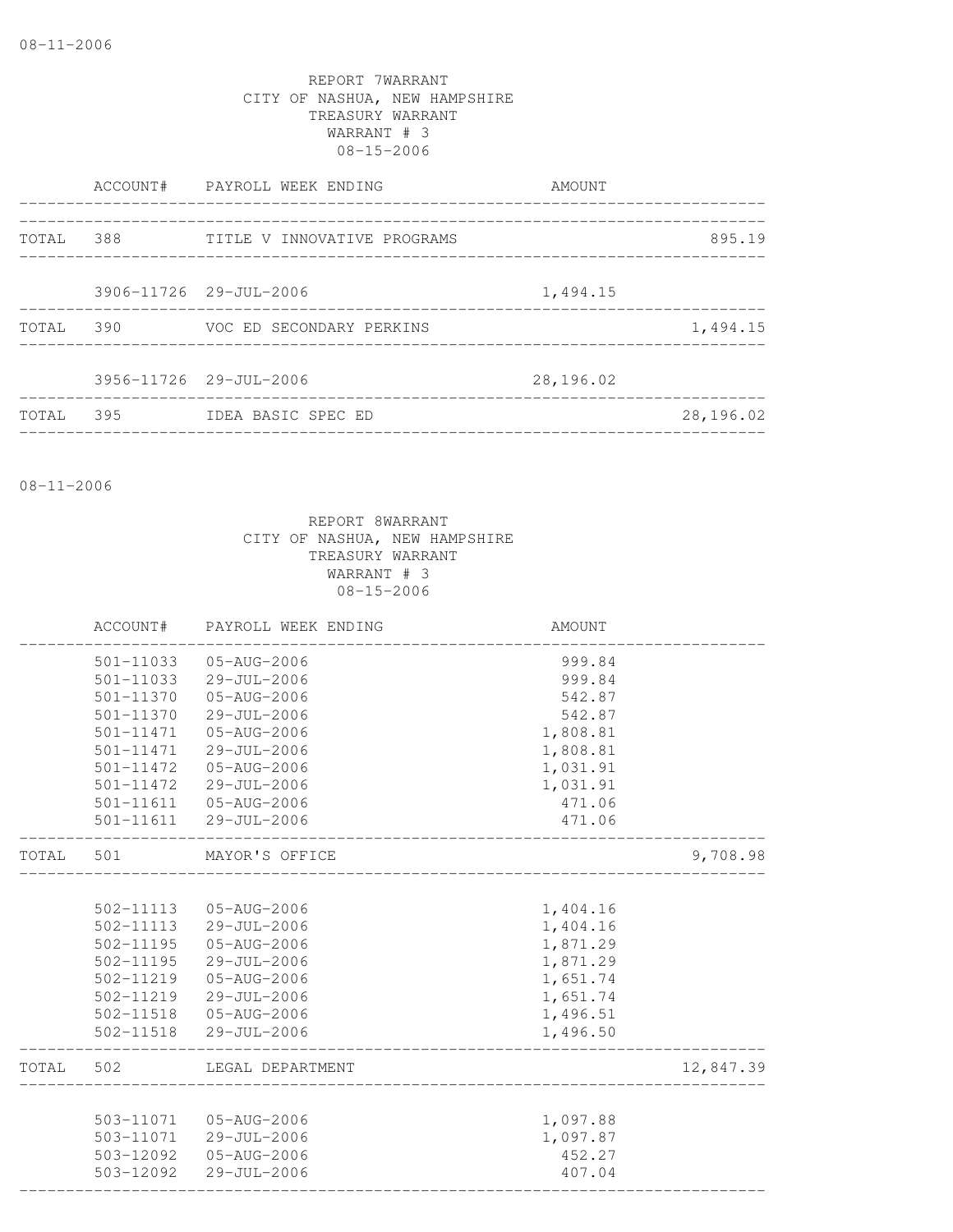08-11-2006

REPORT 7WARRANT
CITY OF NASHUA, NEW HAMPSHIRE
TREASURY WARRANT
WARRANT # 3
08-15-2006

| | ACCOUNT# | PAYROLL WEEK ENDING | AMOUNT | |
|---|---|---|---|---|
| TOTAL | 388 | TITLE V INNOVATIVE PROGRAMS | | 895.19 |
| | 3906-11726 | 29-JUL-2006 | 1,494.15 | |
| TOTAL | 390 | VOC ED SECONDARY PERKINS | | 1,494.15 |
| | 3956-11726 | 29-JUL-2006 | 28,196.02 | |
| TOTAL | 395 | IDEA BASIC SPEC ED | | 28,196.02 |

08-11-2006

REPORT 8WARRANT
CITY OF NASHUA, NEW HAMPSHIRE
TREASURY WARRANT
WARRANT # 3
08-15-2006

| | ACCOUNT# | PAYROLL WEEK ENDING | AMOUNT | |
|---|---|---|---|---|
| | 501-11033 | 05-AUG-2006 | 999.84 | |
| | 501-11033 | 29-JUL-2006 | 999.84 | |
| | 501-11370 | 05-AUG-2006 | 542.87 | |
| | 501-11370 | 29-JUL-2006 | 542.87 | |
| | 501-11471 | 05-AUG-2006 | 1,808.81 | |
| | 501-11471 | 29-JUL-2006 | 1,808.81 | |
| | 501-11472 | 05-AUG-2006 | 1,031.91 | |
| | 501-11472 | 29-JUL-2006 | 1,031.91 | |
| | 501-11611 | 05-AUG-2006 | 471.06 | |
| | 501-11611 | 29-JUL-2006 | 471.06 | |
| TOTAL | 501 | MAYOR'S OFFICE | | 9,708.98 |
| | 502-11113 | 05-AUG-2006 | 1,404.16 | |
| | 502-11113 | 29-JUL-2006 | 1,404.16 | |
| | 502-11195 | 05-AUG-2006 | 1,871.29 | |
| | 502-11195 | 29-JUL-2006 | 1,871.29 | |
| | 502-11219 | 05-AUG-2006 | 1,651.74 | |
| | 502-11219 | 29-JUL-2006 | 1,651.74 | |
| | 502-11518 | 05-AUG-2006 | 1,496.51 | |
| | 502-11518 | 29-JUL-2006 | 1,496.50 | |
| TOTAL | 502 | LEGAL DEPARTMENT | | 12,847.39 |
| | 503-11071 | 05-AUG-2006 | 1,097.88 | |
| | 503-11071 | 29-JUL-2006 | 1,097.87 | |
| | 503-12092 | 05-AUG-2006 | 452.27 | |
| | 503-12092 | 29-JUL-2006 | 407.04 | |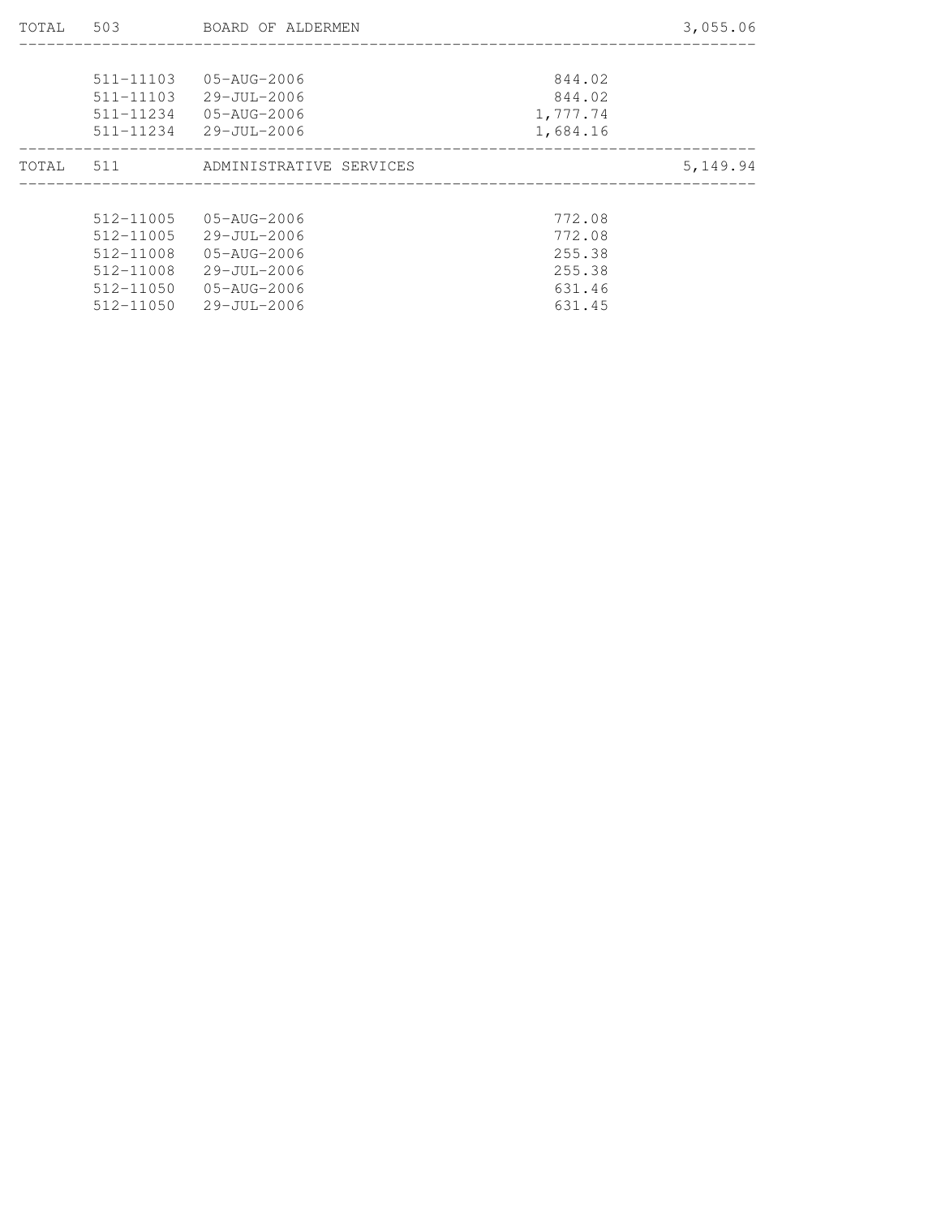| TOTAL | 503 | BOARD OF ALDERMEN | | 3,055.06 |
|---|---|---|---|---|
| | 511-11103 | 05-AUG-2006 | 844.02 | |
| | 511-11103 | 29-JUL-2006 | 844.02 | |
| | 511-11234 | 05-AUG-2006 | 1,777.74 | |
| | 511-11234 | 29-JUL-2006 | 1,684.16 | |
| TOTAL | 511 | ADMINISTRATIVE SERVICES | | 5,149.94 |
| | 512-11005 | 05-AUG-2006 | 772.08 | |
| | 512-11005 | 29-JUL-2006 | 772.08 | |
| | 512-11008 | 05-AUG-2006 | 255.38 | |
| | 512-11008 | 29-JUL-2006 | 255.38 | |
| | 512-11050 | 05-AUG-2006 | 631.46 | |
| | 512-11050 | 29-JUL-2006 | 631.45 | |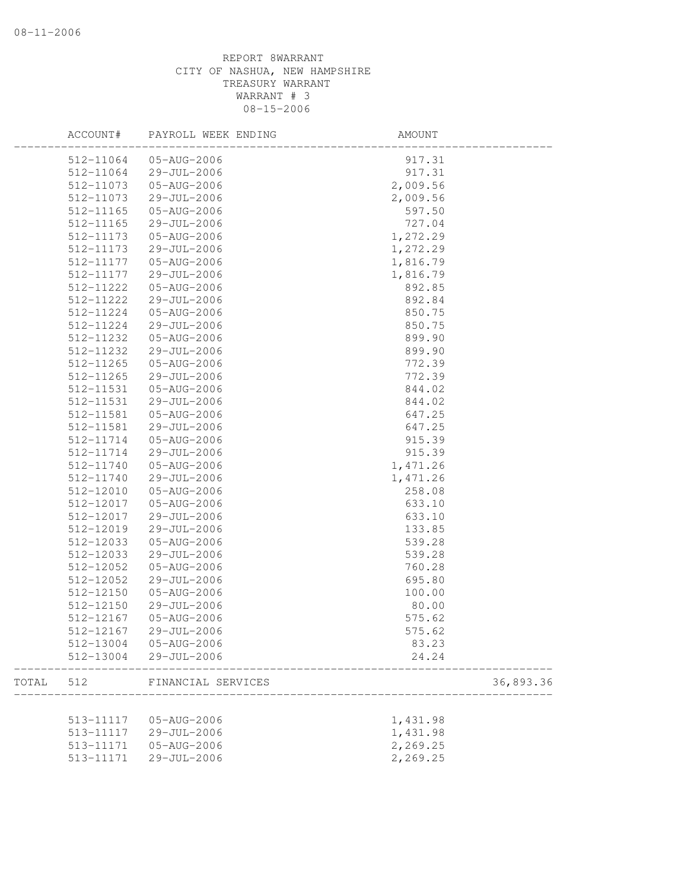REPORT 8WARRANT
CITY OF NASHUA, NEW HAMPSHIRE
TREASURY WARRANT
WARRANT # 3
08-15-2006

| | ACCOUNT# | PAYROLL WEEK ENDING | AMOUNT | |
|---|---|---|---|---|
| | 512-11064 | 05-AUG-2006 | 917.31 | |
| | 512-11064 | 29-JUL-2006 | 917.31 | |
| | 512-11073 | 05-AUG-2006 | 2,009.56 | |
| | 512-11073 | 29-JUL-2006 | 2,009.56 | |
| | 512-11165 | 05-AUG-2006 | 597.50 | |
| | 512-11165 | 29-JUL-2006 | 727.04 | |
| | 512-11173 | 05-AUG-2006 | 1,272.29 | |
| | 512-11173 | 29-JUL-2006 | 1,272.29 | |
| | 512-11177 | 05-AUG-2006 | 1,816.79 | |
| | 512-11177 | 29-JUL-2006 | 1,816.79 | |
| | 512-11222 | 05-AUG-2006 | 892.85 | |
| | 512-11222 | 29-JUL-2006 | 892.84 | |
| | 512-11224 | 05-AUG-2006 | 850.75 | |
| | 512-11224 | 29-JUL-2006 | 850.75 | |
| | 512-11232 | 05-AUG-2006 | 899.90 | |
| | 512-11232 | 29-JUL-2006 | 899.90 | |
| | 512-11265 | 05-AUG-2006 | 772.39 | |
| | 512-11265 | 29-JUL-2006 | 772.39 | |
| | 512-11531 | 05-AUG-2006 | 844.02 | |
| | 512-11531 | 29-JUL-2006 | 844.02 | |
| | 512-11581 | 05-AUG-2006 | 647.25 | |
| | 512-11581 | 29-JUL-2006 | 647.25 | |
| | 512-11714 | 05-AUG-2006 | 915.39 | |
| | 512-11714 | 29-JUL-2006 | 915.39 | |
| | 512-11740 | 05-AUG-2006 | 1,471.26 | |
| | 512-11740 | 29-JUL-2006 | 1,471.26 | |
| | 512-12010 | 05-AUG-2006 | 258.08 | |
| | 512-12017 | 05-AUG-2006 | 633.10 | |
| | 512-12017 | 29-JUL-2006 | 633.10 | |
| | 512-12019 | 29-JUL-2006 | 133.85 | |
| | 512-12033 | 05-AUG-2006 | 539.28 | |
| | 512-12033 | 29-JUL-2006 | 539.28 | |
| | 512-12052 | 05-AUG-2006 | 760.28 | |
| | 512-12052 | 29-JUL-2006 | 695.80 | |
| | 512-12150 | 05-AUG-2006 | 100.00 | |
| | 512-12150 | 29-JUL-2006 | 80.00 | |
| | 512-12167 | 05-AUG-2006 | 575.62 | |
| | 512-12167 | 29-JUL-2006 | 575.62 | |
| | 512-13004 | 05-AUG-2006 | 83.23 | |
| | 512-13004 | 29-JUL-2006 | 24.24 | |
| TOTAL | 512 | FINANCIAL SERVICES | | 36,893.36 |
| | 513-11117 | 05-AUG-2006 | 1,431.98 | |
| | 513-11117 | 29-JUL-2006 | 1,431.98 | |
| | 513-11171 | 05-AUG-2006 | 2,269.25 | |
| | 513-11171 | 29-JUL-2006 | 2,269.25 | |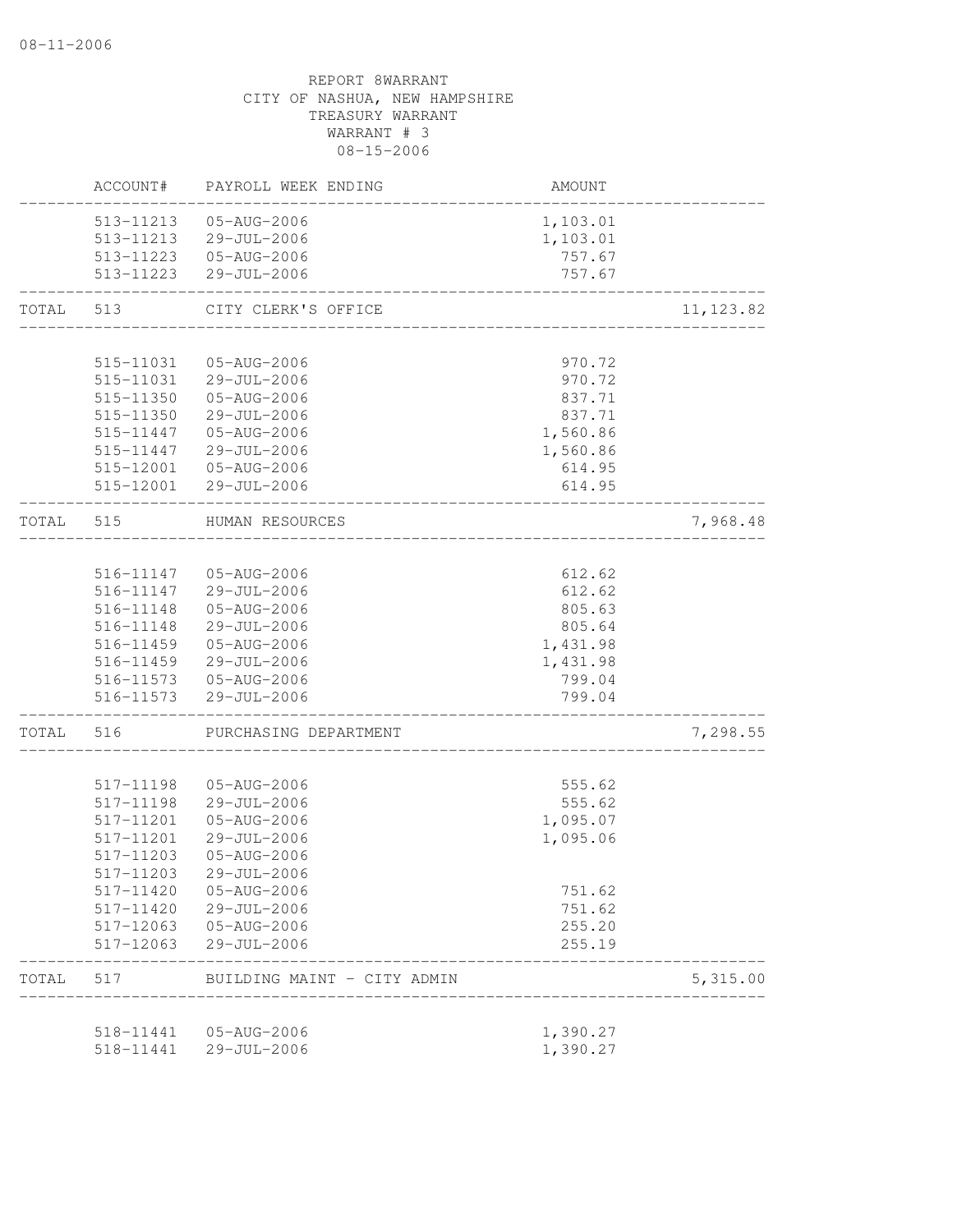REPORT 8WARRANT
CITY OF NASHUA, NEW HAMPSHIRE
TREASURY WARRANT
WARRANT # 3
08-15-2006

| | ACCOUNT# | PAYROLL WEEK ENDING | AMOUNT | |
|---|---|---|---|---|
| | 513-11213 | 05-AUG-2006 | 1,103.01 | |
| | 513-11213 | 29-JUL-2006 | 1,103.01 | |
| | 513-11223 | 05-AUG-2006 | 757.67 | |
| | 513-11223 | 29-JUL-2006 | 757.67 | |
| TOTAL | 513 | CITY CLERK'S OFFICE | | 11,123.82 |
| | 515-11031 | 05-AUG-2006 | 970.72 | |
| | 515-11031 | 29-JUL-2006 | 970.72 | |
| | 515-11350 | 05-AUG-2006 | 837.71 | |
| | 515-11350 | 29-JUL-2006 | 837.71 | |
| | 515-11447 | 05-AUG-2006 | 1,560.86 | |
| | 515-11447 | 29-JUL-2006 | 1,560.86 | |
| | 515-12001 | 05-AUG-2006 | 614.95 | |
| | 515-12001 | 29-JUL-2006 | 614.95 | |
| TOTAL | 515 | HUMAN RESOURCES | | 7,968.48 |
| | 516-11147 | 05-AUG-2006 | 612.62 | |
| | 516-11147 | 29-JUL-2006 | 612.62 | |
| | 516-11148 | 05-AUG-2006 | 805.63 | |
| | 516-11148 | 29-JUL-2006 | 805.64 | |
| | 516-11459 | 05-AUG-2006 | 1,431.98 | |
| | 516-11459 | 29-JUL-2006 | 1,431.98 | |
| | 516-11573 | 05-AUG-2006 | 799.04 | |
| | 516-11573 | 29-JUL-2006 | 799.04 | |
| TOTAL | 516 | PURCHASING DEPARTMENT | | 7,298.55 |
| | 517-11198 | 05-AUG-2006 | 555.62 | |
| | 517-11198 | 29-JUL-2006 | 555.62 | |
| | 517-11201 | 05-AUG-2006 | 1,095.07 | |
| | 517-11201 | 29-JUL-2006 | 1,095.06 | |
| | 517-11203 | 05-AUG-2006 | | |
| | 517-11203 | 29-JUL-2006 | | |
| | 517-11420 | 05-AUG-2006 | 751.62 | |
| | 517-11420 | 29-JUL-2006 | 751.62 | |
| | 517-12063 | 05-AUG-2006 | 255.20 | |
| | 517-12063 | 29-JUL-2006 | 255.19 | |
| TOTAL | 517 | BUILDING MAINT - CITY ADMIN | | 5,315.00 |
| | 518-11441 | 05-AUG-2006 | 1,390.27 | |
| | 518-11441 | 29-JUL-2006 | 1,390.27 | |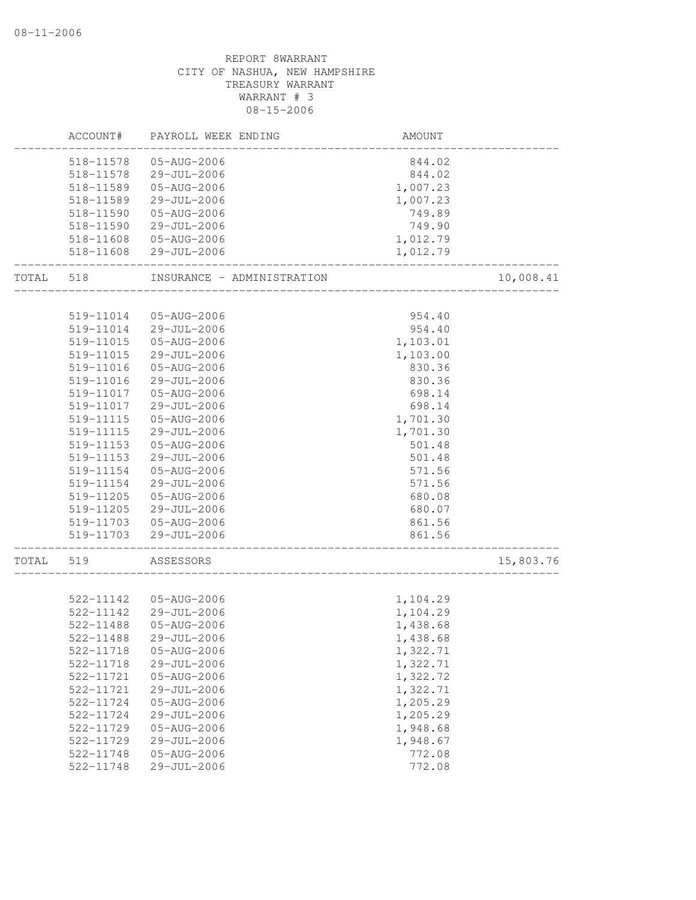REPORT 8WARRANT
CITY OF NASHUA, NEW HAMPSHIRE
TREASURY WARRANT
WARRANT # 3
08-15-2006

| | ACCOUNT# | PAYROLL WEEK ENDING | AMOUNT | |
|---|---|---|---|---|
| | 518-11578 | 05-AUG-2006 | 844.02 | |
| | 518-11578 | 29-JUL-2006 | 844.02 | |
| | 518-11589 | 05-AUG-2006 | 1,007.23 | |
| | 518-11589 | 29-JUL-2006 | 1,007.23 | |
| | 518-11590 | 05-AUG-2006 | 749.89 | |
| | 518-11590 | 29-JUL-2006 | 749.90 | |
| | 518-11608 | 05-AUG-2006 | 1,012.79 | |
| | 518-11608 | 29-JUL-2006 | 1,012.79 | |
| TOTAL | 518 | INSURANCE - ADMINISTRATION | | 10,008.41 |
| | 519-11014 | 05-AUG-2006 | 954.40 | |
| | 519-11014 | 29-JUL-2006 | 954.40 | |
| | 519-11015 | 05-AUG-2006 | 1,103.01 | |
| | 519-11015 | 29-JUL-2006 | 1,103.00 | |
| | 519-11016 | 05-AUG-2006 | 830.36 | |
| | 519-11016 | 29-JUL-2006 | 830.36 | |
| | 519-11017 | 05-AUG-2006 | 698.14 | |
| | 519-11017 | 29-JUL-2006 | 698.14 | |
| | 519-11115 | 05-AUG-2006 | 1,701.30 | |
| | 519-11115 | 29-JUL-2006 | 1,701.30 | |
| | 519-11153 | 05-AUG-2006 | 501.48 | |
| | 519-11153 | 29-JUL-2006 | 501.48 | |
| | 519-11154 | 05-AUG-2006 | 571.56 | |
| | 519-11154 | 29-JUL-2006 | 571.56 | |
| | 519-11205 | 05-AUG-2006 | 680.08 | |
| | 519-11205 | 29-JUL-2006 | 680.07 | |
| | 519-11703 | 05-AUG-2006 | 861.56 | |
| | 519-11703 | 29-JUL-2006 | 861.56 | |
| TOTAL | 519 | ASSESSORS | | 15,803.76 |
| | 522-11142 | 05-AUG-2006 | 1,104.29 | |
| | 522-11142 | 29-JUL-2006 | 1,104.29 | |
| | 522-11488 | 05-AUG-2006 | 1,438.68 | |
| | 522-11488 | 29-JUL-2006 | 1,438.68 | |
| | 522-11718 | 05-AUG-2006 | 1,322.71 | |
| | 522-11718 | 29-JUL-2006 | 1,322.71 | |
| | 522-11721 | 05-AUG-2006 | 1,322.72 | |
| | 522-11721 | 29-JUL-2006 | 1,322.71 | |
| | 522-11724 | 05-AUG-2006 | 1,205.29 | |
| | 522-11724 | 29-JUL-2006 | 1,205.29 | |
| | 522-11729 | 05-AUG-2006 | 1,948.68 | |
| | 522-11729 | 29-JUL-2006 | 1,948.67 | |
| | 522-11748 | 05-AUG-2006 | 772.08 | |
| | 522-11748 | 29-JUL-2006 | 772.08 | |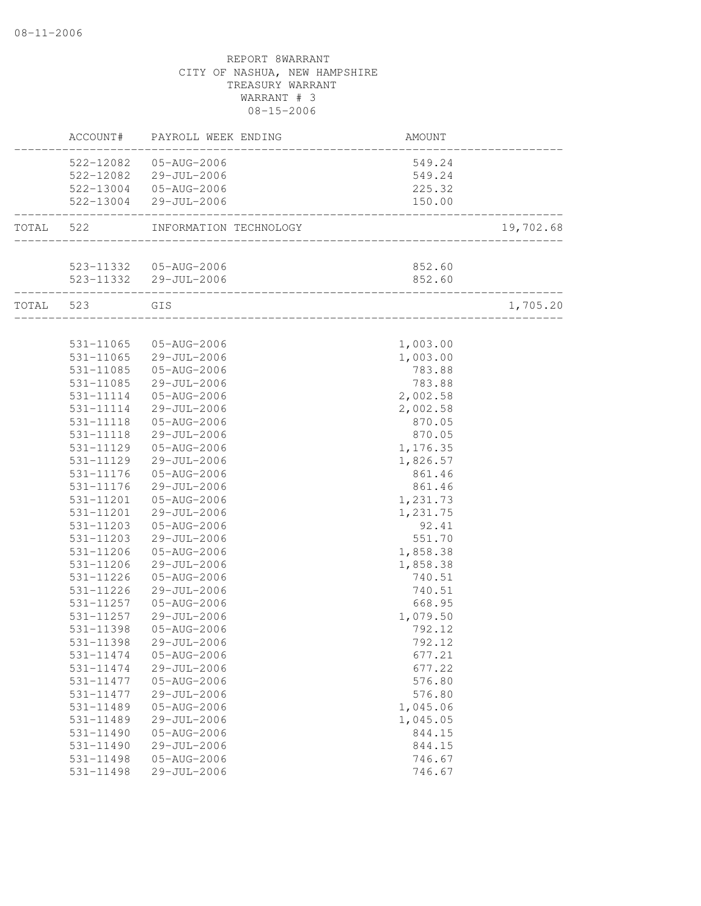REPORT 8WARRANT
CITY OF NASHUA, NEW HAMPSHIRE
TREASURY WARRANT
WARRANT # 3
08-15-2006

| | ACCOUNT# | PAYROLL WEEK ENDING | AMOUNT | |
|---|---|---|---|---|
| | 522-12082 | 05-AUG-2006 | 549.24 | |
| | 522-12082 | 29-JUL-2006 | 549.24 | |
| | 522-13004 | 05-AUG-2006 | 225.32 | |
| | 522-13004 | 29-JUL-2006 | 150.00 | |
| TOTAL | 522 | INFORMATION TECHNOLOGY | | 19,702.68 |
| | 523-11332 | 05-AUG-2006 | 852.60 | |
| | 523-11332 | 29-JUL-2006 | 852.60 | |
| TOTAL | 523 | GIS | | 1,705.20 |
| | 531-11065 | 05-AUG-2006 | 1,003.00 | |
| | 531-11065 | 29-JUL-2006 | 1,003.00 | |
| | 531-11085 | 05-AUG-2006 | 783.88 | |
| | 531-11085 | 29-JUL-2006 | 783.88 | |
| | 531-11114 | 05-AUG-2006 | 2,002.58 | |
| | 531-11114 | 29-JUL-2006 | 2,002.58 | |
| | 531-11118 | 05-AUG-2006 | 870.05 | |
| | 531-11118 | 29-JUL-2006 | 870.05 | |
| | 531-11129 | 05-AUG-2006 | 1,176.35 | |
| | 531-11129 | 29-JUL-2006 | 1,826.57 | |
| | 531-11176 | 05-AUG-2006 | 861.46 | |
| | 531-11176 | 29-JUL-2006 | 861.46 | |
| | 531-11201 | 05-AUG-2006 | 1,231.73 | |
| | 531-11201 | 29-JUL-2006 | 1,231.75 | |
| | 531-11203 | 05-AUG-2006 | 92.41 | |
| | 531-11203 | 29-JUL-2006 | 551.70 | |
| | 531-11206 | 05-AUG-2006 | 1,858.38 | |
| | 531-11206 | 29-JUL-2006 | 1,858.38 | |
| | 531-11226 | 05-AUG-2006 | 740.51 | |
| | 531-11226 | 29-JUL-2006 | 740.51 | |
| | 531-11257 | 05-AUG-2006 | 668.95 | |
| | 531-11257 | 29-JUL-2006 | 1,079.50 | |
| | 531-11398 | 05-AUG-2006 | 792.12 | |
| | 531-11398 | 29-JUL-2006 | 792.12 | |
| | 531-11474 | 05-AUG-2006 | 677.21 | |
| | 531-11474 | 29-JUL-2006 | 677.22 | |
| | 531-11477 | 05-AUG-2006 | 576.80 | |
| | 531-11477 | 29-JUL-2006 | 576.80 | |
| | 531-11489 | 05-AUG-2006 | 1,045.06 | |
| | 531-11489 | 29-JUL-2006 | 1,045.05 | |
| | 531-11490 | 05-AUG-2006 | 844.15 | |
| | 531-11490 | 29-JUL-2006 | 844.15 | |
| | 531-11498 | 05-AUG-2006 | 746.67 | |
| | 531-11498 | 29-JUL-2006 | 746.67 | |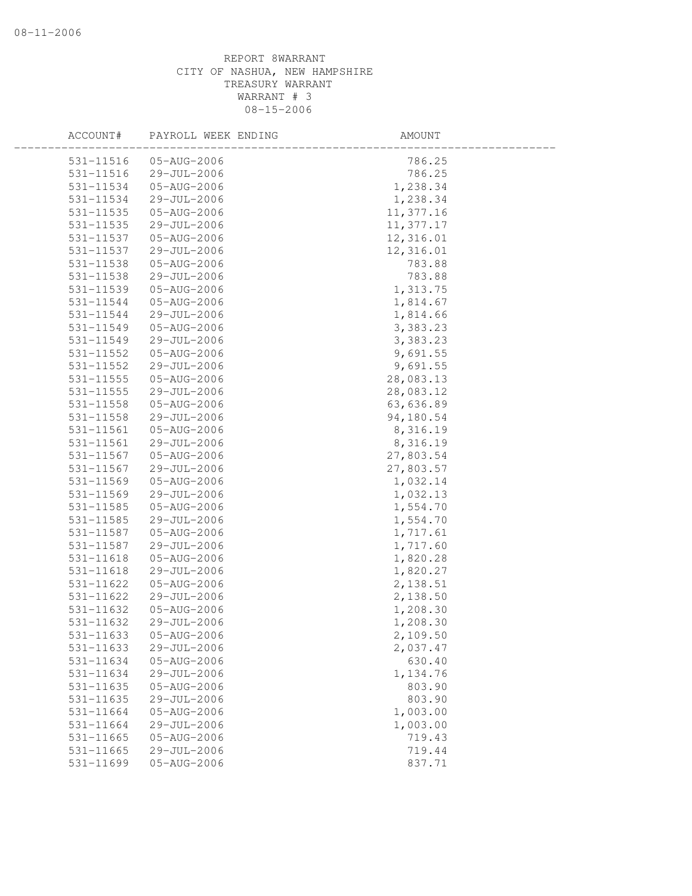REPORT 8WARRANT
CITY OF NASHUA, NEW HAMPSHIRE
TREASURY WARRANT
WARRANT # 3
08-15-2006

| ACCOUNT# | PAYROLL WEEK ENDING | AMOUNT |
|---|---|---|
| 531-11516 | 05-AUG-2006 | 786.25 |
| 531-11516 | 29-JUL-2006 | 786.25 |
| 531-11534 | 05-AUG-2006 | 1,238.34 |
| 531-11534 | 29-JUL-2006 | 1,238.34 |
| 531-11535 | 05-AUG-2006 | 11,377.16 |
| 531-11535 | 29-JUL-2006 | 11,377.17 |
| 531-11537 | 05-AUG-2006 | 12,316.01 |
| 531-11537 | 29-JUL-2006 | 12,316.01 |
| 531-11538 | 05-AUG-2006 | 783.88 |
| 531-11538 | 29-JUL-2006 | 783.88 |
| 531-11539 | 05-AUG-2006 | 1,313.75 |
| 531-11544 | 05-AUG-2006 | 1,814.67 |
| 531-11544 | 29-JUL-2006 | 1,814.66 |
| 531-11549 | 05-AUG-2006 | 3,383.23 |
| 531-11549 | 29-JUL-2006 | 3,383.23 |
| 531-11552 | 05-AUG-2006 | 9,691.55 |
| 531-11552 | 29-JUL-2006 | 9,691.55 |
| 531-11555 | 05-AUG-2006 | 28,083.13 |
| 531-11555 | 29-JUL-2006 | 28,083.12 |
| 531-11558 | 05-AUG-2006 | 63,636.89 |
| 531-11558 | 29-JUL-2006 | 94,180.54 |
| 531-11561 | 05-AUG-2006 | 8,316.19 |
| 531-11561 | 29-JUL-2006 | 8,316.19 |
| 531-11567 | 05-AUG-2006 | 27,803.54 |
| 531-11567 | 29-JUL-2006 | 27,803.57 |
| 531-11569 | 05-AUG-2006 | 1,032.14 |
| 531-11569 | 29-JUL-2006 | 1,032.13 |
| 531-11585 | 05-AUG-2006 | 1,554.70 |
| 531-11585 | 29-JUL-2006 | 1,554.70 |
| 531-11587 | 05-AUG-2006 | 1,717.61 |
| 531-11587 | 29-JUL-2006 | 1,717.60 |
| 531-11618 | 05-AUG-2006 | 1,820.28 |
| 531-11618 | 29-JUL-2006 | 1,820.27 |
| 531-11622 | 05-AUG-2006 | 2,138.51 |
| 531-11622 | 29-JUL-2006 | 2,138.50 |
| 531-11632 | 05-AUG-2006 | 1,208.30 |
| 531-11632 | 29-JUL-2006 | 1,208.30 |
| 531-11633 | 05-AUG-2006 | 2,109.50 |
| 531-11633 | 29-JUL-2006 | 2,037.47 |
| 531-11634 | 05-AUG-2006 | 630.40 |
| 531-11634 | 29-JUL-2006 | 1,134.76 |
| 531-11635 | 05-AUG-2006 | 803.90 |
| 531-11635 | 29-JUL-2006 | 803.90 |
| 531-11664 | 05-AUG-2006 | 1,003.00 |
| 531-11664 | 29-JUL-2006 | 1,003.00 |
| 531-11665 | 05-AUG-2006 | 719.43 |
| 531-11665 | 29-JUL-2006 | 719.44 |
| 531-11699 | 05-AUG-2006 | 837.71 |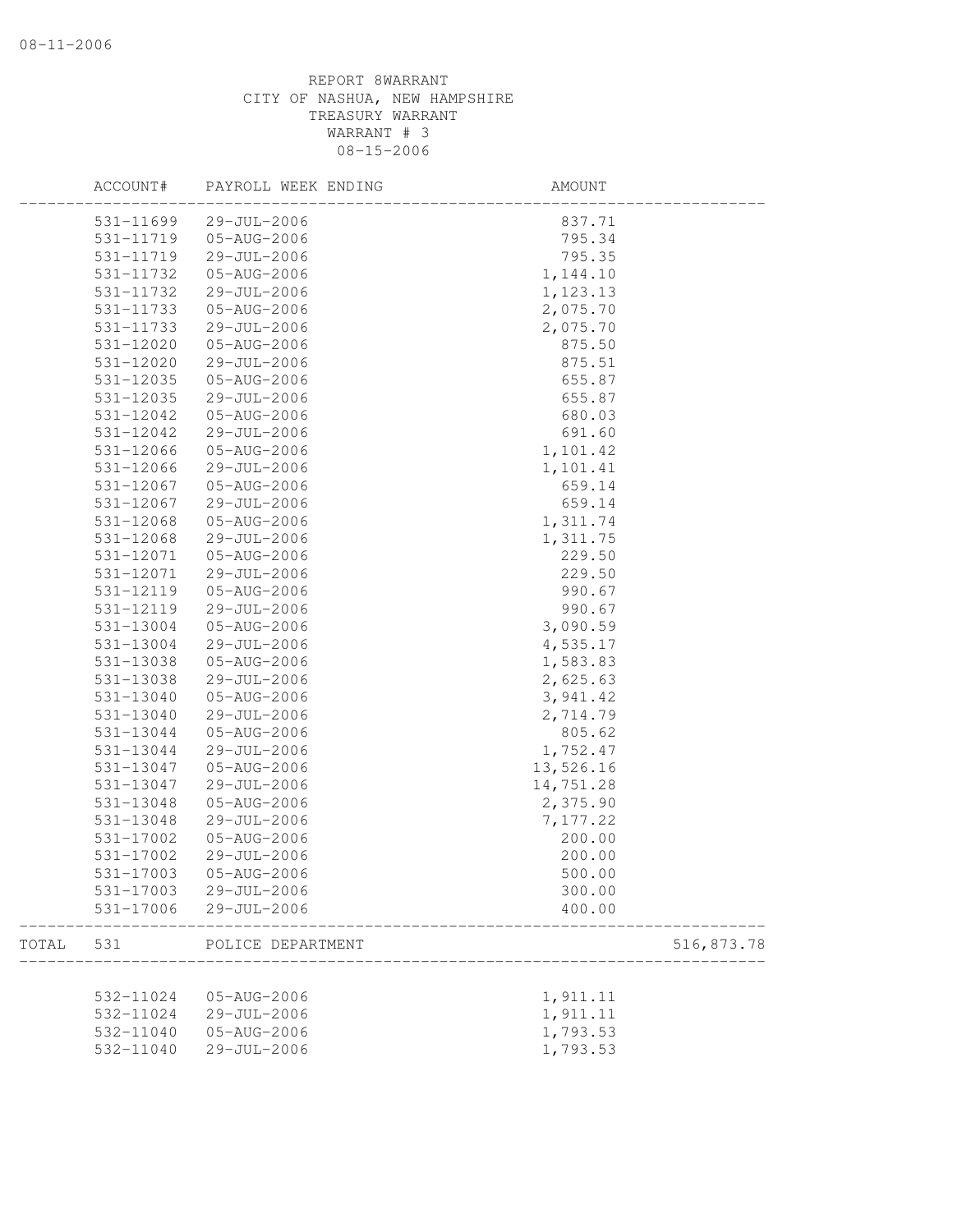08-11-2006

REPORT 8WARRANT
CITY OF NASHUA, NEW HAMPSHIRE
TREASURY WARRANT
WARRANT # 3
08-15-2006

| | ACCOUNT# | PAYROLL WEEK ENDING | AMOUNT | |
|---|---|---|---|---|
| | 531-11699 | 29-JUL-2006 | 837.71 | |
| | 531-11719 | 05-AUG-2006 | 795.34 | |
| | 531-11719 | 29-JUL-2006 | 795.35 | |
| | 531-11732 | 05-AUG-2006 | 1,144.10 | |
| | 531-11732 | 29-JUL-2006 | 1,123.13 | |
| | 531-11733 | 05-AUG-2006 | 2,075.70 | |
| | 531-11733 | 29-JUL-2006 | 2,075.70 | |
| | 531-12020 | 05-AUG-2006 | 875.50 | |
| | 531-12020 | 29-JUL-2006 | 875.51 | |
| | 531-12035 | 05-AUG-2006 | 655.87 | |
| | 531-12035 | 29-JUL-2006 | 655.87 | |
| | 531-12042 | 05-AUG-2006 | 680.03 | |
| | 531-12042 | 29-JUL-2006 | 691.60 | |
| | 531-12066 | 05-AUG-2006 | 1,101.42 | |
| | 531-12066 | 29-JUL-2006 | 1,101.41 | |
| | 531-12067 | 05-AUG-2006 | 659.14 | |
| | 531-12067 | 29-JUL-2006 | 659.14 | |
| | 531-12068 | 05-AUG-2006 | 1,311.74 | |
| | 531-12068 | 29-JUL-2006 | 1,311.75 | |
| | 531-12071 | 05-AUG-2006 | 229.50 | |
| | 531-12071 | 29-JUL-2006 | 229.50 | |
| | 531-12119 | 05-AUG-2006 | 990.67 | |
| | 531-12119 | 29-JUL-2006 | 990.67 | |
| | 531-13004 | 05-AUG-2006 | 3,090.59 | |
| | 531-13004 | 29-JUL-2006 | 4,535.17 | |
| | 531-13038 | 05-AUG-2006 | 1,583.83 | |
| | 531-13038 | 29-JUL-2006 | 2,625.63 | |
| | 531-13040 | 05-AUG-2006 | 3,941.42 | |
| | 531-13040 | 29-JUL-2006 | 2,714.79 | |
| | 531-13044 | 05-AUG-2006 | 805.62 | |
| | 531-13044 | 29-JUL-2006 | 1,752.47 | |
| | 531-13047 | 05-AUG-2006 | 13,526.16 | |
| | 531-13047 | 29-JUL-2006 | 14,751.28 | |
| | 531-13048 | 05-AUG-2006 | 2,375.90 | |
| | 531-13048 | 29-JUL-2006 | 7,177.22 | |
| | 531-17002 | 05-AUG-2006 | 200.00 | |
| | 531-17002 | 29-JUL-2006 | 200.00 | |
| | 531-17003 | 05-AUG-2006 | 500.00 | |
| | 531-17003 | 29-JUL-2006 | 300.00 | |
| | 531-17006 | 29-JUL-2006 | 400.00 | |
| TOTAL | 531 | POLICE DEPARTMENT | | 516,873.78 |
| | 532-11024 | 05-AUG-2006 | 1,911.11 | |
| | 532-11024 | 29-JUL-2006 | 1,911.11 | |
| | 532-11040 | 05-AUG-2006 | 1,793.53 | |
| | 532-11040 | 29-JUL-2006 | 1,793.53 | |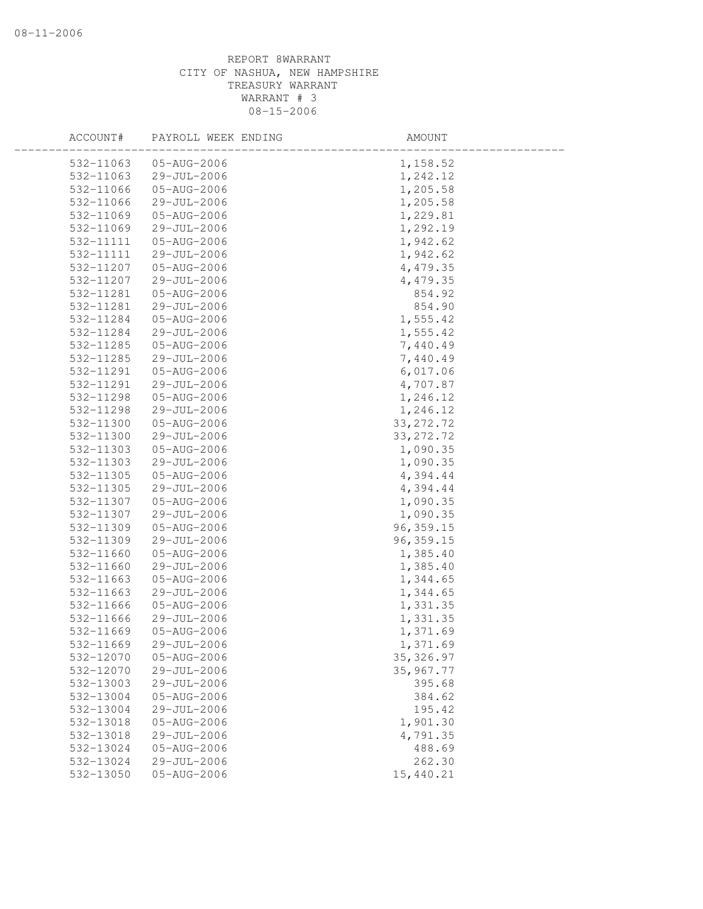REPORT 8WARRANT
CITY OF NASHUA, NEW HAMPSHIRE
TREASURY WARRANT
WARRANT # 3
08-15-2006

| ACCOUNT# | PAYROLL WEEK ENDING | AMOUNT |
|---|---|---|
| 532-11063 | 05-AUG-2006 | 1,158.52 |
| 532-11063 | 29-JUL-2006 | 1,242.12 |
| 532-11066 | 05-AUG-2006 | 1,205.58 |
| 532-11066 | 29-JUL-2006 | 1,205.58 |
| 532-11069 | 05-AUG-2006 | 1,229.81 |
| 532-11069 | 29-JUL-2006 | 1,292.19 |
| 532-11111 | 05-AUG-2006 | 1,942.62 |
| 532-11111 | 29-JUL-2006 | 1,942.62 |
| 532-11207 | 05-AUG-2006 | 4,479.35 |
| 532-11207 | 29-JUL-2006 | 4,479.35 |
| 532-11281 | 05-AUG-2006 | 854.92 |
| 532-11281 | 29-JUL-2006 | 854.90 |
| 532-11284 | 05-AUG-2006 | 1,555.42 |
| 532-11284 | 29-JUL-2006 | 1,555.42 |
| 532-11285 | 05-AUG-2006 | 7,440.49 |
| 532-11285 | 29-JUL-2006 | 7,440.49 |
| 532-11291 | 05-AUG-2006 | 6,017.06 |
| 532-11291 | 29-JUL-2006 | 4,707.87 |
| 532-11298 | 05-AUG-2006 | 1,246.12 |
| 532-11298 | 29-JUL-2006 | 1,246.12 |
| 532-11300 | 05-AUG-2006 | 33,272.72 |
| 532-11300 | 29-JUL-2006 | 33,272.72 |
| 532-11303 | 05-AUG-2006 | 1,090.35 |
| 532-11303 | 29-JUL-2006 | 1,090.35 |
| 532-11305 | 05-AUG-2006 | 4,394.44 |
| 532-11305 | 29-JUL-2006 | 4,394.44 |
| 532-11307 | 05-AUG-2006 | 1,090.35 |
| 532-11307 | 29-JUL-2006 | 1,090.35 |
| 532-11309 | 05-AUG-2006 | 96,359.15 |
| 532-11309 | 29-JUL-2006 | 96,359.15 |
| 532-11660 | 05-AUG-2006 | 1,385.40 |
| 532-11660 | 29-JUL-2006 | 1,385.40 |
| 532-11663 | 05-AUG-2006 | 1,344.65 |
| 532-11663 | 29-JUL-2006 | 1,344.65 |
| 532-11666 | 05-AUG-2006 | 1,331.35 |
| 532-11666 | 29-JUL-2006 | 1,331.35 |
| 532-11669 | 05-AUG-2006 | 1,371.69 |
| 532-11669 | 29-JUL-2006 | 1,371.69 |
| 532-12070 | 05-AUG-2006 | 35,326.97 |
| 532-12070 | 29-JUL-2006 | 35,967.77 |
| 532-13003 | 29-JUL-2006 | 395.68 |
| 532-13004 | 05-AUG-2006 | 384.62 |
| 532-13004 | 29-JUL-2006 | 195.42 |
| 532-13018 | 05-AUG-2006 | 1,901.30 |
| 532-13018 | 29-JUL-2006 | 4,791.35 |
| 532-13024 | 05-AUG-2006 | 488.69 |
| 532-13024 | 29-JUL-2006 | 262.30 |
| 532-13050 | 05-AUG-2006 | 15,440.21 |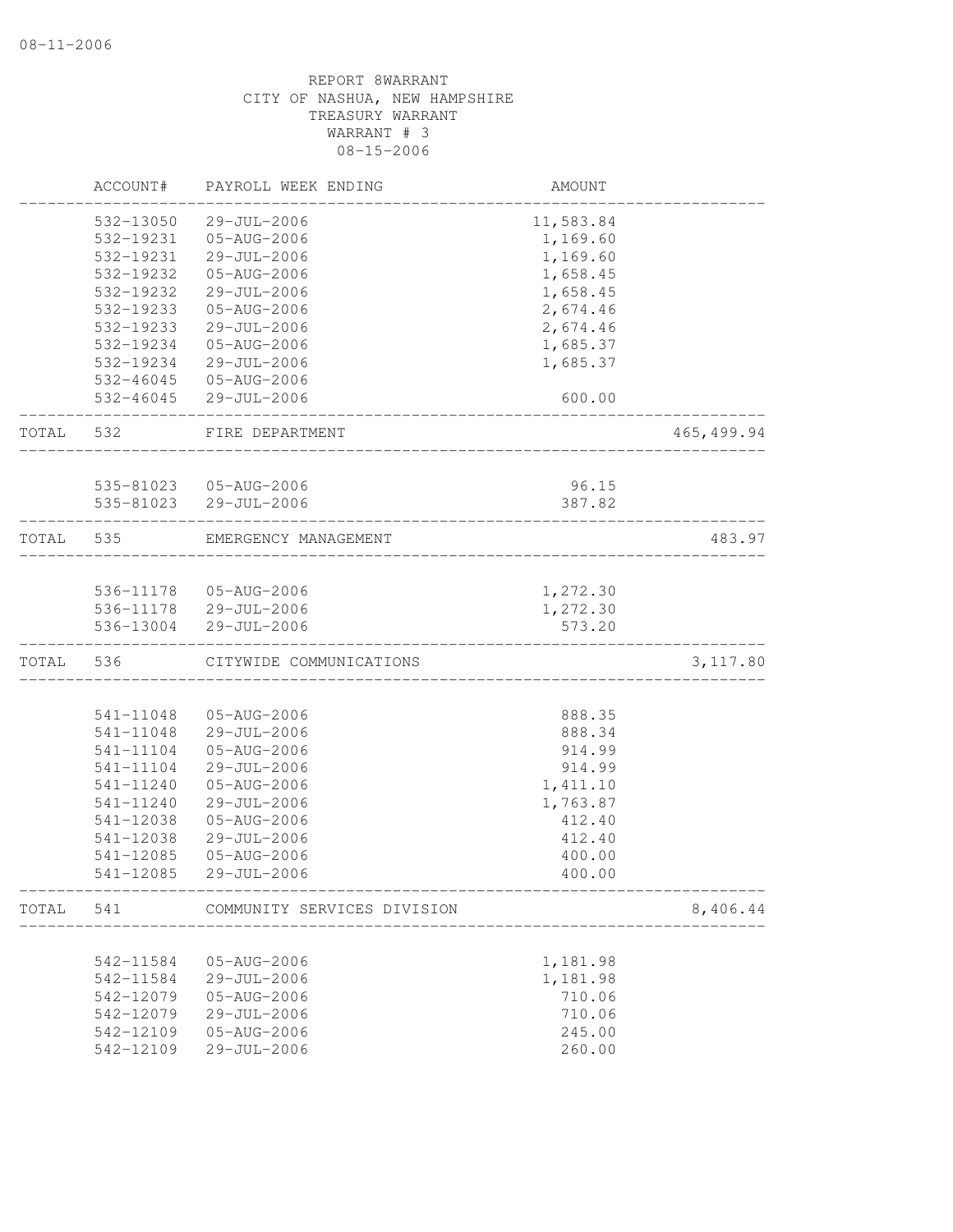REPORT 8WARRANT
CITY OF NASHUA, NEW HAMPSHIRE
TREASURY WARRANT
WARRANT # 3
08-15-2006

| | ACCOUNT# | PAYROLL WEEK ENDING | AMOUNT | |
|---|---|---|---|---|
| | 532-13050 | 29-JUL-2006 | 11,583.84 | |
| | 532-19231 | 05-AUG-2006 | 1,169.60 | |
| | 532-19231 | 29-JUL-2006 | 1,169.60 | |
| | 532-19232 | 05-AUG-2006 | 1,658.45 | |
| | 532-19232 | 29-JUL-2006 | 1,658.45 | |
| | 532-19233 | 05-AUG-2006 | 2,674.46 | |
| | 532-19233 | 29-JUL-2006 | 2,674.46 | |
| | 532-19234 | 05-AUG-2006 | 1,685.37 | |
| | 532-19234 | 29-JUL-2006 | 1,685.37 | |
| | 532-46045 | 05-AUG-2006 | | |
| | 532-46045 | 29-JUL-2006 | 600.00 | |
| TOTAL | 532 | FIRE DEPARTMENT | | 465,499.94 |
| | 535-81023 | 05-AUG-2006 | 96.15 | |
| | 535-81023 | 29-JUL-2006 | 387.82 | |
| TOTAL | 535 | EMERGENCY MANAGEMENT | | 483.97 |
| | 536-11178 | 05-AUG-2006 | 1,272.30 | |
| | 536-11178 | 29-JUL-2006 | 1,272.30 | |
| | 536-13004 | 29-JUL-2006 | 573.20 | |
| TOTAL | 536 | CITYWIDE COMMUNICATIONS | | 3,117.80 |
| | 541-11048 | 05-AUG-2006 | 888.35 | |
| | 541-11048 | 29-JUL-2006 | 888.34 | |
| | 541-11104 | 05-AUG-2006 | 914.99 | |
| | 541-11104 | 29-JUL-2006 | 914.99 | |
| | 541-11240 | 05-AUG-2006 | 1,411.10 | |
| | 541-11240 | 29-JUL-2006 | 1,763.87 | |
| | 541-12038 | 05-AUG-2006 | 412.40 | |
| | 541-12038 | 29-JUL-2006 | 412.40 | |
| | 541-12085 | 05-AUG-2006 | 400.00 | |
| | 541-12085 | 29-JUL-2006 | 400.00 | |
| TOTAL | 541 | COMMUNITY SERVICES DIVISION | | 8,406.44 |
| | 542-11584 | 05-AUG-2006 | 1,181.98 | |
| | 542-11584 | 29-JUL-2006 | 1,181.98 | |
| | 542-12079 | 05-AUG-2006 | 710.06 | |
| | 542-12079 | 29-JUL-2006 | 710.06 | |
| | 542-12109 | 05-AUG-2006 | 245.00 | |
| | 542-12109 | 29-JUL-2006 | 260.00 | |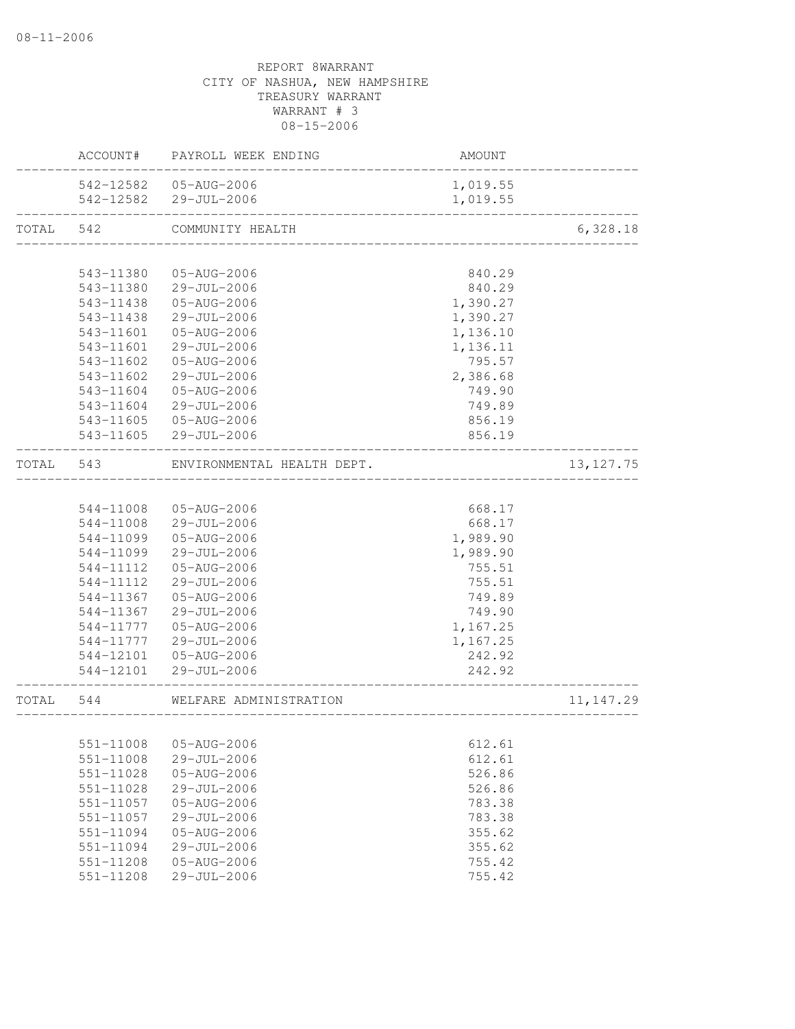08-11-2006

REPORT 8WARRANT
CITY OF NASHUA, NEW HAMPSHIRE
TREASURY WARRANT
WARRANT # 3
08-15-2006

| | ACCOUNT# | PAYROLL WEEK ENDING | AMOUNT | |
|---|---|---|---|---|
| | 542-12582 | 05-AUG-2006 | 1,019.55 | |
| | 542-12582 | 29-JUL-2006 | 1,019.55 | |
| TOTAL | 542 | COMMUNITY HEALTH | | 6,328.18 |
| | 543-11380 | 05-AUG-2006 | 840.29 | |
| | 543-11380 | 29-JUL-2006 | 840.29 | |
| | 543-11438 | 05-AUG-2006 | 1,390.27 | |
| | 543-11438 | 29-JUL-2006 | 1,390.27 | |
| | 543-11601 | 05-AUG-2006 | 1,136.10 | |
| | 543-11601 | 29-JUL-2006 | 1,136.11 | |
| | 543-11602 | 05-AUG-2006 | 795.57 | |
| | 543-11602 | 29-JUL-2006 | 2,386.68 | |
| | 543-11604 | 05-AUG-2006 | 749.90 | |
| | 543-11604 | 29-JUL-2006 | 749.89 | |
| | 543-11605 | 05-AUG-2006 | 856.19 | |
| | 543-11605 | 29-JUL-2006 | 856.19 | |
| TOTAL | 543 | ENVIRONMENTAL HEALTH DEPT. | | 13,127.75 |
| | 544-11008 | 05-AUG-2006 | 668.17 | |
| | 544-11008 | 29-JUL-2006 | 668.17 | |
| | 544-11099 | 05-AUG-2006 | 1,989.90 | |
| | 544-11099 | 29-JUL-2006 | 1,989.90 | |
| | 544-11112 | 05-AUG-2006 | 755.51 | |
| | 544-11112 | 29-JUL-2006 | 755.51 | |
| | 544-11367 | 05-AUG-2006 | 749.89 | |
| | 544-11367 | 29-JUL-2006 | 749.90 | |
| | 544-11777 | 05-AUG-2006 | 1,167.25 | |
| | 544-11777 | 29-JUL-2006 | 1,167.25 | |
| | 544-12101 | 05-AUG-2006 | 242.92 | |
| | 544-12101 | 29-JUL-2006 | 242.92 | |
| TOTAL | 544 | WELFARE ADMINISTRATION | | 11,147.29 |
| | 551-11008 | 05-AUG-2006 | 612.61 | |
| | 551-11008 | 29-JUL-2006 | 612.61 | |
| | 551-11028 | 05-AUG-2006 | 526.86 | |
| | 551-11028 | 29-JUL-2006 | 526.86 | |
| | 551-11057 | 05-AUG-2006 | 783.38 | |
| | 551-11057 | 29-JUL-2006 | 783.38 | |
| | 551-11094 | 05-AUG-2006 | 355.62 | |
| | 551-11094 | 29-JUL-2006 | 355.62 | |
| | 551-11208 | 05-AUG-2006 | 755.42 | |
| | 551-11208 | 29-JUL-2006 | 755.42 | |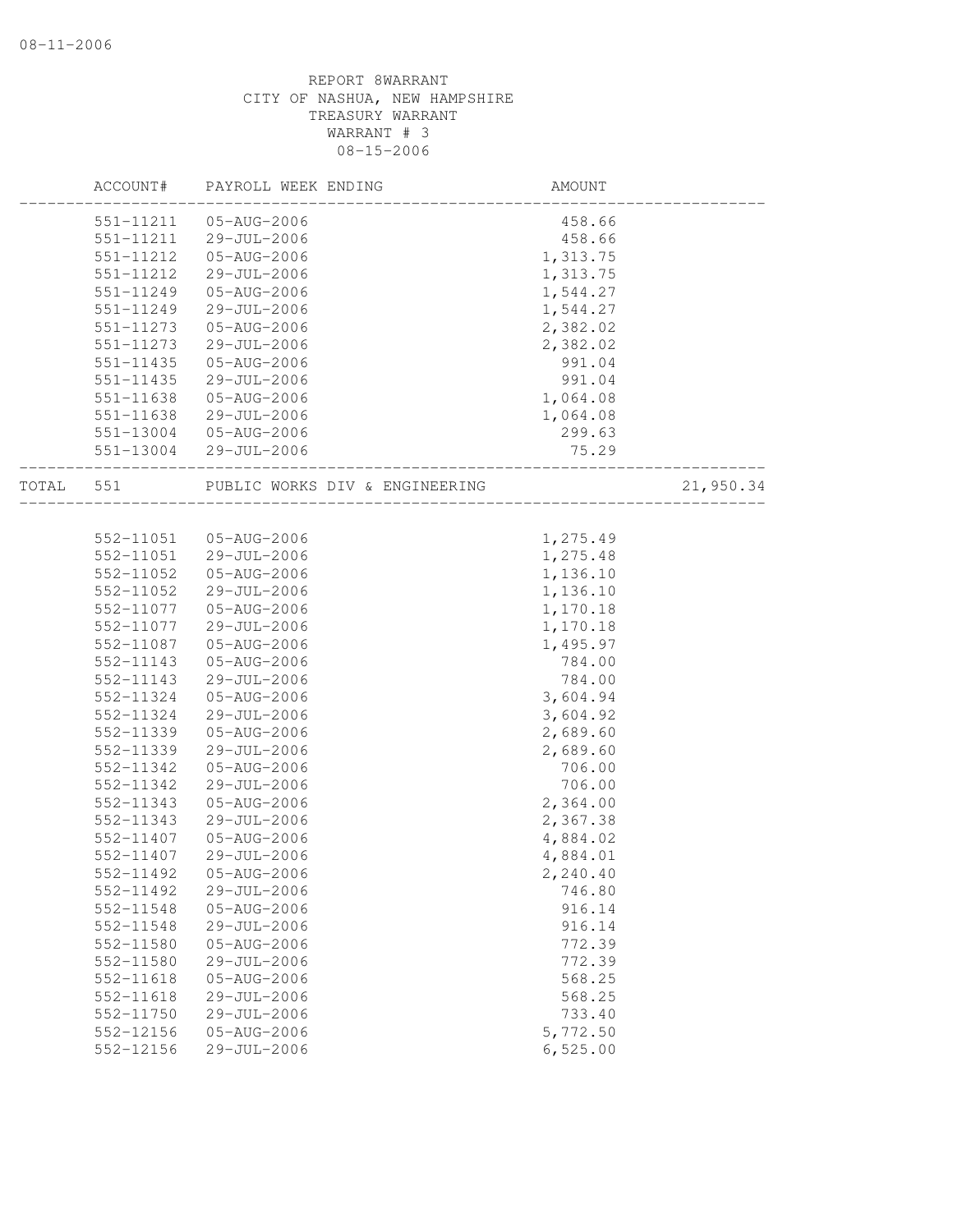08-11-2006

REPORT 8WARRANT
CITY OF NASHUA, NEW HAMPSHIRE
TREASURY WARRANT
WARRANT # 3
08-15-2006

| | ACCOUNT# | PAYROLL WEEK ENDING | AMOUNT | |
|---|---|---|---|---|
| | 551-11211 | 05-AUG-2006 | 458.66 | |
| | 551-11211 | 29-JUL-2006 | 458.66 | |
| | 551-11212 | 05-AUG-2006 | 1,313.75 | |
| | 551-11212 | 29-JUL-2006 | 1,313.75 | |
| | 551-11249 | 05-AUG-2006 | 1,544.27 | |
| | 551-11249 | 29-JUL-2006 | 1,544.27 | |
| | 551-11273 | 05-AUG-2006 | 2,382.02 | |
| | 551-11273 | 29-JUL-2006 | 2,382.02 | |
| | 551-11435 | 05-AUG-2006 | 991.04 | |
| | 551-11435 | 29-JUL-2006 | 991.04 | |
| | 551-11638 | 05-AUG-2006 | 1,064.08 | |
| | 551-11638 | 29-JUL-2006 | 1,064.08 | |
| | 551-13004 | 05-AUG-2006 | 299.63 | |
| | 551-13004 | 29-JUL-2006 | 75.29 | |
| TOTAL | 551 | PUBLIC WORKS DIV & ENGINEERING | | 21,950.34 |
| | 552-11051 | 05-AUG-2006 | 1,275.49 | |
| | 552-11051 | 29-JUL-2006 | 1,275.48 | |
| | 552-11052 | 05-AUG-2006 | 1,136.10 | |
| | 552-11052 | 29-JUL-2006 | 1,136.10 | |
| | 552-11077 | 05-AUG-2006 | 1,170.18 | |
| | 552-11077 | 29-JUL-2006 | 1,170.18 | |
| | 552-11087 | 05-AUG-2006 | 1,495.97 | |
| | 552-11143 | 05-AUG-2006 | 784.00 | |
| | 552-11143 | 29-JUL-2006 | 784.00 | |
| | 552-11324 | 05-AUG-2006 | 3,604.94 | |
| | 552-11324 | 29-JUL-2006 | 3,604.92 | |
| | 552-11339 | 05-AUG-2006 | 2,689.60 | |
| | 552-11339 | 29-JUL-2006 | 2,689.60 | |
| | 552-11342 | 05-AUG-2006 | 706.00 | |
| | 552-11342 | 29-JUL-2006 | 706.00 | |
| | 552-11343 | 05-AUG-2006 | 2,364.00 | |
| | 552-11343 | 29-JUL-2006 | 2,367.38 | |
| | 552-11407 | 05-AUG-2006 | 4,884.02 | |
| | 552-11407 | 29-JUL-2006 | 4,884.01 | |
| | 552-11492 | 05-AUG-2006 | 2,240.40 | |
| | 552-11492 | 29-JUL-2006 | 746.80 | |
| | 552-11548 | 05-AUG-2006 | 916.14 | |
| | 552-11548 | 29-JUL-2006 | 916.14 | |
| | 552-11580 | 05-AUG-2006 | 772.39 | |
| | 552-11580 | 29-JUL-2006 | 772.39 | |
| | 552-11618 | 05-AUG-2006 | 568.25 | |
| | 552-11618 | 29-JUL-2006 | 568.25 | |
| | 552-11750 | 29-JUL-2006 | 733.40 | |
| | 552-12156 | 05-AUG-2006 | 5,772.50 | |
| | 552-12156 | 29-JUL-2006 | 6,525.00 | |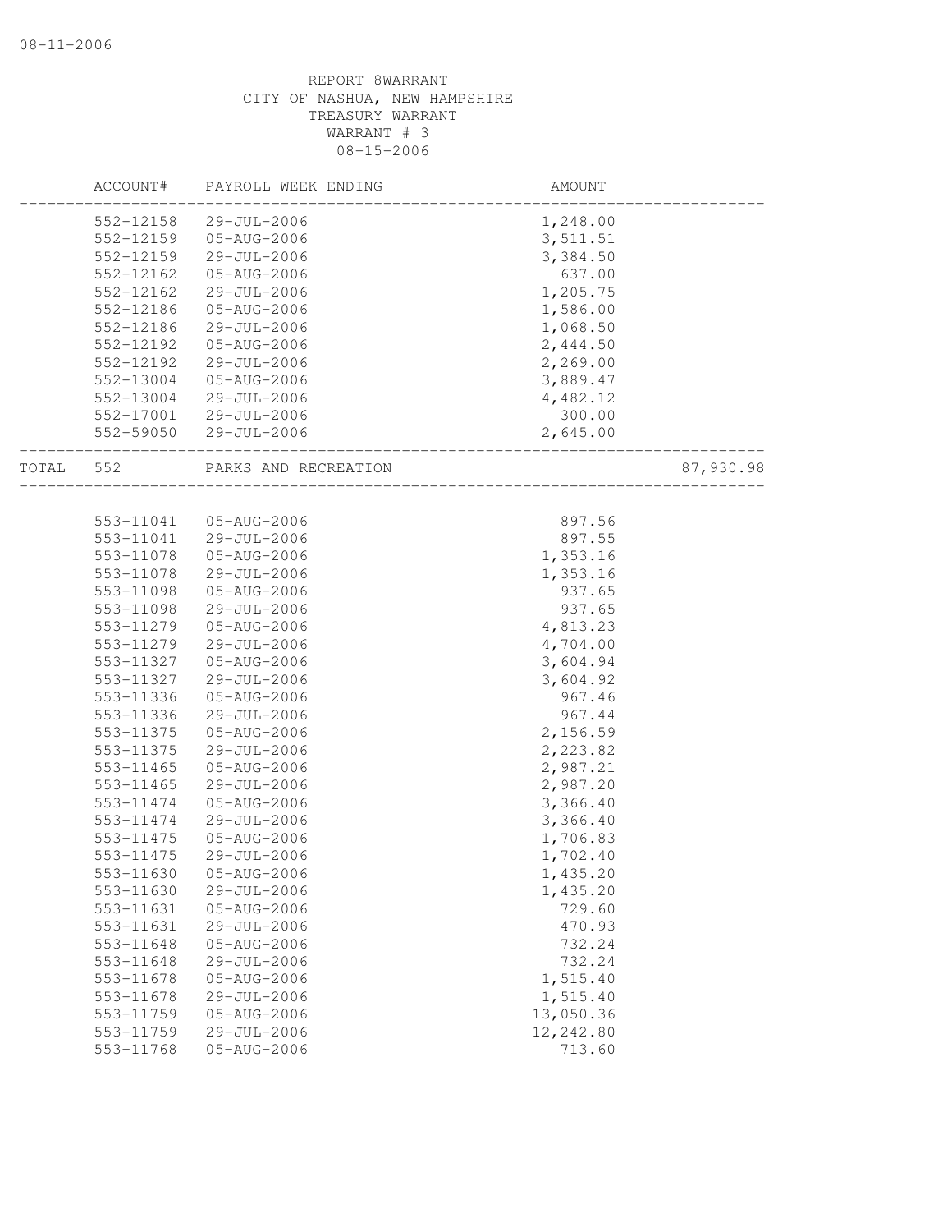REPORT 8WARRANT
CITY OF NASHUA, NEW HAMPSHIRE
TREASURY WARRANT
WARRANT # 3
08-15-2006

| ACCOUNT# | PAYROLL WEEK ENDING | AMOUNT | |
|---|---|---|---|
| 552-12158 | 29-JUL-2006 | 1,248.00 | |
| 552-12159 | 05-AUG-2006 | 3,511.51 | |
| 552-12159 | 29-JUL-2006 | 3,384.50 | |
| 552-12162 | 05-AUG-2006 | 637.00 | |
| 552-12162 | 29-JUL-2006 | 1,205.75 | |
| 552-12186 | 05-AUG-2006 | 1,586.00 | |
| 552-12186 | 29-JUL-2006 | 1,068.50 | |
| 552-12192 | 05-AUG-2006 | 2,444.50 | |
| 552-12192 | 29-JUL-2006 | 2,269.00 | |
| 552-13004 | 05-AUG-2006 | 3,889.47 | |
| 552-13004 | 29-JUL-2006 | 4,482.12 | |
| 552-17001 | 29-JUL-2006 | 300.00 | |
| 552-59050 | 29-JUL-2006 | 2,645.00 | |
| TOTAL 552 | PARKS AND RECREATION | | 87,930.98 |

| ACCOUNT# | PAYROLL WEEK ENDING | AMOUNT |
|---|---|---|
| 553-11041 | 05-AUG-2006 | 897.56 |
| 553-11041 | 29-JUL-2006 | 897.55 |
| 553-11078 | 05-AUG-2006 | 1,353.16 |
| 553-11078 | 29-JUL-2006 | 1,353.16 |
| 553-11098 | 05-AUG-2006 | 937.65 |
| 553-11098 | 29-JUL-2006 | 937.65 |
| 553-11279 | 05-AUG-2006 | 4,813.23 |
| 553-11279 | 29-JUL-2006 | 4,704.00 |
| 553-11327 | 05-AUG-2006 | 3,604.94 |
| 553-11327 | 29-JUL-2006 | 3,604.92 |
| 553-11336 | 05-AUG-2006 | 967.46 |
| 553-11336 | 29-JUL-2006 | 967.44 |
| 553-11375 | 05-AUG-2006 | 2,156.59 |
| 553-11375 | 29-JUL-2006 | 2,223.82 |
| 553-11465 | 05-AUG-2006 | 2,987.21 |
| 553-11465 | 29-JUL-2006 | 2,987.20 |
| 553-11474 | 05-AUG-2006 | 3,366.40 |
| 553-11474 | 29-JUL-2006 | 3,366.40 |
| 553-11475 | 05-AUG-2006 | 1,706.83 |
| 553-11475 | 29-JUL-2006 | 1,702.40 |
| 553-11630 | 05-AUG-2006 | 1,435.20 |
| 553-11630 | 29-JUL-2006 | 1,435.20 |
| 553-11631 | 05-AUG-2006 | 729.60 |
| 553-11631 | 29-JUL-2006 | 470.93 |
| 553-11648 | 05-AUG-2006 | 732.24 |
| 553-11648 | 29-JUL-2006 | 732.24 |
| 553-11678 | 05-AUG-2006 | 1,515.40 |
| 553-11678 | 29-JUL-2006 | 1,515.40 |
| 553-11759 | 05-AUG-2006 | 13,050.36 |
| 553-11759 | 29-JUL-2006 | 12,242.80 |
| 553-11768 | 05-AUG-2006 | 713.60 |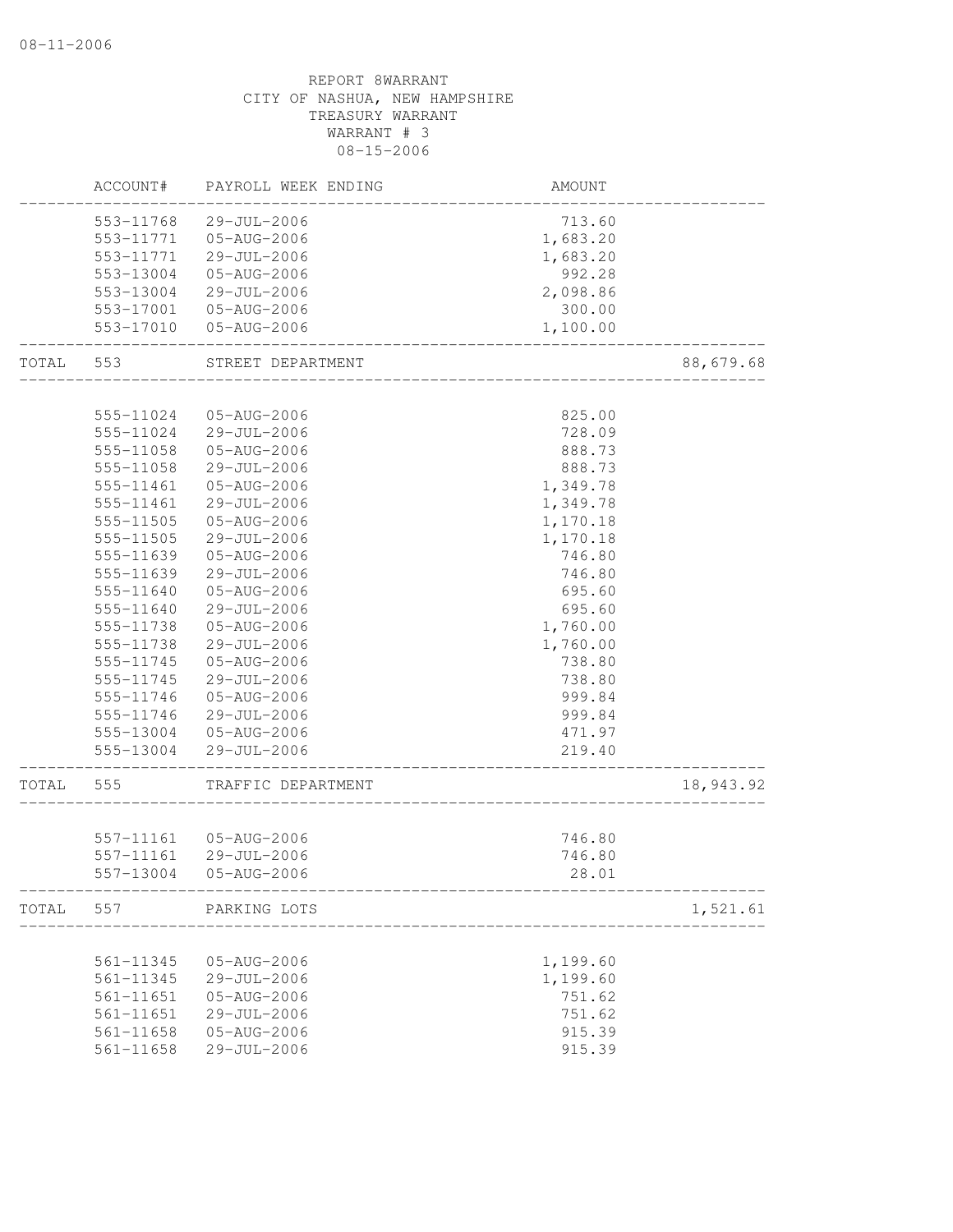REPORT 8WARRANT
CITY OF NASHUA, NEW HAMPSHIRE
TREASURY WARRANT
WARRANT # 3
08-15-2006

| | ACCOUNT# | PAYROLL WEEK ENDING | AMOUNT | |
|---|---|---|---|---|
| | 553-11768 | 29-JUL-2006 | 713.60 | |
| | 553-11771 | 05-AUG-2006 | 1,683.20 | |
| | 553-11771 | 29-JUL-2006 | 1,683.20 | |
| | 553-13004 | 05-AUG-2006 | 992.28 | |
| | 553-13004 | 29-JUL-2006 | 2,098.86 | |
| | 553-17001 | 05-AUG-2006 | 300.00 | |
| | 553-17010 | 05-AUG-2006 | 1,100.00 | |
| TOTAL | 553 | STREET DEPARTMENT | | 88,679.68 |
| | 555-11024 | 05-AUG-2006 | 825.00 | |
| | 555-11024 | 29-JUL-2006 | 728.09 | |
| | 555-11058 | 05-AUG-2006 | 888.73 | |
| | 555-11058 | 29-JUL-2006 | 888.73 | |
| | 555-11461 | 05-AUG-2006 | 1,349.78 | |
| | 555-11461 | 29-JUL-2006 | 1,349.78 | |
| | 555-11505 | 05-AUG-2006 | 1,170.18 | |
| | 555-11505 | 29-JUL-2006 | 1,170.18 | |
| | 555-11639 | 05-AUG-2006 | 746.80 | |
| | 555-11639 | 29-JUL-2006 | 746.80 | |
| | 555-11640 | 05-AUG-2006 | 695.60 | |
| | 555-11640 | 29-JUL-2006 | 695.60 | |
| | 555-11738 | 05-AUG-2006 | 1,760.00 | |
| | 555-11738 | 29-JUL-2006 | 1,760.00 | |
| | 555-11745 | 05-AUG-2006 | 738.80 | |
| | 555-11745 | 29-JUL-2006 | 738.80 | |
| | 555-11746 | 05-AUG-2006 | 999.84 | |
| | 555-11746 | 29-JUL-2006 | 999.84 | |
| | 555-13004 | 05-AUG-2006 | 471.97 | |
| | 555-13004 | 29-JUL-2006 | 219.40 | |
| TOTAL | 555 | TRAFFIC DEPARTMENT | | 18,943.92 |
| | 557-11161 | 05-AUG-2006 | 746.80 | |
| | 557-11161 | 29-JUL-2006 | 746.80 | |
| | 557-13004 | 05-AUG-2006 | 28.01 | |
| TOTAL | 557 | PARKING LOTS | | 1,521.61 |
| | 561-11345 | 05-AUG-2006 | 1,199.60 | |
| | 561-11345 | 29-JUL-2006 | 1,199.60 | |
| | 561-11651 | 05-AUG-2006 | 751.62 | |
| | 561-11651 | 29-JUL-2006 | 751.62 | |
| | 561-11658 | 05-AUG-2006 | 915.39 | |
| | 561-11658 | 29-JUL-2006 | 915.39 | |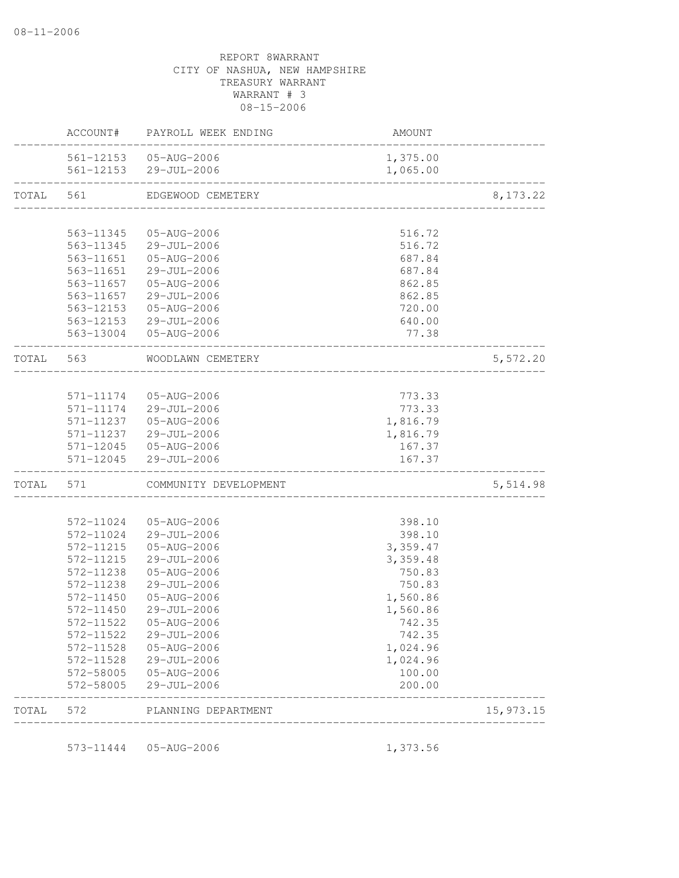08-11-2006

REPORT 8WARRANT
CITY OF NASHUA, NEW HAMPSHIRE
TREASURY WARRANT
WARRANT # 3
08-15-2006

| | ACCOUNT# | PAYROLL WEEK ENDING | AMOUNT | |
|---|---|---|---|---|
| | 561-12153 | 05-AUG-2006 | 1,375.00 | |
| | 561-12153 | 29-JUL-2006 | 1,065.00 | |
| TOTAL | 561 | EDGEWOOD CEMETERY | | 8,173.22 |
| | 563-11345 | 05-AUG-2006 | 516.72 | |
| | 563-11345 | 29-JUL-2006 | 516.72 | |
| | 563-11651 | 05-AUG-2006 | 687.84 | |
| | 563-11651 | 29-JUL-2006 | 687.84 | |
| | 563-11657 | 05-AUG-2006 | 862.85 | |
| | 563-11657 | 29-JUL-2006 | 862.85 | |
| | 563-12153 | 05-AUG-2006 | 720.00 | |
| | 563-12153 | 29-JUL-2006 | 640.00 | |
| | 563-13004 | 05-AUG-2006 | 77.38 | |
| TOTAL | 563 | WOODLAWN CEMETERY | | 5,572.20 |
| | 571-11174 | 05-AUG-2006 | 773.33 | |
| | 571-11174 | 29-JUL-2006 | 773.33 | |
| | 571-11237 | 05-AUG-2006 | 1,816.79 | |
| | 571-11237 | 29-JUL-2006 | 1,816.79 | |
| | 571-12045 | 05-AUG-2006 | 167.37 | |
| | 571-12045 | 29-JUL-2006 | 167.37 | |
| TOTAL | 571 | COMMUNITY DEVELOPMENT | | 5,514.98 |
| | 572-11024 | 05-AUG-2006 | 398.10 | |
| | 572-11024 | 29-JUL-2006 | 398.10 | |
| | 572-11215 | 05-AUG-2006 | 3,359.47 | |
| | 572-11215 | 29-JUL-2006 | 3,359.48 | |
| | 572-11238 | 05-AUG-2006 | 750.83 | |
| | 572-11238 | 29-JUL-2006 | 750.83 | |
| | 572-11450 | 05-AUG-2006 | 1,560.86 | |
| | 572-11450 | 29-JUL-2006 | 1,560.86 | |
| | 572-11522 | 05-AUG-2006 | 742.35 | |
| | 572-11522 | 29-JUL-2006 | 742.35 | |
| | 572-11528 | 05-AUG-2006 | 1,024.96 | |
| | 572-11528 | 29-JUL-2006 | 1,024.96 | |
| | 572-58005 | 05-AUG-2006 | 100.00 | |
| | 572-58005 | 29-JUL-2006 | 200.00 | |
| TOTAL | 572 | PLANNING DEPARTMENT | | 15,973.15 |
| | 573-11444 | 05-AUG-2006 | 1,373.56 | |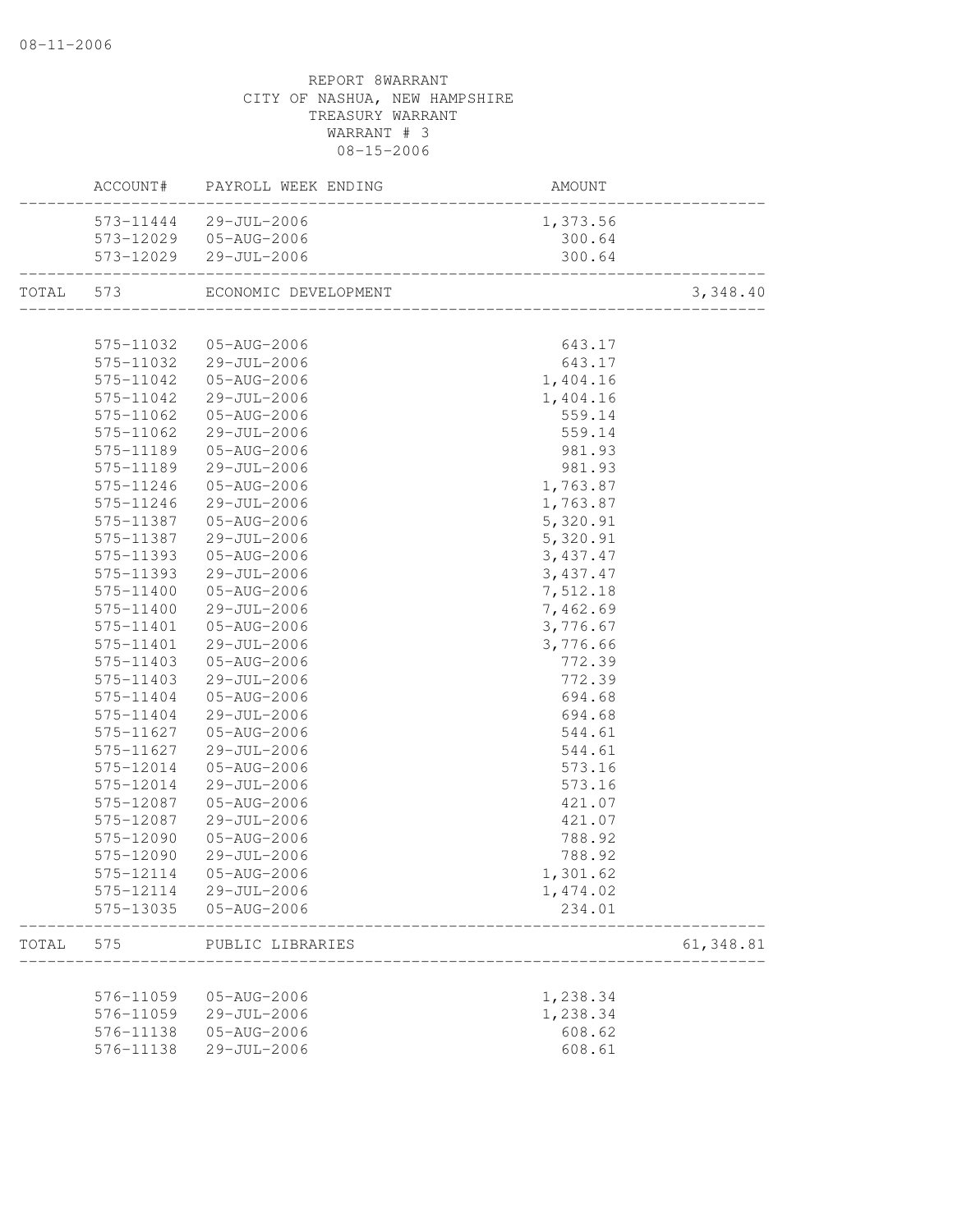REPORT 8WARRANT
CITY OF NASHUA, NEW HAMPSHIRE
TREASURY WARRANT
WARRANT # 3
08-15-2006

| | ACCOUNT# | PAYROLL WEEK ENDING | AMOUNT | |
|---|---|---|---|---|
| | 573-11444 | 29-JUL-2006 | 1,373.56 | |
| | 573-12029 | 05-AUG-2006 | 300.64 | |
| | 573-12029 | 29-JUL-2006 | 300.64 | |
| TOTAL | 573 | ECONOMIC DEVELOPMENT | | 3,348.40 |
| | 575-11032 | 05-AUG-2006 | 643.17 | |
| | 575-11032 | 29-JUL-2006 | 643.17 | |
| | 575-11042 | 05-AUG-2006 | 1,404.16 | |
| | 575-11042 | 29-JUL-2006 | 1,404.16 | |
| | 575-11062 | 05-AUG-2006 | 559.14 | |
| | 575-11062 | 29-JUL-2006 | 559.14 | |
| | 575-11189 | 05-AUG-2006 | 981.93 | |
| | 575-11189 | 29-JUL-2006 | 981.93 | |
| | 575-11246 | 05-AUG-2006 | 1,763.87 | |
| | 575-11246 | 29-JUL-2006 | 1,763.87 | |
| | 575-11387 | 05-AUG-2006 | 5,320.91 | |
| | 575-11387 | 29-JUL-2006 | 5,320.91 | |
| | 575-11393 | 05-AUG-2006 | 3,437.47 | |
| | 575-11393 | 29-JUL-2006 | 3,437.47 | |
| | 575-11400 | 05-AUG-2006 | 7,512.18 | |
| | 575-11400 | 29-JUL-2006 | 7,462.69 | |
| | 575-11401 | 05-AUG-2006 | 3,776.67 | |
| | 575-11401 | 29-JUL-2006 | 3,776.66 | |
| | 575-11403 | 05-AUG-2006 | 772.39 | |
| | 575-11403 | 29-JUL-2006 | 772.39 | |
| | 575-11404 | 05-AUG-2006 | 694.68 | |
| | 575-11404 | 29-JUL-2006 | 694.68 | |
| | 575-11627 | 05-AUG-2006 | 544.61 | |
| | 575-11627 | 29-JUL-2006 | 544.61 | |
| | 575-12014 | 05-AUG-2006 | 573.16 | |
| | 575-12014 | 29-JUL-2006 | 573.16 | |
| | 575-12087 | 05-AUG-2006 | 421.07 | |
| | 575-12087 | 29-JUL-2006 | 421.07 | |
| | 575-12090 | 05-AUG-2006 | 788.92 | |
| | 575-12090 | 29-JUL-2006 | 788.92 | |
| | 575-12114 | 05-AUG-2006 | 1,301.62 | |
| | 575-12114 | 29-JUL-2006 | 1,474.02 | |
| | 575-13035 | 05-AUG-2006 | 234.01 | |
| TOTAL | 575 | PUBLIC LIBRARIES | | 61,348.81 |
| | 576-11059 | 05-AUG-2006 | 1,238.34 | |
| | 576-11059 | 29-JUL-2006 | 1,238.34 | |
| | 576-11138 | 05-AUG-2006 | 608.62 | |
| | 576-11138 | 29-JUL-2006 | 608.61 | |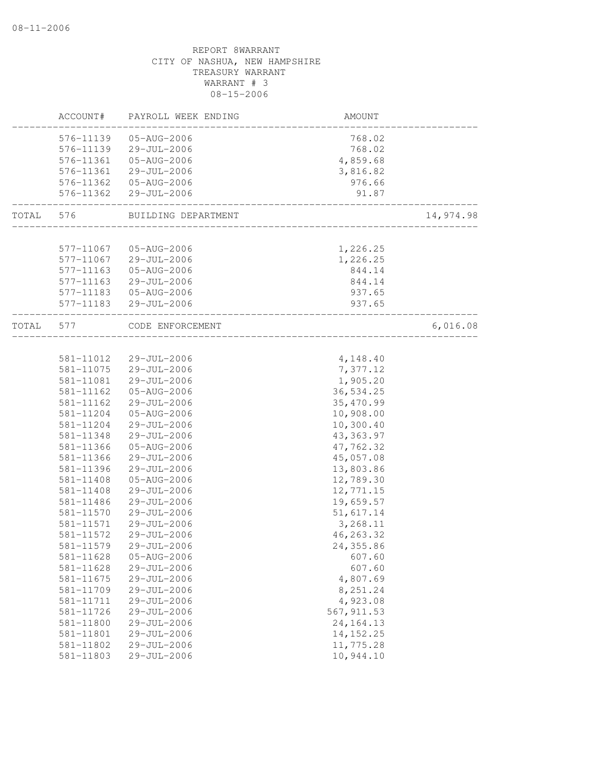08-11-2006

REPORT 8WARRANT
CITY OF NASHUA, NEW HAMPSHIRE
TREASURY WARRANT
WARRANT # 3
08-15-2006

| | ACCOUNT# | PAYROLL WEEK ENDING | AMOUNT | |
|---|---|---|---|---|
| | 576-11139 | 05-AUG-2006 | 768.02 | |
| | 576-11139 | 29-JUL-2006 | 768.02 | |
| | 576-11361 | 05-AUG-2006 | 4,859.68 | |
| | 576-11361 | 29-JUL-2006 | 3,816.82 | |
| | 576-11362 | 05-AUG-2006 | 976.66 | |
| | 576-11362 | 29-JUL-2006 | 91.87 | |
| TOTAL | 576 | BUILDING DEPARTMENT | | 14,974.98 |
| | 577-11067 | 05-AUG-2006 | 1,226.25 | |
| | 577-11067 | 29-JUL-2006 | 1,226.25 | |
| | 577-11163 | 05-AUG-2006 | 844.14 | |
| | 577-11163 | 29-JUL-2006 | 844.14 | |
| | 577-11183 | 05-AUG-2006 | 937.65 | |
| | 577-11183 | 29-JUL-2006 | 937.65 | |
| TOTAL | 577 | CODE ENFORCEMENT | | 6,016.08 |
| | 581-11012 | 29-JUL-2006 | 4,148.40 | |
| | 581-11075 | 29-JUL-2006 | 7,377.12 | |
| | 581-11081 | 29-JUL-2006 | 1,905.20 | |
| | 581-11162 | 05-AUG-2006 | 36,534.25 | |
| | 581-11162 | 29-JUL-2006 | 35,470.99 | |
| | 581-11204 | 05-AUG-2006 | 10,908.00 | |
| | 581-11204 | 29-JUL-2006 | 10,300.40 | |
| | 581-11348 | 29-JUL-2006 | 43,363.97 | |
| | 581-11366 | 05-AUG-2006 | 47,762.32 | |
| | 581-11366 | 29-JUL-2006 | 45,057.08 | |
| | 581-11396 | 29-JUL-2006 | 13,803.86 | |
| | 581-11408 | 05-AUG-2006 | 12,789.30 | |
| | 581-11408 | 29-JUL-2006 | 12,771.15 | |
| | 581-11486 | 29-JUL-2006 | 19,659.57 | |
| | 581-11570 | 29-JUL-2006 | 51,617.14 | |
| | 581-11571 | 29-JUL-2006 | 3,268.11 | |
| | 581-11572 | 29-JUL-2006 | 46,263.32 | |
| | 581-11579 | 29-JUL-2006 | 24,355.86 | |
| | 581-11628 | 05-AUG-2006 | 607.60 | |
| | 581-11628 | 29-JUL-2006 | 607.60 | |
| | 581-11675 | 29-JUL-2006 | 4,807.69 | |
| | 581-11709 | 29-JUL-2006 | 8,251.24 | |
| | 581-11711 | 29-JUL-2006 | 4,923.08 | |
| | 581-11726 | 29-JUL-2006 | 567,911.53 | |
| | 581-11800 | 29-JUL-2006 | 24,164.13 | |
| | 581-11801 | 29-JUL-2006 | 14,152.25 | |
| | 581-11802 | 29-JUL-2006 | 11,775.28 | |
| | 581-11803 | 29-JUL-2006 | 10,944.10 | |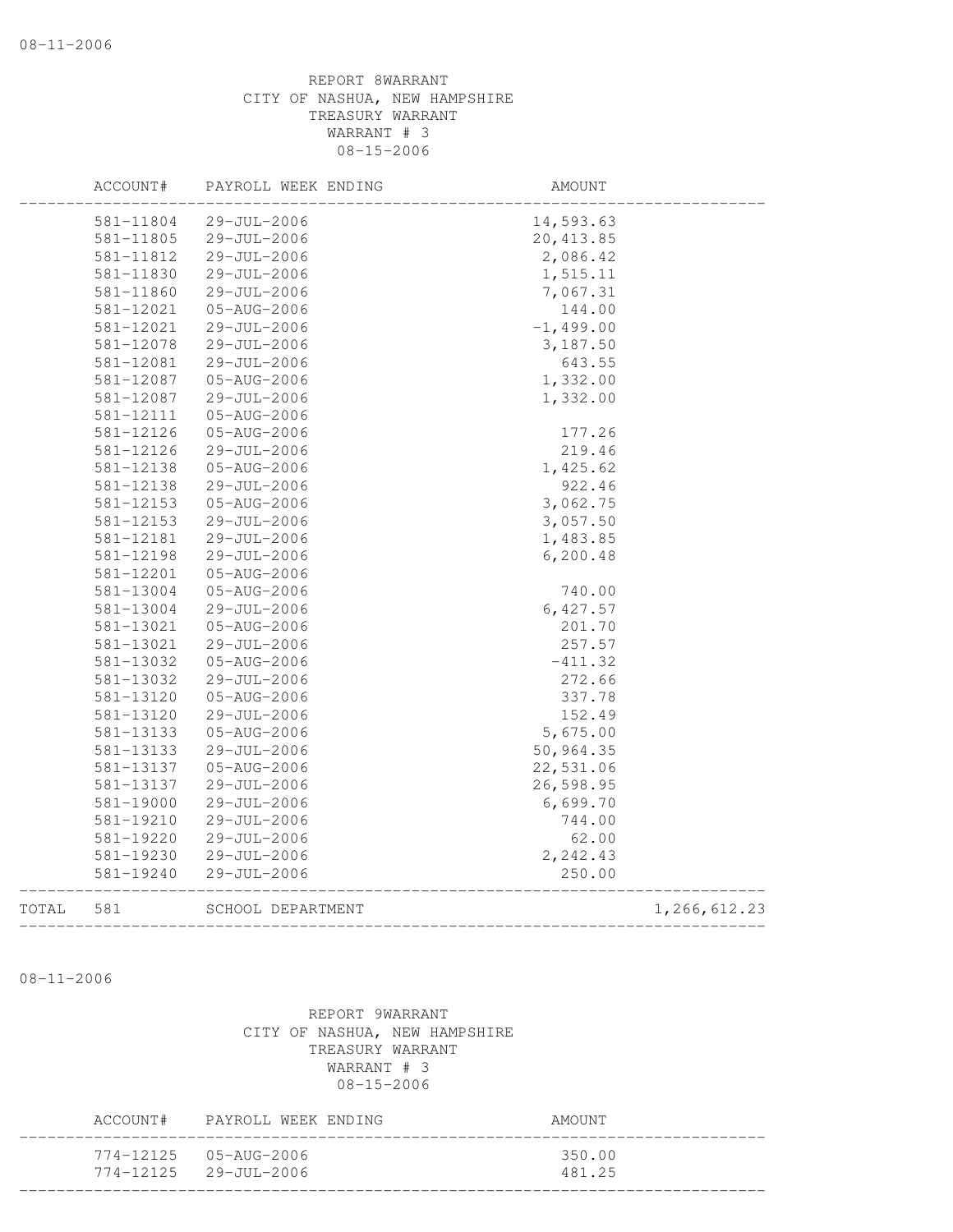08-11-2006

REPORT 8WARRANT
CITY OF NASHUA, NEW HAMPSHIRE
TREASURY WARRANT
WARRANT # 3
08-15-2006

| ACCOUNT# | PAYROLL WEEK ENDING | AMOUNT | |
|---|---|---|---|
| 581-11804 | 29-JUL-2006 | 14,593.63 | |
| 581-11805 | 29-JUL-2006 | 20,413.85 | |
| 581-11812 | 29-JUL-2006 | 2,086.42 | |
| 581-11830 | 29-JUL-2006 | 1,515.11 | |
| 581-11860 | 29-JUL-2006 | 7,067.31 | |
| 581-12021 | 05-AUG-2006 | 144.00 | |
| 581-12021 | 29-JUL-2006 | -1,499.00 | |
| 581-12078 | 29-JUL-2006 | 3,187.50 | |
| 581-12081 | 29-JUL-2006 | 643.55 | |
| 581-12087 | 05-AUG-2006 | 1,332.00 | |
| 581-12087 | 29-JUL-2006 | 1,332.00 | |
| 581-12111 | 05-AUG-2006 | | |
| 581-12126 | 05-AUG-2006 | 177.26 | |
| 581-12126 | 29-JUL-2006 | 219.46 | |
| 581-12138 | 05-AUG-2006 | 1,425.62 | |
| 581-12138 | 29-JUL-2006 | 922.46 | |
| 581-12153 | 05-AUG-2006 | 3,062.75 | |
| 581-12153 | 29-JUL-2006 | 3,057.50 | |
| 581-12181 | 29-JUL-2006 | 1,483.85 | |
| 581-12198 | 29-JUL-2006 | 6,200.48 | |
| 581-12201 | 05-AUG-2006 | | |
| 581-13004 | 05-AUG-2006 | 740.00 | |
| 581-13004 | 29-JUL-2006 | 6,427.57 | |
| 581-13021 | 05-AUG-2006 | 201.70 | |
| 581-13021 | 29-JUL-2006 | 257.57 | |
| 581-13032 | 05-AUG-2006 | -411.32 | |
| 581-13032 | 29-JUL-2006 | 272.66 | |
| 581-13120 | 05-AUG-2006 | 337.78 | |
| 581-13120 | 29-JUL-2006 | 152.49 | |
| 581-13133 | 05-AUG-2006 | 5,675.00 | |
| 581-13133 | 29-JUL-2006 | 50,964.35 | |
| 581-13137 | 05-AUG-2006 | 22,531.06 | |
| 581-13137 | 29-JUL-2006 | 26,598.95 | |
| 581-19000 | 29-JUL-2006 | 6,699.70 | |
| 581-19210 | 29-JUL-2006 | 744.00 | |
| 581-19220 | 29-JUL-2006 | 62.00 | |
| 581-19230 | 29-JUL-2006 | 2,242.43 | |
| 581-19240 | 29-JUL-2006 | 250.00 | |
| TOTAL 581 | SCHOOL DEPARTMENT | | 1,266,612.23 |

08-11-2006

REPORT 9WARRANT
CITY OF NASHUA, NEW HAMPSHIRE
TREASURY WARRANT
WARRANT # 3
08-15-2006

| ACCOUNT# | PAYROLL WEEK ENDING | AMOUNT |
|---|---|---|
| 774-12125 | 05-AUG-2006 | 350.00 |
| 774-12125 | 29-JUL-2006 | 481.25 |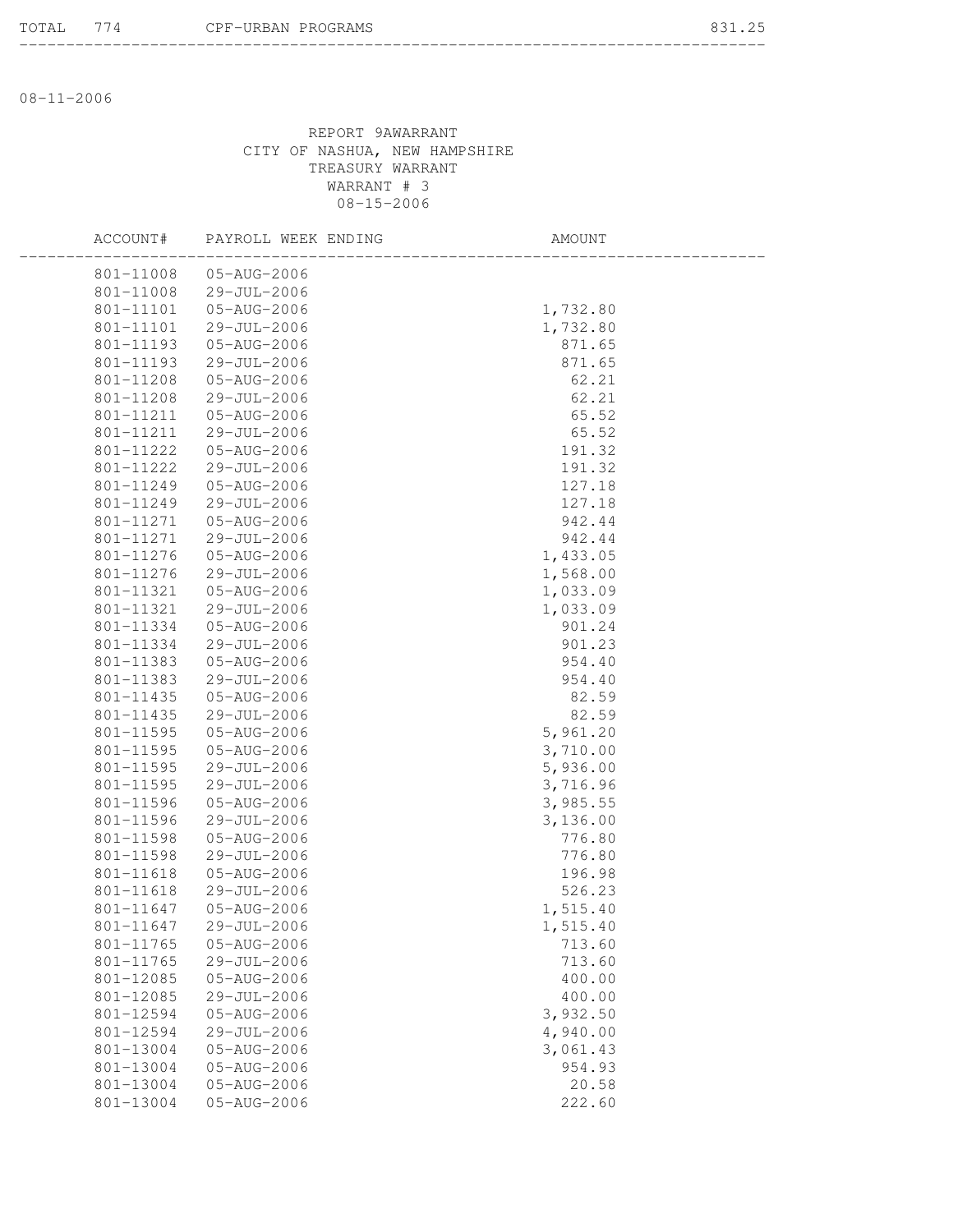TOTAL 774 CPF-URBAN PROGRAMS 831.25

---

08-11-2006

REPORT 9AWARRANT
CITY OF NASHUA, NEW HAMPSHIRE
TREASURY WARRANT
WARRANT # 3
08-15-2006

| ACCOUNT# | PAYROLL WEEK ENDING | AMOUNT |
|---|---|---|
| 801-11008 | 05-AUG-2006 | |
| 801-11008 | 29-JUL-2006 | |
| 801-11101 | 05-AUG-2006 | 1,732.80 |
| 801-11101 | 29-JUL-2006 | 1,732.80 |
| 801-11193 | 05-AUG-2006 | 871.65 |
| 801-11193 | 29-JUL-2006 | 871.65 |
| 801-11208 | 05-AUG-2006 | 62.21 |
| 801-11208 | 29-JUL-2006 | 62.21 |
| 801-11211 | 05-AUG-2006 | 65.52 |
| 801-11211 | 29-JUL-2006 | 65.52 |
| 801-11222 | 05-AUG-2006 | 191.32 |
| 801-11222 | 29-JUL-2006 | 191.32 |
| 801-11249 | 05-AUG-2006 | 127.18 |
| 801-11249 | 29-JUL-2006 | 127.18 |
| 801-11271 | 05-AUG-2006 | 942.44 |
| 801-11271 | 29-JUL-2006 | 942.44 |
| 801-11276 | 05-AUG-2006 | 1,433.05 |
| 801-11276 | 29-JUL-2006 | 1,568.00 |
| 801-11321 | 05-AUG-2006 | 1,033.09 |
| 801-11321 | 29-JUL-2006 | 1,033.09 |
| 801-11334 | 05-AUG-2006 | 901.24 |
| 801-11334 | 29-JUL-2006 | 901.23 |
| 801-11383 | 05-AUG-2006 | 954.40 |
| 801-11383 | 29-JUL-2006 | 954.40 |
| 801-11435 | 05-AUG-2006 | 82.59 |
| 801-11435 | 29-JUL-2006 | 82.59 |
| 801-11595 | 05-AUG-2006 | 5,961.20 |
| 801-11595 | 05-AUG-2006 | 3,710.00 |
| 801-11595 | 29-JUL-2006 | 5,936.00 |
| 801-11595 | 29-JUL-2006 | 3,716.96 |
| 801-11596 | 05-AUG-2006 | 3,985.55 |
| 801-11596 | 29-JUL-2006 | 3,136.00 |
| 801-11598 | 05-AUG-2006 | 776.80 |
| 801-11598 | 29-JUL-2006 | 776.80 |
| 801-11618 | 05-AUG-2006 | 196.98 |
| 801-11618 | 29-JUL-2006 | 526.23 |
| 801-11647 | 05-AUG-2006 | 1,515.40 |
| 801-11647 | 29-JUL-2006 | 1,515.40 |
| 801-11765 | 05-AUG-2006 | 713.60 |
| 801-11765 | 29-JUL-2006 | 713.60 |
| 801-12085 | 05-AUG-2006 | 400.00 |
| 801-12085 | 29-JUL-2006 | 400.00 |
| 801-12594 | 05-AUG-2006 | 3,932.50 |
| 801-12594 | 29-JUL-2006 | 4,940.00 |
| 801-13004 | 05-AUG-2006 | 3,061.43 |
| 801-13004 | 05-AUG-2006 | 954.93 |
| 801-13004 | 05-AUG-2006 | 20.58 |
| 801-13004 | 05-AUG-2006 | 222.60 |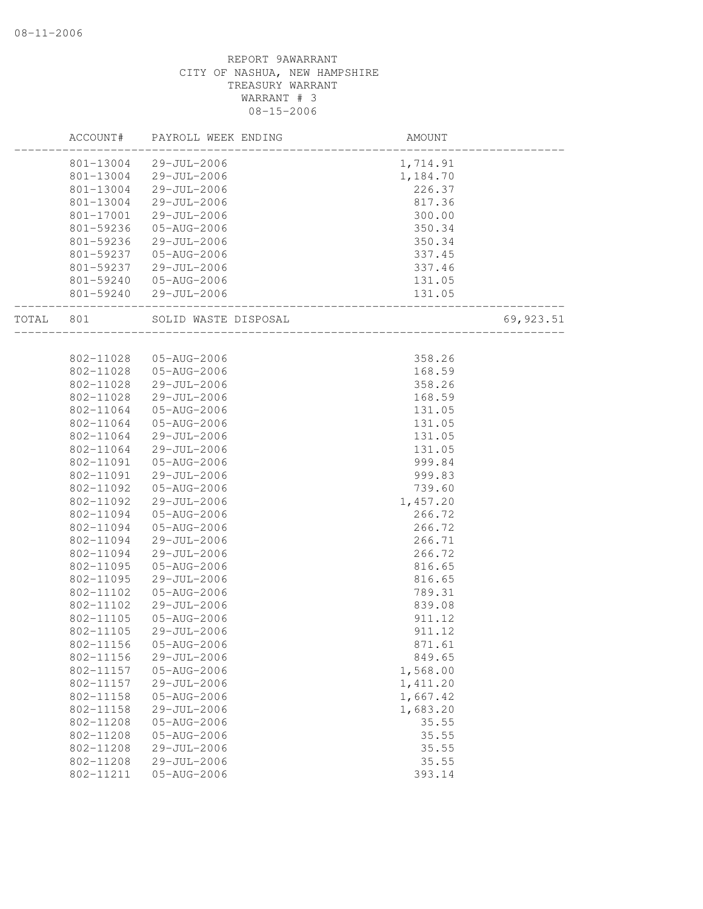08-11-2006

REPORT 9AWARRANT
CITY OF NASHUA, NEW HAMPSHIRE
TREASURY WARRANT
WARRANT # 3
08-15-2006

| | ACCOUNT# | PAYROLL WEEK ENDING | AMOUNT | |
|---|---|---|---|---|
| | 801-13004 | 29-JUL-2006 | 1,714.91 | |
| | 801-13004 | 29-JUL-2006 | 1,184.70 | |
| | 801-13004 | 29-JUL-2006 | 226.37 | |
| | 801-13004 | 29-JUL-2006 | 817.36 | |
| | 801-17001 | 29-JUL-2006 | 300.00 | |
| | 801-59236 | 05-AUG-2006 | 350.34 | |
| | 801-59236 | 29-JUL-2006 | 350.34 | |
| | 801-59237 | 05-AUG-2006 | 337.45 | |
| | 801-59237 | 29-JUL-2006 | 337.46 | |
| | 801-59240 | 05-AUG-2006 | 131.05 | |
| | 801-59240 | 29-JUL-2006 | 131.05 | |
| TOTAL | 801 | SOLID WASTE DISPOSAL | | 69,923.51 |
| | 802-11028 | 05-AUG-2006 | 358.26 | |
| | 802-11028 | 05-AUG-2006 | 168.59 | |
| | 802-11028 | 29-JUL-2006 | 358.26 | |
| | 802-11028 | 29-JUL-2006 | 168.59 | |
| | 802-11064 | 05-AUG-2006 | 131.05 | |
| | 802-11064 | 05-AUG-2006 | 131.05 | |
| | 802-11064 | 29-JUL-2006 | 131.05 | |
| | 802-11064 | 29-JUL-2006 | 131.05 | |
| | 802-11091 | 05-AUG-2006 | 999.84 | |
| | 802-11091 | 29-JUL-2006 | 999.83 | |
| | 802-11092 | 05-AUG-2006 | 739.60 | |
| | 802-11092 | 29-JUL-2006 | 1,457.20 | |
| | 802-11094 | 05-AUG-2006 | 266.72 | |
| | 802-11094 | 05-AUG-2006 | 266.72 | |
| | 802-11094 | 29-JUL-2006 | 266.71 | |
| | 802-11094 | 29-JUL-2006 | 266.72 | |
| | 802-11095 | 05-AUG-2006 | 816.65 | |
| | 802-11095 | 29-JUL-2006 | 816.65 | |
| | 802-11102 | 05-AUG-2006 | 789.31 | |
| | 802-11102 | 29-JUL-2006 | 839.08 | |
| | 802-11105 | 05-AUG-2006 | 911.12 | |
| | 802-11105 | 29-JUL-2006 | 911.12 | |
| | 802-11156 | 05-AUG-2006 | 871.61 | |
| | 802-11156 | 29-JUL-2006 | 849.65 | |
| | 802-11157 | 05-AUG-2006 | 1,568.00 | |
| | 802-11157 | 29-JUL-2006 | 1,411.20 | |
| | 802-11158 | 05-AUG-2006 | 1,667.42 | |
| | 802-11158 | 29-JUL-2006 | 1,683.20 | |
| | 802-11208 | 05-AUG-2006 | 35.55 | |
| | 802-11208 | 05-AUG-2006 | 35.55 | |
| | 802-11208 | 29-JUL-2006 | 35.55 | |
| | 802-11208 | 29-JUL-2006 | 35.55 | |
| | 802-11211 | 05-AUG-2006 | 393.14 | |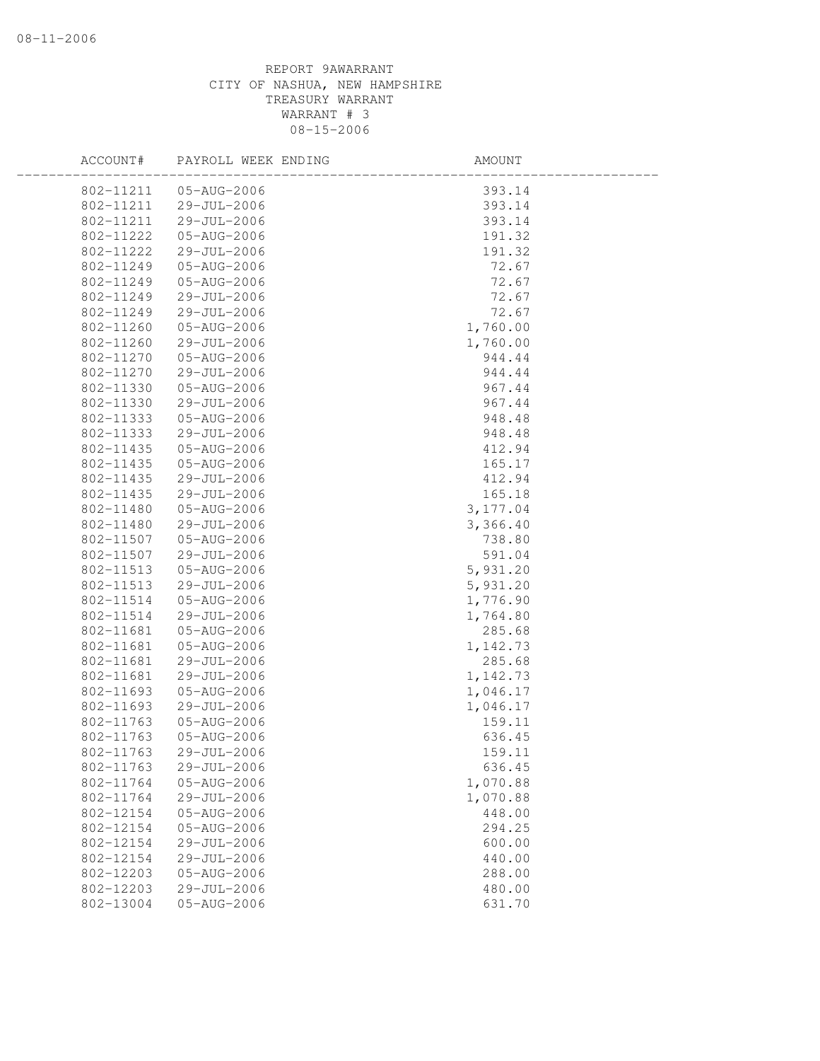08-11-2006

REPORT 9AWARRANT
CITY OF NASHUA, NEW HAMPSHIRE
TREASURY WARRANT
WARRANT # 3
08-15-2006

| ACCOUNT# | PAYROLL WEEK ENDING | AMOUNT |
|---|---|---|
| 802-11211 | 05-AUG-2006 | 393.14 |
| 802-11211 | 29-JUL-2006 | 393.14 |
| 802-11211 | 29-JUL-2006 | 393.14 |
| 802-11222 | 05-AUG-2006 | 191.32 |
| 802-11222 | 29-JUL-2006 | 191.32 |
| 802-11249 | 05-AUG-2006 | 72.67 |
| 802-11249 | 05-AUG-2006 | 72.67 |
| 802-11249 | 29-JUL-2006 | 72.67 |
| 802-11249 | 29-JUL-2006 | 72.67 |
| 802-11260 | 05-AUG-2006 | 1,760.00 |
| 802-11260 | 29-JUL-2006 | 1,760.00 |
| 802-11270 | 05-AUG-2006 | 944.44 |
| 802-11270 | 29-JUL-2006 | 944.44 |
| 802-11330 | 05-AUG-2006 | 967.44 |
| 802-11330 | 29-JUL-2006 | 967.44 |
| 802-11333 | 05-AUG-2006 | 948.48 |
| 802-11333 | 29-JUL-2006 | 948.48 |
| 802-11435 | 05-AUG-2006 | 412.94 |
| 802-11435 | 05-AUG-2006 | 165.17 |
| 802-11435 | 29-JUL-2006 | 412.94 |
| 802-11435 | 29-JUL-2006 | 165.18 |
| 802-11480 | 05-AUG-2006 | 3,177.04 |
| 802-11480 | 29-JUL-2006 | 3,366.40 |
| 802-11507 | 05-AUG-2006 | 738.80 |
| 802-11507 | 29-JUL-2006 | 591.04 |
| 802-11513 | 05-AUG-2006 | 5,931.20 |
| 802-11513 | 29-JUL-2006 | 5,931.20 |
| 802-11514 | 05-AUG-2006 | 1,776.90 |
| 802-11514 | 29-JUL-2006 | 1,764.80 |
| 802-11681 | 05-AUG-2006 | 285.68 |
| 802-11681 | 05-AUG-2006 | 1,142.73 |
| 802-11681 | 29-JUL-2006 | 285.68 |
| 802-11681 | 29-JUL-2006 | 1,142.73 |
| 802-11693 | 05-AUG-2006 | 1,046.17 |
| 802-11693 | 29-JUL-2006 | 1,046.17 |
| 802-11763 | 05-AUG-2006 | 159.11 |
| 802-11763 | 05-AUG-2006 | 636.45 |
| 802-11763 | 29-JUL-2006 | 159.11 |
| 802-11763 | 29-JUL-2006 | 636.45 |
| 802-11764 | 05-AUG-2006 | 1,070.88 |
| 802-11764 | 29-JUL-2006 | 1,070.88 |
| 802-12154 | 05-AUG-2006 | 448.00 |
| 802-12154 | 05-AUG-2006 | 294.25 |
| 802-12154 | 29-JUL-2006 | 600.00 |
| 802-12154 | 29-JUL-2006 | 440.00 |
| 802-12203 | 05-AUG-2006 | 288.00 |
| 802-12203 | 29-JUL-2006 | 480.00 |
| 802-13004 | 05-AUG-2006 | 631.70 |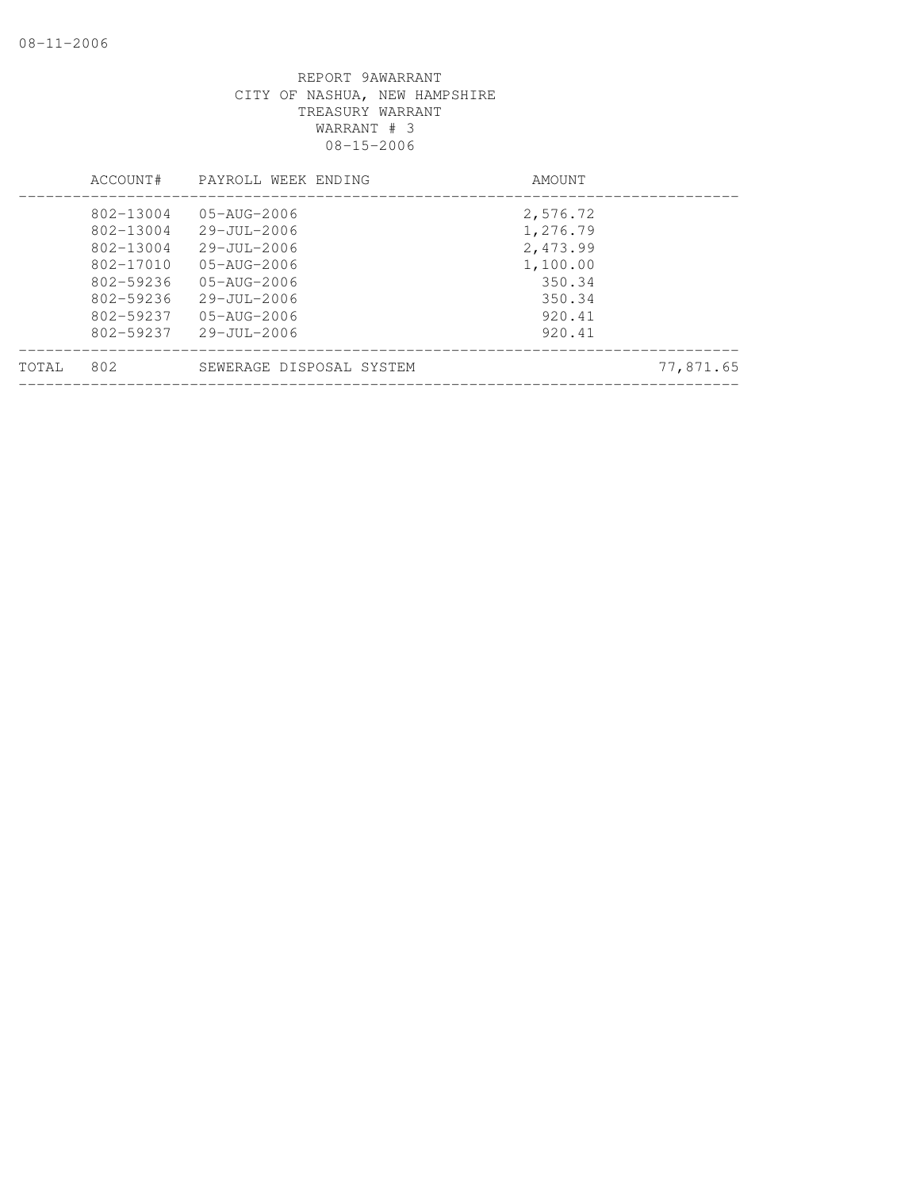08-11-2006

REPORT 9AWARRANT
CITY OF NASHUA, NEW HAMPSHIRE
TREASURY WARRANT
WARRANT # 3
08-15-2006

| | ACCOUNT# | PAYROLL WEEK ENDING | AMOUNT | |
|---|---|---|---|---|
| | 802-13004 | 05-AUG-2006 | 2,576.72 | |
| | 802-13004 | 29-JUL-2006 | 1,276.79 | |
| | 802-13004 | 29-JUL-2006 | 2,473.99 | |
| | 802-17010 | 05-AUG-2006 | 1,100.00 | |
| | 802-59236 | 05-AUG-2006 | 350.34 | |
| | 802-59236 | 29-JUL-2006 | 350.34 | |
| | 802-59237 | 05-AUG-2006 | 920.41 | |
| | 802-59237 | 29-JUL-2006 | 920.41 | |
| TOTAL | 802 | SEWERAGE DISPOSAL SYSTEM | | 77,871.65 |